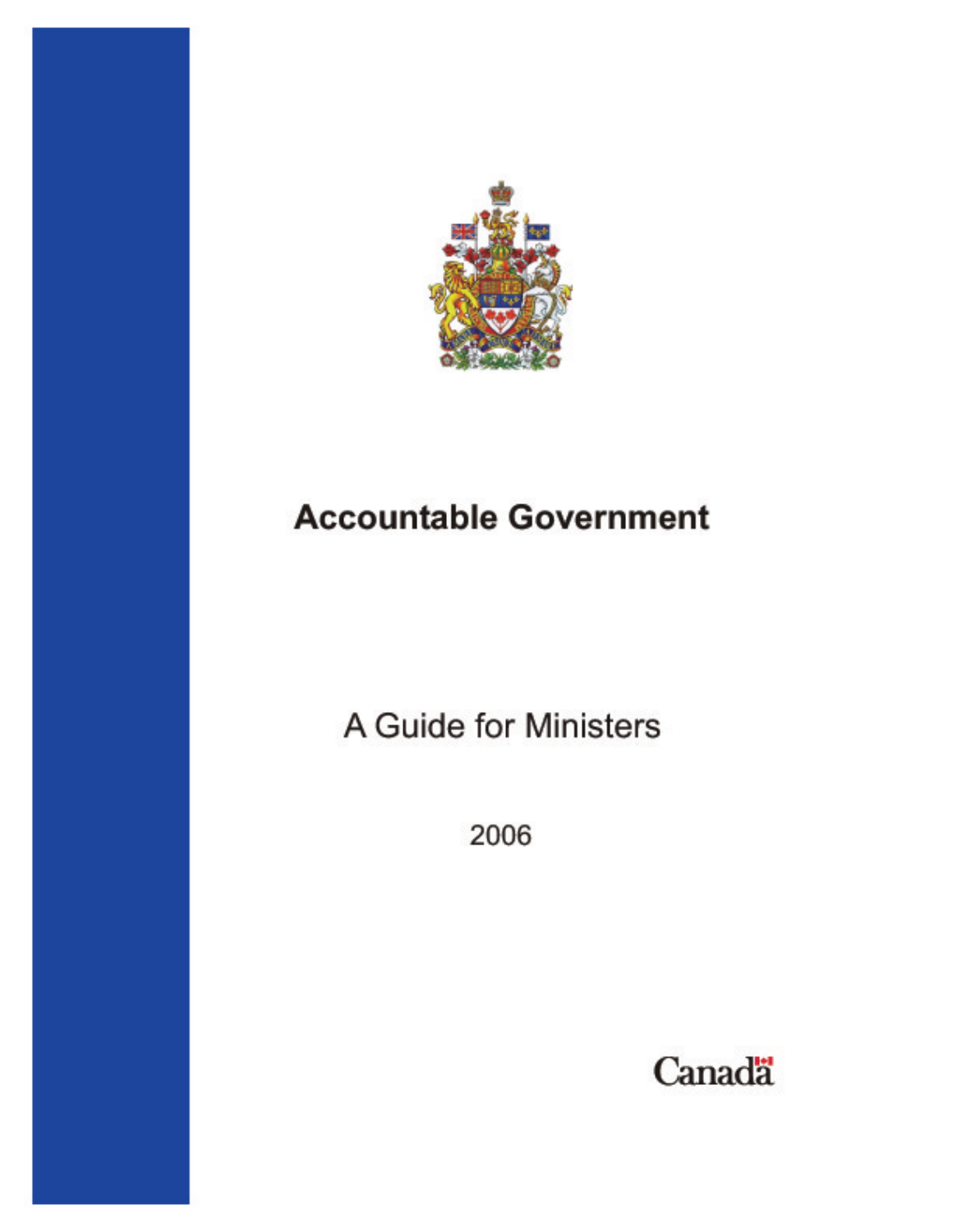# Accountable Government

## A Guide for Ministers

2006

Canada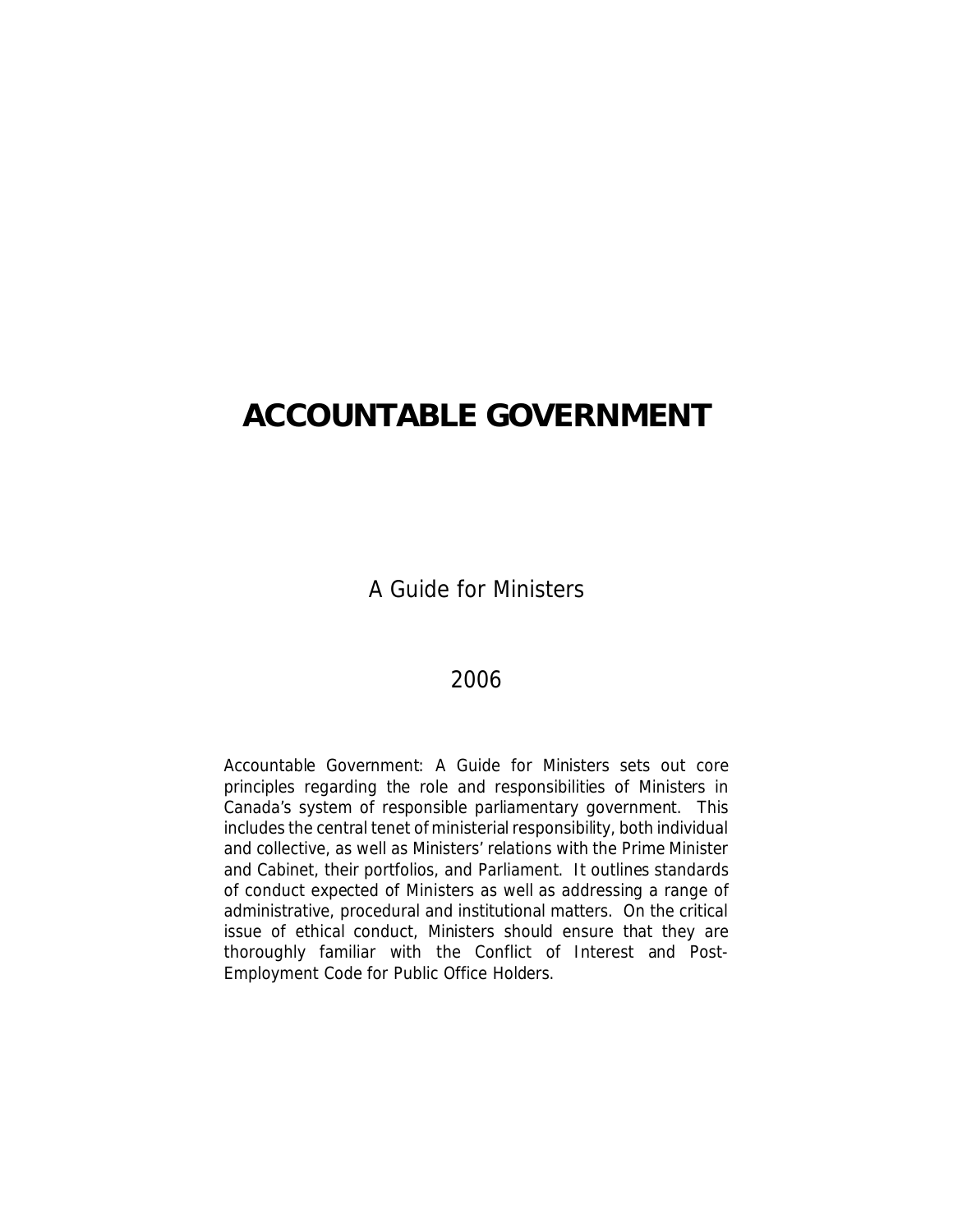# ACCOUNTABLE GOVERNMENT

A Guide for Ministers

2006

Accountable Government: A Guide for Ministers sets out core principles regarding the role and responsibilities of Ministers in Canada's system of responsible parliamentary government. This includes the central tenet of ministerial responsibility, both individual and collective, as well as Ministers' relations with the Prime Minister and Cabinet, their portfolios, and Parliament. It outlines standards of conduct expected of Ministers as well as addressing a range of administrative, procedural and institutional matters. On the critical issue of ethical conduct, Ministers should ensure that they are thoroughly familiar with the Conflict of Interest and Post-Employment Code for Public Office Holders.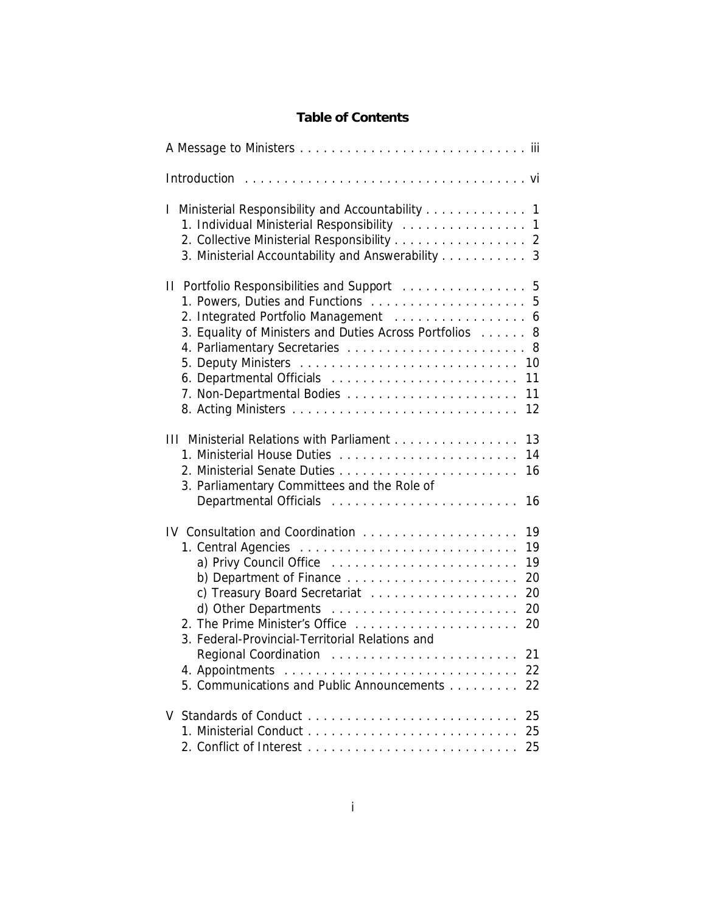## Table of Contents

A Message to Ministers . . . . . . . . . . . . . . . . . . . . . . . . . . . . . iii

Introduction . . . . . . . . . . . . . . . . . . . . . . . . . . . . . . . . . . . . vi

I Ministerial Responsibility and Accountability . . . . . . . . . . . . . 1
- 1. Individual Ministerial Responsibility . . . . . . . . . . . . . . . . 1
- 2. Collective Ministerial Responsibility . . . . . . . . . . . . . . . . . 2
- 3. Ministerial Accountability and Answerability . . . . . . . . . . . 3

II Portfolio Responsibilities and Support . . . . . . . . . . . . . . . . 5
- 1. Powers, Duties and Functions . . . . . . . . . . . . . . . . . . . . 5
- 2. Integrated Portfolio Management . . . . . . . . . . . . . . . . . 6
- 3. Equality of Ministers and Duties Across Portfolios . . . . . . 8
- 4. Parliamentary Secretaries . . . . . . . . . . . . . . . . . . . . . . . 8
- 5. Deputy Ministers . . . . . . . . . . . . . . . . . . . . . . . . . . . . 10
- 6. Departmental Officials . . . . . . . . . . . . . . . . . . . . . . . . 11
- 7. Non-Departmental Bodies . . . . . . . . . . . . . . . . . . . . . . 11
- 8. Acting Ministers . . . . . . . . . . . . . . . . . . . . . . . . . . . . 12

III Ministerial Relations with Parliament . . . . . . . . . . . . . . . . 13
- 1. Ministerial House Duties . . . . . . . . . . . . . . . . . . . . . . . 14
- 2. Ministerial Senate Duties . . . . . . . . . . . . . . . . . . . . . . . 16
- 3. Parliamentary Committees and the Role of Departmental Officials . . . . . . . . . . . . . . . . . . . . . . . . 16

IV Consultation and Coordination . . . . . . . . . . . . . . . . . . . . 19
- 1. Central Agencies . . . . . . . . . . . . . . . . . . . . . . . . . . . . 19
  - a) Privy Council Office . . . . . . . . . . . . . . . . . . . . . . . 19
  - b) Department of Finance . . . . . . . . . . . . . . . . . . . . . . 20
  - c) Treasury Board Secretariat . . . . . . . . . . . . . . . . . . . 20
  - d) Other Departments . . . . . . . . . . . . . . . . . . . . . . . . 20
- 2. The Prime Minister's Office . . . . . . . . . . . . . . . . . . . . . 20
- 3. Federal-Provincial-Territorial Relations and Regional Coordination . . . . . . . . . . . . . . . . . . . . . . . . 21
- 4. Appointments . . . . . . . . . . . . . . . . . . . . . . . . . . . . . . 22
- 5. Communications and Public Announcements . . . . . . . . . 22

V Standards of Conduct . . . . . . . . . . . . . . . . . . . . . . . . . . . 25
- 1. Ministerial Conduct . . . . . . . . . . . . . . . . . . . . . . . . . . . 25
- 2. Conflict of Interest . . . . . . . . . . . . . . . . . . . . . . . . . . . 25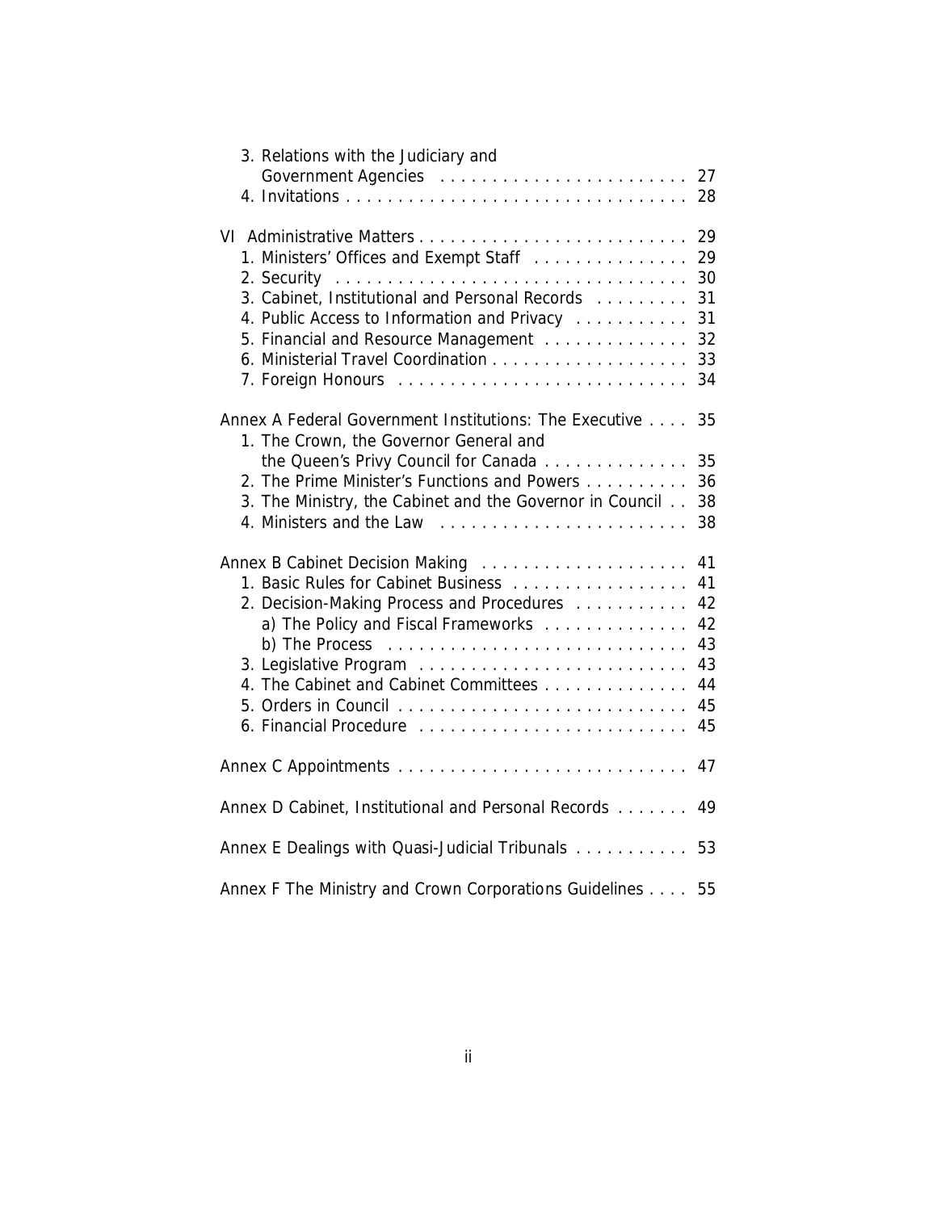3. Relations with the Judiciary and Government Agencies . . . . . . . . . . . . . . . . . . . . . . . . . 27
4. Invitations . . . . . . . . . . . . . . . . . . . . . . . . . . . . . . . . . . . 28

VI Administrative Matters . . . . . . . . . . . . . . . . . . . . . . . . . . . 29
1. Ministers' Offices and Exempt Staff . . . . . . . . . . . . . . . 29
2. Security . . . . . . . . . . . . . . . . . . . . . . . . . . . . . . . . . . . 30
3. Cabinet, Institutional and Personal Records . . . . . . . . . 31
4. Public Access to Information and Privacy . . . . . . . . . . . 31
5. Financial and Resource Management . . . . . . . . . . . . . . 32
6. Ministerial Travel Coordination . . . . . . . . . . . . . . . . . . . 33
7. Foreign Honours . . . . . . . . . . . . . . . . . . . . . . . . . . . . 34

Annex A Federal Government Institutions: The Executive . . . . 35
1. The Crown, the Governor General and the Queen's Privy Council for Canada . . . . . . . . . . . . . . 35
2. The Prime Minister's Functions and Powers . . . . . . . . . . 36
3. The Ministry, the Cabinet and the Governor in Council . . 38
4. Ministers and the Law . . . . . . . . . . . . . . . . . . . . . . . . 38

Annex B Cabinet Decision Making . . . . . . . . . . . . . . . . . . . . 41
1. Basic Rules for Cabinet Business . . . . . . . . . . . . . . . . . 41
2. Decision-Making Process and Procedures . . . . . . . . . . . 42
a) The Policy and Fiscal Frameworks . . . . . . . . . . . . . . 42
b) The Process . . . . . . . . . . . . . . . . . . . . . . . . . . . . . 43
3. Legislative Program . . . . . . . . . . . . . . . . . . . . . . . . . . 43
4. The Cabinet and Cabinet Committees . . . . . . . . . . . . . . 44
5. Orders in Council . . . . . . . . . . . . . . . . . . . . . . . . . . . . 45
6. Financial Procedure . . . . . . . . . . . . . . . . . . . . . . . . . . 45

Annex C Appointments . . . . . . . . . . . . . . . . . . . . . . . . . . . . 47

Annex D Cabinet, Institutional and Personal Records . . . . . . . 49

Annex E Dealings with Quasi-Judicial Tribunals . . . . . . . . . . . 53

Annex F The Ministry and Crown Corporations Guidelines . . . . 55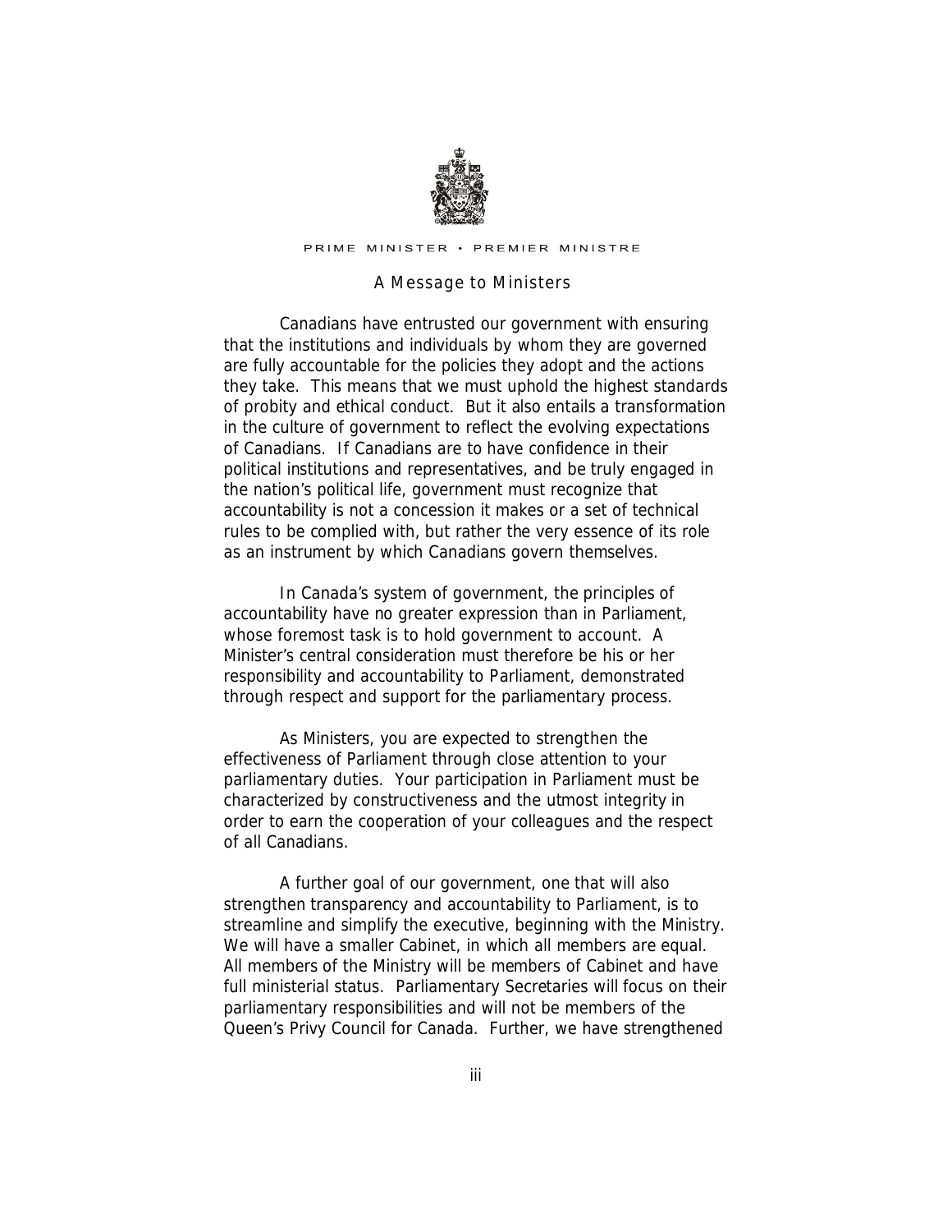PRIME MINISTER • PREMIER MINISTRE

## A Message to Ministers

Canadians have entrusted our government with ensuring that the institutions and individuals by whom they are governed are fully accountable for the policies they adopt and the actions they take. This means that we must uphold the highest standards of probity and ethical conduct. But it also entails a transformation in the culture of government to reflect the evolving expectations of Canadians. If Canadians are to have confidence in their political institutions and representatives, and be truly engaged in the nation's political life, government must recognize that accountability is not a concession it makes or a set of technical rules to be complied with, but rather the very essence of its role as an instrument by which Canadians govern themselves.

In Canada's system of government, the principles of accountability have no greater expression than in Parliament, whose foremost task is to hold government to account. A Minister's central consideration must therefore be his or her responsibility and accountability to Parliament, demonstrated through respect and support for the parliamentary process.

As Ministers, you are expected to strengthen the effectiveness of Parliament through close attention to your parliamentary duties. Your participation in Parliament must be characterized by constructiveness and the utmost integrity in order to earn the cooperation of your colleagues and the respect of all Canadians.

A further goal of our government, one that will also strengthen transparency and accountability to Parliament, is to streamline and simplify the executive, beginning with the Ministry. We will have a smaller Cabinet, in which all members are equal. All members of the Ministry will be members of Cabinet and have full ministerial status. Parliamentary Secretaries will focus on their parliamentary responsibilities and will not be members of the Queen's Privy Council for Canada. Further, we have strengthened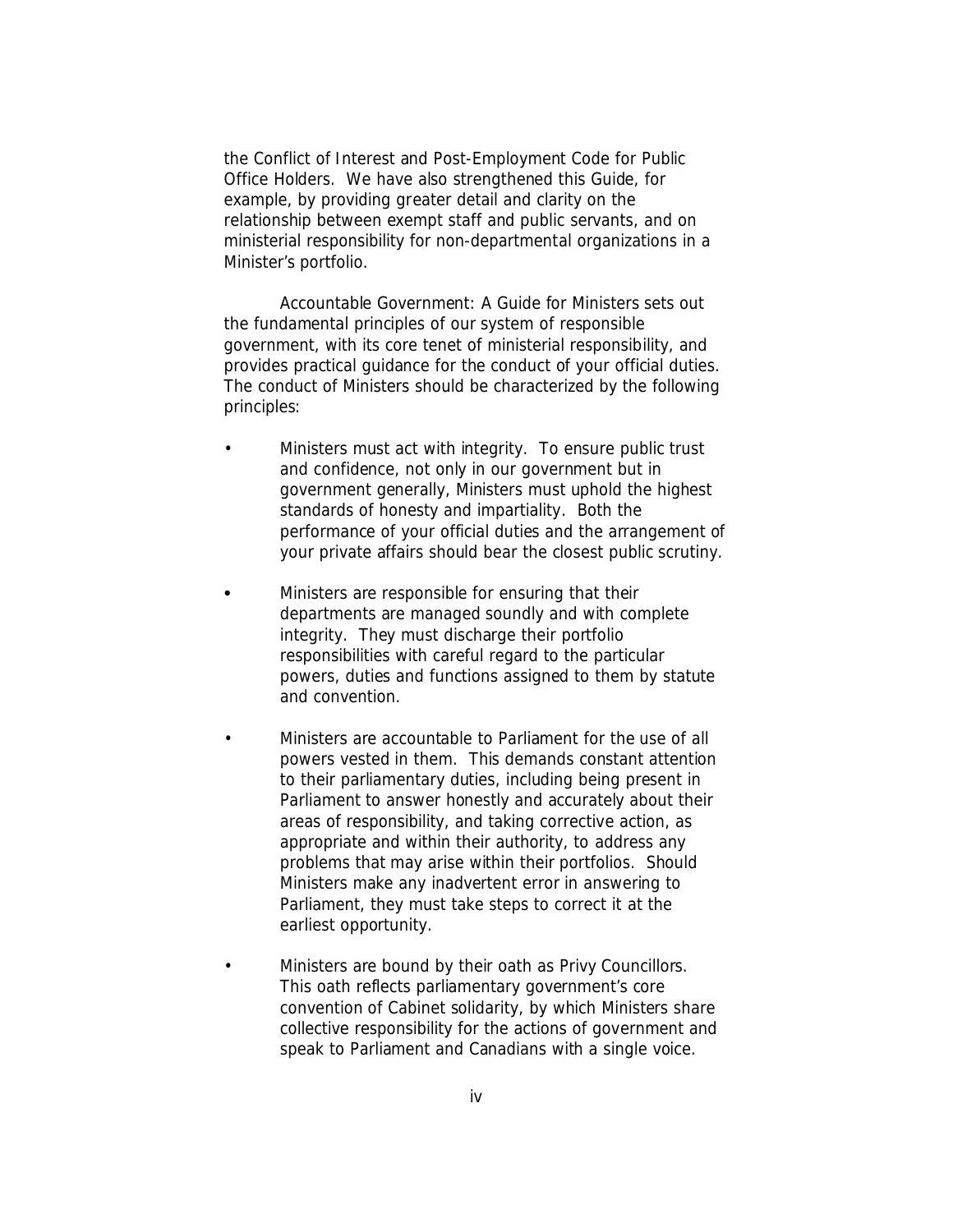the Conflict of Interest and Post-Employment Code for Public Office Holders. We have also strengthened this Guide, for example, by providing greater detail and clarity on the relationship between exempt staff and public servants, and on ministerial responsibility for non-departmental organizations in a Minister's portfolio.

Accountable Government: A Guide for Ministers sets out the fundamental principles of our system of responsible government, with its core tenet of ministerial responsibility, and provides practical guidance for the conduct of your official duties. The conduct of Ministers should be characterized by the following principles:

- Ministers must act with integrity. To ensure public trust and confidence, not only in our government but in government generally, Ministers must uphold the highest standards of honesty and impartiality. Both the performance of your official duties and the arrangement of your private affairs should bear the closest public scrutiny.

- Ministers are responsible for ensuring that their departments are managed soundly and with complete integrity. They must discharge their portfolio responsibilities with careful regard to the particular powers, duties and functions assigned to them by statute and convention.

- Ministers are accountable to Parliament for the use of all powers vested in them. This demands constant attention to their parliamentary duties, including being present in Parliament to answer honestly and accurately about their areas of responsibility, and taking corrective action, as appropriate and within their authority, to address any problems that may arise within their portfolios. Should Ministers make any inadvertent error in answering to Parliament, they must take steps to correct it at the earliest opportunity.

- Ministers are bound by their oath as Privy Councillors. This oath reflects parliamentary government's core convention of Cabinet solidarity, by which Ministers share collective responsibility for the actions of government and speak to Parliament and Canadians with a single voice.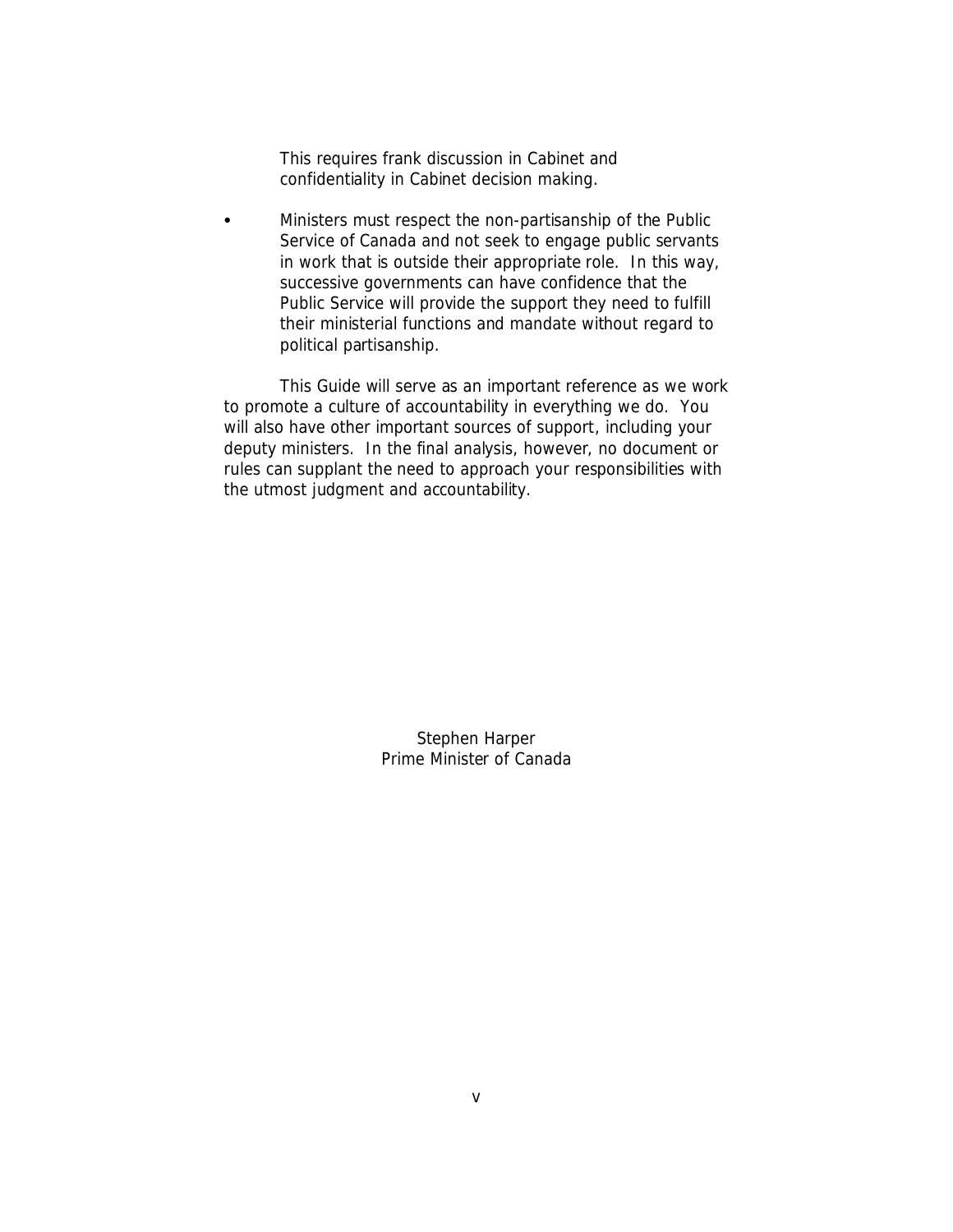This requires frank discussion in Cabinet and confidentiality in Cabinet decision making.

- Ministers must respect the non-partisanship of the Public Service of Canada and not seek to engage public servants in work that is outside their appropriate role. In this way, successive governments can have confidence that the Public Service will provide the support they need to fulfill their ministerial functions and mandate without regard to political partisanship.

This Guide will serve as an important reference as we work to promote a culture of accountability in everything we do. You will also have other important sources of support, including your deputy ministers. In the final analysis, however, no document or rules can supplant the need to approach your responsibilities with the utmost judgment and accountability.

Stephen Harper
Prime Minister of Canada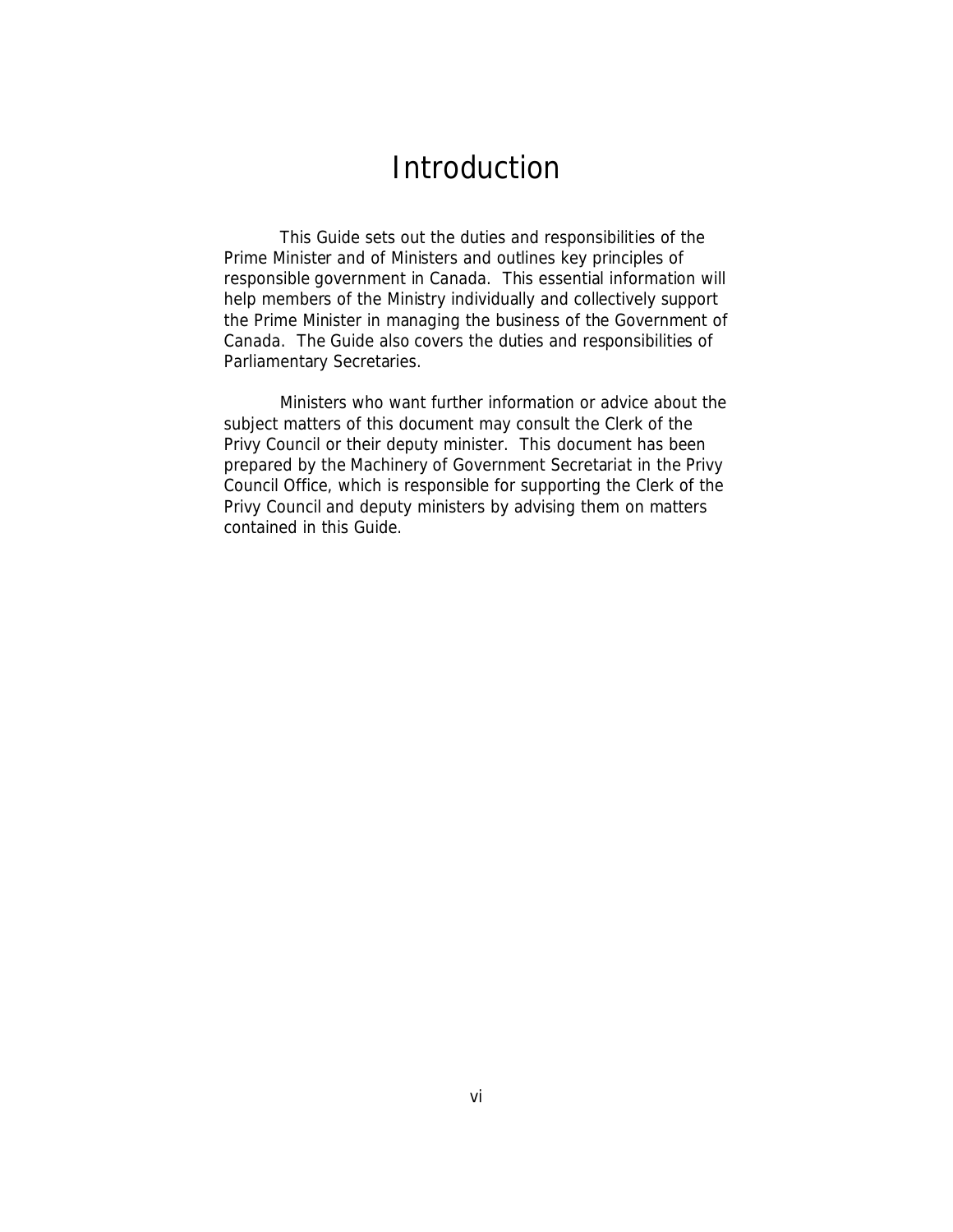# Introduction

This Guide sets out the duties and responsibilities of the Prime Minister and of Ministers and outlines key principles of responsible government in Canada. This essential information will help members of the Ministry individually and collectively support the Prime Minister in managing the business of the Government of Canada. The Guide also covers the duties and responsibilities of Parliamentary Secretaries.

Ministers who want further information or advice about the subject matters of this document may consult the Clerk of the Privy Council or their deputy minister. This document has been prepared by the Machinery of Government Secretariat in the Privy Council Office, which is responsible for supporting the Clerk of the Privy Council and deputy ministers by advising them on matters contained in this Guide.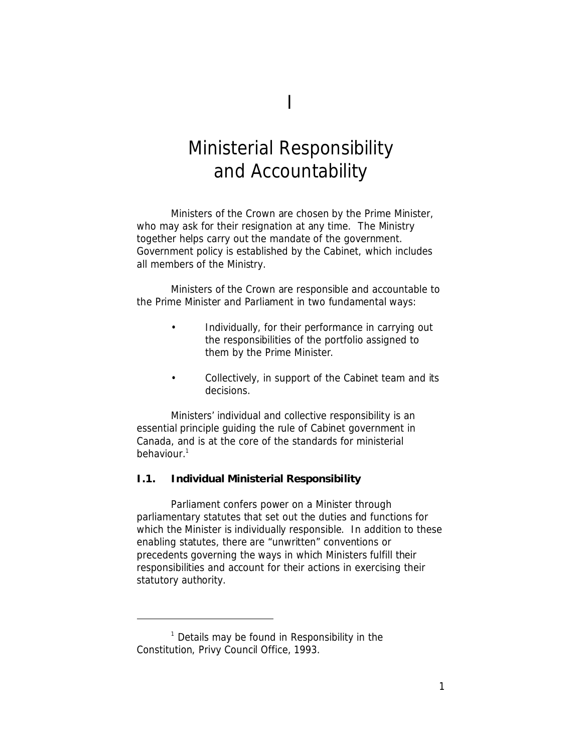# I

# Ministerial Responsibility and Accountability

Ministers of the Crown are chosen by the Prime Minister, who may ask for their resignation at any time. The Ministry together helps carry out the mandate of the government. Government policy is established by the Cabinet, which includes all members of the Ministry.

Ministers of the Crown are responsible and accountable to the Prime Minister and Parliament in two fundamental ways:

- Individually, for their performance in carrying out the responsibilities of the portfolio assigned to them by the Prime Minister.
- Collectively, in support of the Cabinet team and its decisions.

Ministers' individual and collective responsibility is an essential principle guiding the rule of Cabinet government in Canada, and is at the core of the standards for ministerial behaviour.[1]

## I.1. Individual Ministerial Responsibility

Parliament confers power on a Minister through parliamentary statutes that set out the duties and functions for which the Minister is individually responsible. In addition to these enabling statutes, there are "unwritten" conventions or precedents governing the ways in which Ministers fulfill their responsibilities and account for their actions in exercising their statutory authority.

---

[1] Details may be found in Responsibility in the Constitution, Privy Council Office, 1993.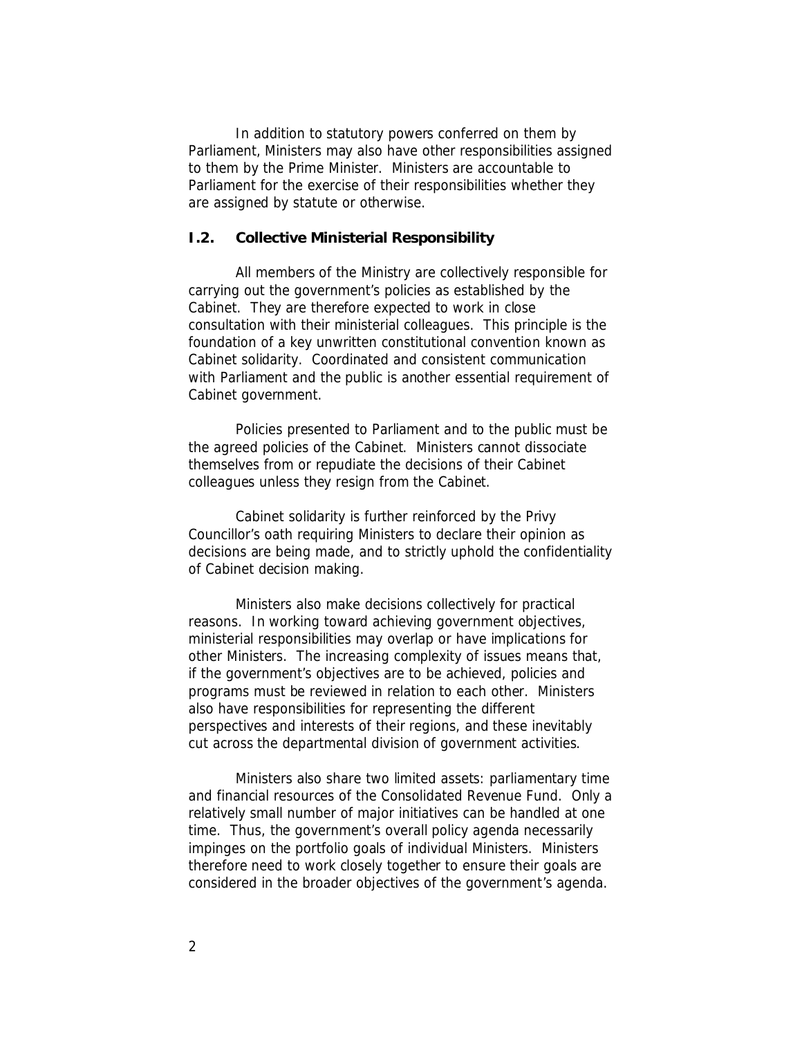In addition to statutory powers conferred on them by Parliament, Ministers may also have other responsibilities assigned to them by the Prime Minister. Ministers are accountable to Parliament for the exercise of their responsibilities whether they are assigned by statute or otherwise.

### I.2. Collective Ministerial Responsibility

All members of the Ministry are collectively responsible for carrying out the government's policies as established by the Cabinet. They are therefore expected to work in close consultation with their ministerial colleagues. This principle is the foundation of a key unwritten constitutional convention known as Cabinet solidarity. Coordinated and consistent communication with Parliament and the public is another essential requirement of Cabinet government.

Policies presented to Parliament and to the public must be the agreed policies of the Cabinet. Ministers cannot dissociate themselves from or repudiate the decisions of their Cabinet colleagues unless they resign from the Cabinet.

Cabinet solidarity is further reinforced by the Privy Councillor's oath requiring Ministers to declare their opinion as decisions are being made, and to strictly uphold the confidentiality of Cabinet decision making.

Ministers also make decisions collectively for practical reasons. In working toward achieving government objectives, ministerial responsibilities may overlap or have implications for other Ministers. The increasing complexity of issues means that, if the government's objectives are to be achieved, policies and programs must be reviewed in relation to each other. Ministers also have responsibilities for representing the different perspectives and interests of their regions, and these inevitably cut across the departmental division of government activities.

Ministers also share two limited assets: parliamentary time and financial resources of the Consolidated Revenue Fund. Only a relatively small number of major initiatives can be handled at one time. Thus, the government's overall policy agenda necessarily impinges on the portfolio goals of individual Ministers. Ministers therefore need to work closely together to ensure their goals are considered in the broader objectives of the government's agenda.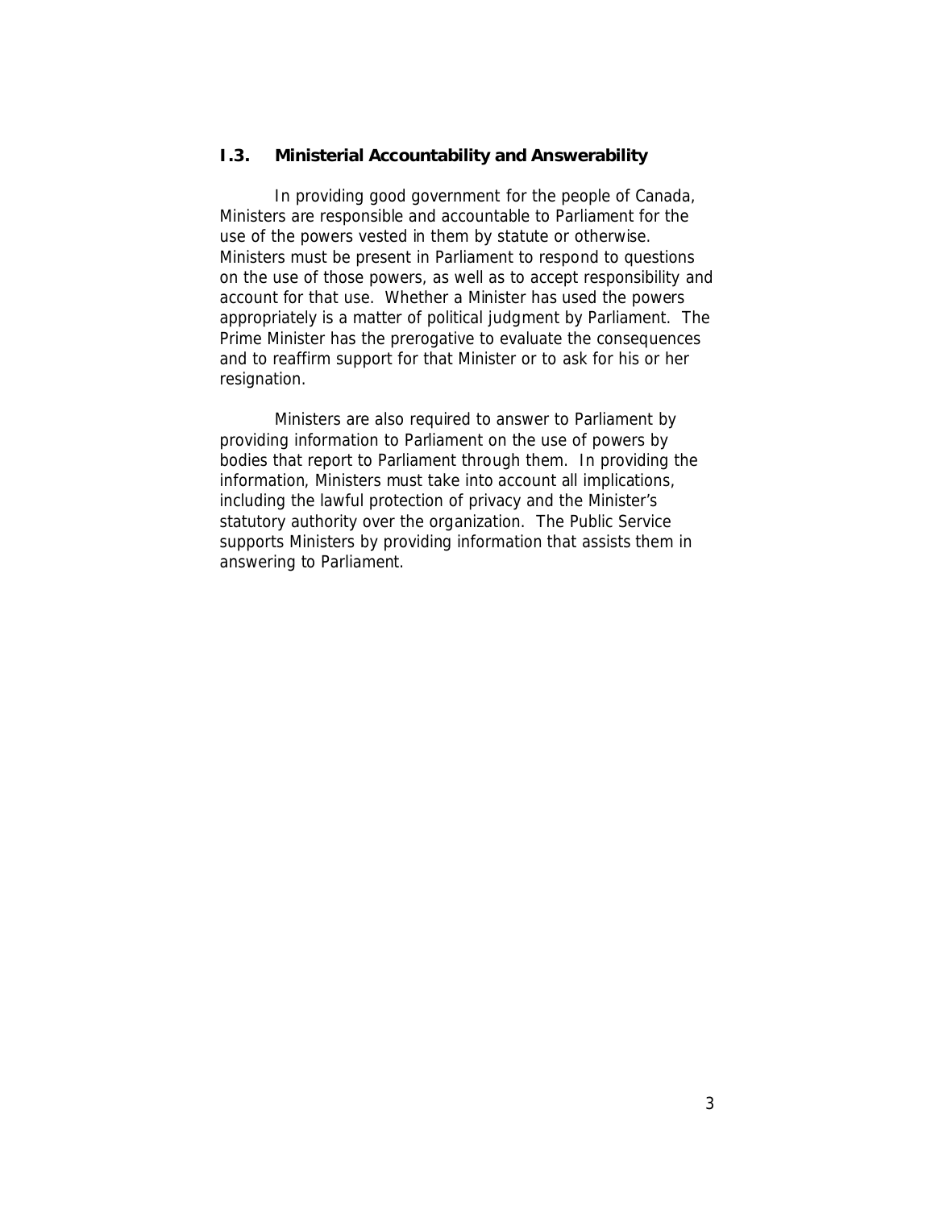### I.3. Ministerial Accountability and Answerability

In providing good government for the people of Canada, Ministers are responsible and accountable to Parliament for the use of the powers vested in them by statute or otherwise. Ministers must be present in Parliament to respond to questions on the use of those powers, as well as to accept responsibility and account for that use. Whether a Minister has used the powers appropriately is a matter of political judgment by Parliament. The Prime Minister has the prerogative to evaluate the consequences and to reaffirm support for that Minister or to ask for his or her resignation.

Ministers are also required to answer to Parliament by providing information to Parliament on the use of powers by bodies that report to Parliament through them. In providing the information, Ministers must take into account all implications, including the lawful protection of privacy and the Minister's statutory authority over the organization. The Public Service supports Ministers by providing information that assists them in answering to Parliament.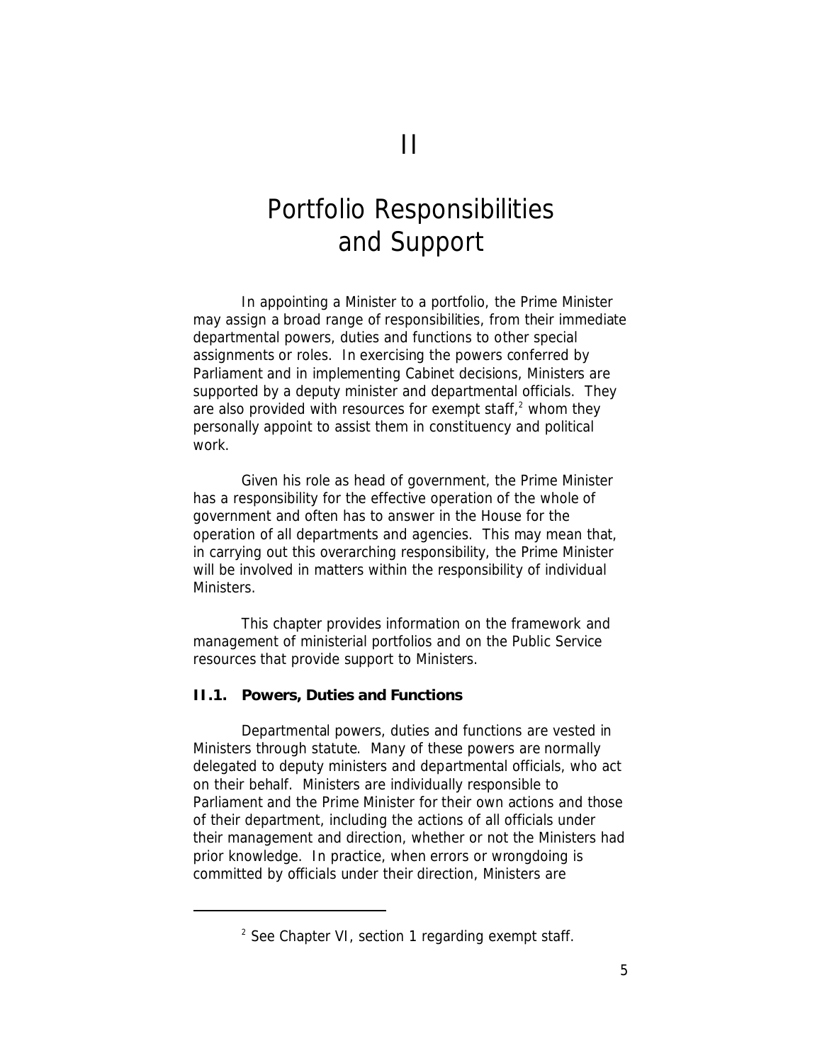# II

# Portfolio Responsibilities and Support

In appointing a Minister to a portfolio, the Prime Minister may assign a broad range of responsibilities, from their immediate departmental powers, duties and functions to other special assignments or roles. In exercising the powers conferred by Parliament and in implementing Cabinet decisions, Ministers are supported by a deputy minister and departmental officials. They are also provided with resources for exempt staff,[2] whom they personally appoint to assist them in constituency and political work.

Given his role as head of government, the Prime Minister has a responsibility for the effective operation of the whole of government and often has to answer in the House for the operation of all departments and agencies. This may mean that, in carrying out this overarching responsibility, the Prime Minister will be involved in matters within the responsibility of individual Ministers.

This chapter provides information on the framework and management of ministerial portfolios and on the Public Service resources that provide support to Ministers.

### II.1. Powers, Duties and Functions

Departmental powers, duties and functions are vested in Ministers through statute. Many of these powers are normally delegated to deputy ministers and departmental officials, who act on their behalf. Ministers are individually responsible to Parliament and the Prime Minister for their own actions and those of their department, including the actions of all officials under their management and direction, whether or not the Ministers had prior knowledge. In practice, when errors or wrongdoing is committed by officials under their direction, Ministers are

[2] See Chapter VI, section 1 regarding exempt staff.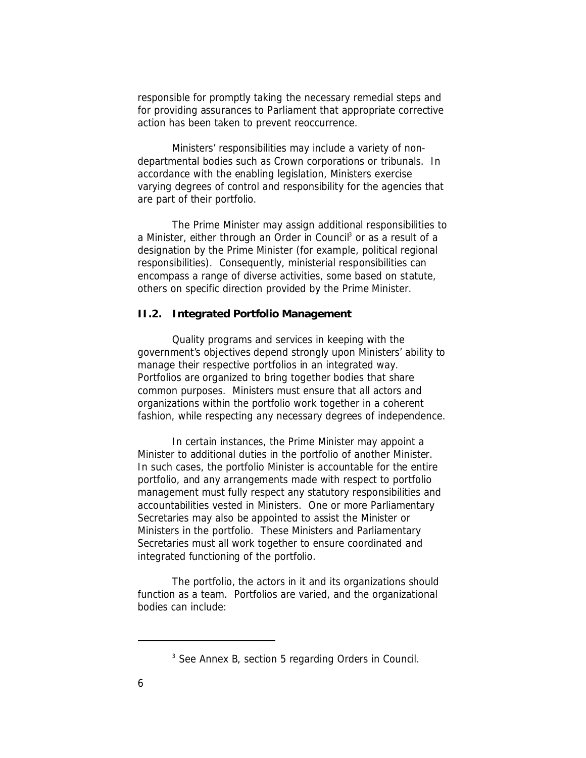responsible for promptly taking the necessary remedial steps and for providing assurances to Parliament that appropriate corrective action has been taken to prevent reoccurrence.

Ministers' responsibilities may include a variety of non-departmental bodies such as Crown corporations or tribunals. In accordance with the enabling legislation, Ministers exercise varying degrees of control and responsibility for the agencies that are part of their portfolio.

The Prime Minister may assign additional responsibilities to a Minister, either through an Order in Council[3] or as a result of a designation by the Prime Minister (for example, political regional responsibilities). Consequently, ministerial responsibilities can encompass a range of diverse activities, some based on statute, others on specific direction provided by the Prime Minister.

### II.2. Integrated Portfolio Management

Quality programs and services in keeping with the government's objectives depend strongly upon Ministers' ability to manage their respective portfolios in an integrated way. Portfolios are organized to bring together bodies that share common purposes. Ministers must ensure that all actors and organizations within the portfolio work together in a coherent fashion, while respecting any necessary degrees of independence.

In certain instances, the Prime Minister may appoint a Minister to additional duties in the portfolio of another Minister. In such cases, the portfolio Minister is accountable for the entire portfolio, and any arrangements made with respect to portfolio management must fully respect any statutory responsibilities and accountabilities vested in Ministers. One or more Parliamentary Secretaries may also be appointed to assist the Minister or Ministers in the portfolio. These Ministers and Parliamentary Secretaries must all work together to ensure coordinated and integrated functioning of the portfolio.

The portfolio, the actors in it and its organizations should function as a team. Portfolios are varied, and the organizational bodies can include:

---

[3] See Annex B, section 5 regarding Orders in Council.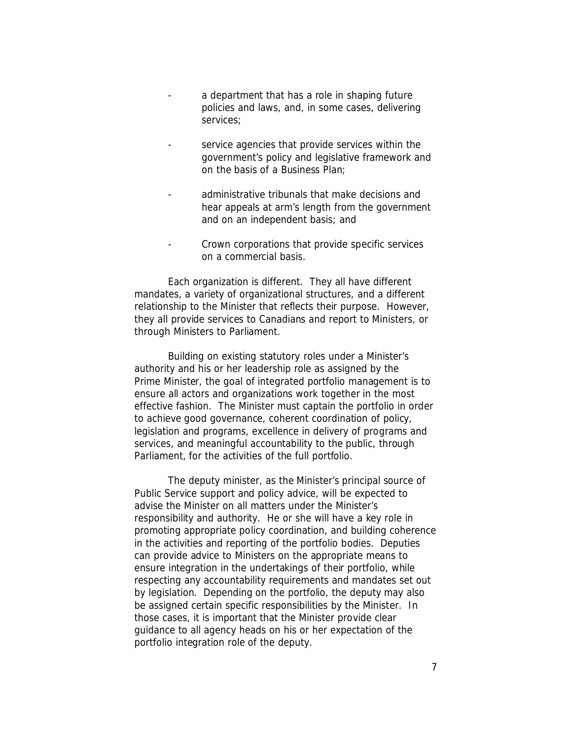- a department that has a role in shaping future policies and laws, and, in some cases, delivering services;
- service agencies that provide services within the government's policy and legislative framework and on the basis of a Business Plan;
- administrative tribunals that make decisions and hear appeals at arm's length from the government and on an independent basis; and
- Crown corporations that provide specific services on a commercial basis.

Each organization is different. They all have different mandates, a variety of organizational structures, and a different relationship to the Minister that reflects their purpose. However, they all provide services to Canadians and report to Ministers, or through Ministers to Parliament.

Building on existing statutory roles under a Minister's authority and his or her leadership role as assigned by the Prime Minister, the goal of integrated portfolio management is to ensure all actors and organizations work together in the most effective fashion. The Minister must captain the portfolio in order to achieve good governance, coherent coordination of policy, legislation and programs, excellence in delivery of programs and services, and meaningful accountability to the public, through Parliament, for the activities of the full portfolio.

The deputy minister, as the Minister's principal source of Public Service support and policy advice, will be expected to advise the Minister on all matters under the Minister's responsibility and authority. He or she will have a key role in promoting appropriate policy coordination, and building coherence in the activities and reporting of the portfolio bodies. Deputies can provide advice to Ministers on the appropriate means to ensure integration in the undertakings of their portfolio, while respecting any accountability requirements and mandates set out by legislation. Depending on the portfolio, the deputy may also be assigned certain specific responsibilities by the Minister. In those cases, it is important that the Minister provide clear guidance to all agency heads on his or her expectation of the portfolio integration role of the deputy.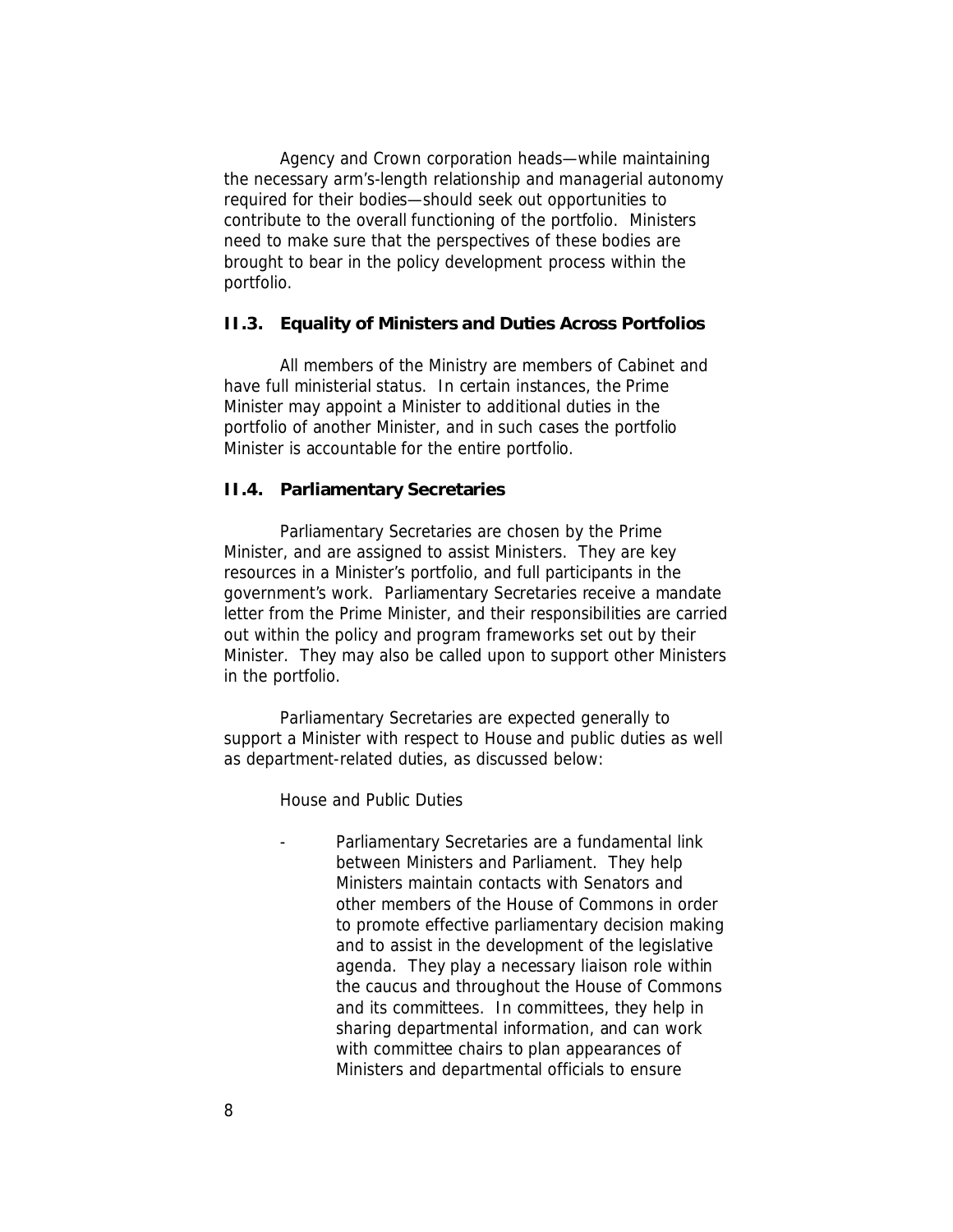Agency and Crown corporation heads—while maintaining the necessary arm's-length relationship and managerial autonomy required for their bodies—should seek out opportunities to contribute to the overall functioning of the portfolio. Ministers need to make sure that the perspectives of these bodies are brought to bear in the policy development process within the portfolio.

### II.3. Equality of Ministers and Duties Across Portfolios

All members of the Ministry are members of Cabinet and have full ministerial status. In certain instances, the Prime Minister may appoint a Minister to additional duties in the portfolio of another Minister, and in such cases the portfolio Minister is accountable for the entire portfolio.

### II.4. Parliamentary Secretaries

Parliamentary Secretaries are chosen by the Prime Minister, and are assigned to assist Ministers. They are key resources in a Minister's portfolio, and full participants in the government's work. Parliamentary Secretaries receive a mandate letter from the Prime Minister, and their responsibilities are carried out within the policy and program frameworks set out by their Minister. They may also be called upon to support other Ministers in the portfolio.

Parliamentary Secretaries are expected generally to support a Minister with respect to House and public duties as well as department-related duties, as discussed below:

House and Public Duties

- Parliamentary Secretaries are a fundamental link between Ministers and Parliament. They help Ministers maintain contacts with Senators and other members of the House of Commons in order to promote effective parliamentary decision making and to assist in the development of the legislative agenda. They play a necessary liaison role within the caucus and throughout the House of Commons and its committees. In committees, they help in sharing departmental information, and can work with committee chairs to plan appearances of Ministers and departmental officials to ensure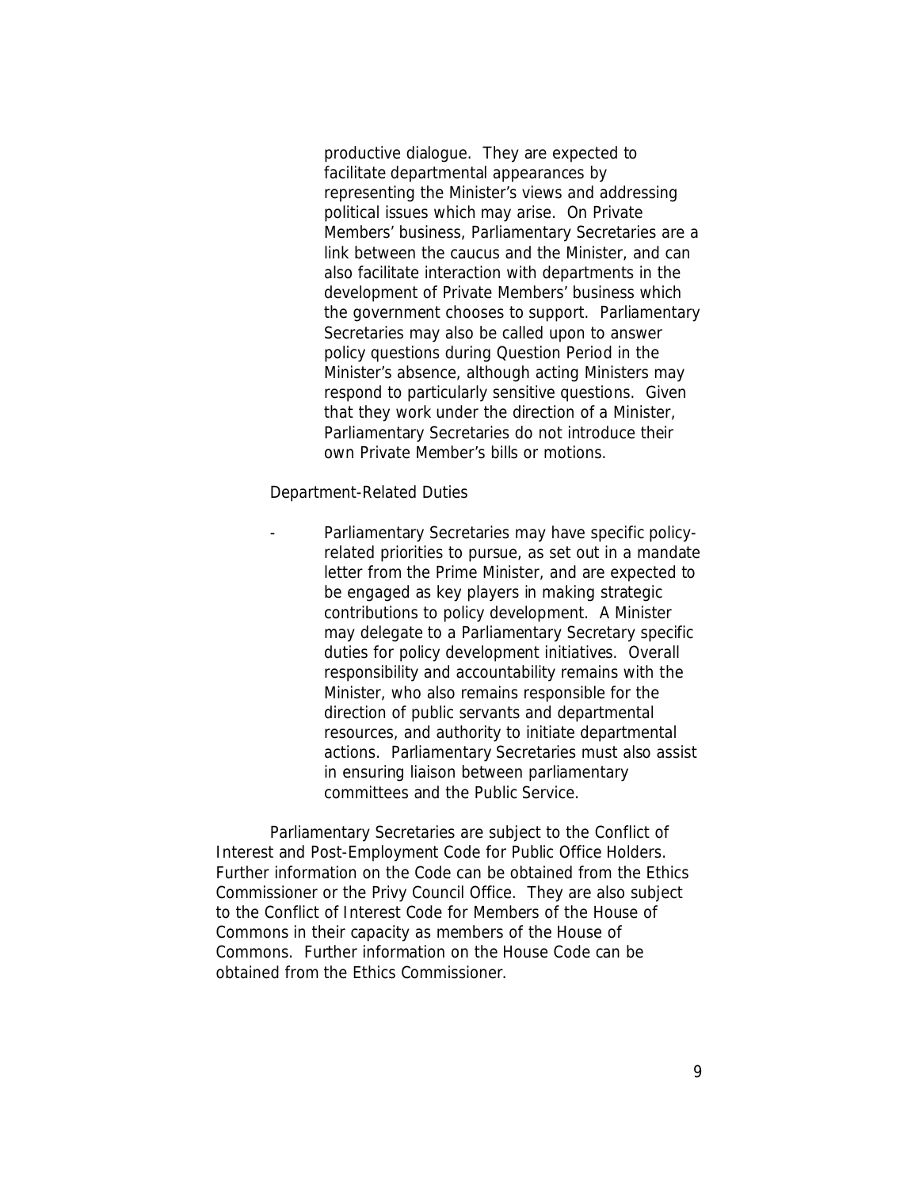productive dialogue. They are expected to facilitate departmental appearances by representing the Minister's views and addressing political issues which may arise. On Private Members' business, Parliamentary Secretaries are a link between the caucus and the Minister, and can also facilitate interaction with departments in the development of Private Members' business which the government chooses to support. Parliamentary Secretaries may also be called upon to answer policy questions during Question Period in the Minister's absence, although acting Ministers may respond to particularly sensitive questions. Given that they work under the direction of a Minister, Parliamentary Secretaries do not introduce their own Private Member's bills or motions.

Department-Related Duties

- Parliamentary Secretaries may have specific policy-related priorities to pursue, as set out in a mandate letter from the Prime Minister, and are expected to be engaged as key players in making strategic contributions to policy development. A Minister may delegate to a Parliamentary Secretary specific duties for policy development initiatives. Overall responsibility and accountability remains with the Minister, who also remains responsible for the direction of public servants and departmental resources, and authority to initiate departmental actions. Parliamentary Secretaries must also assist in ensuring liaison between parliamentary committees and the Public Service.

Parliamentary Secretaries are subject to the Conflict of Interest and Post-Employment Code for Public Office Holders. Further information on the Code can be obtained from the Ethics Commissioner or the Privy Council Office. They are also subject to the Conflict of Interest Code for Members of the House of Commons in their capacity as members of the House of Commons. Further information on the House Code can be obtained from the Ethics Commissioner.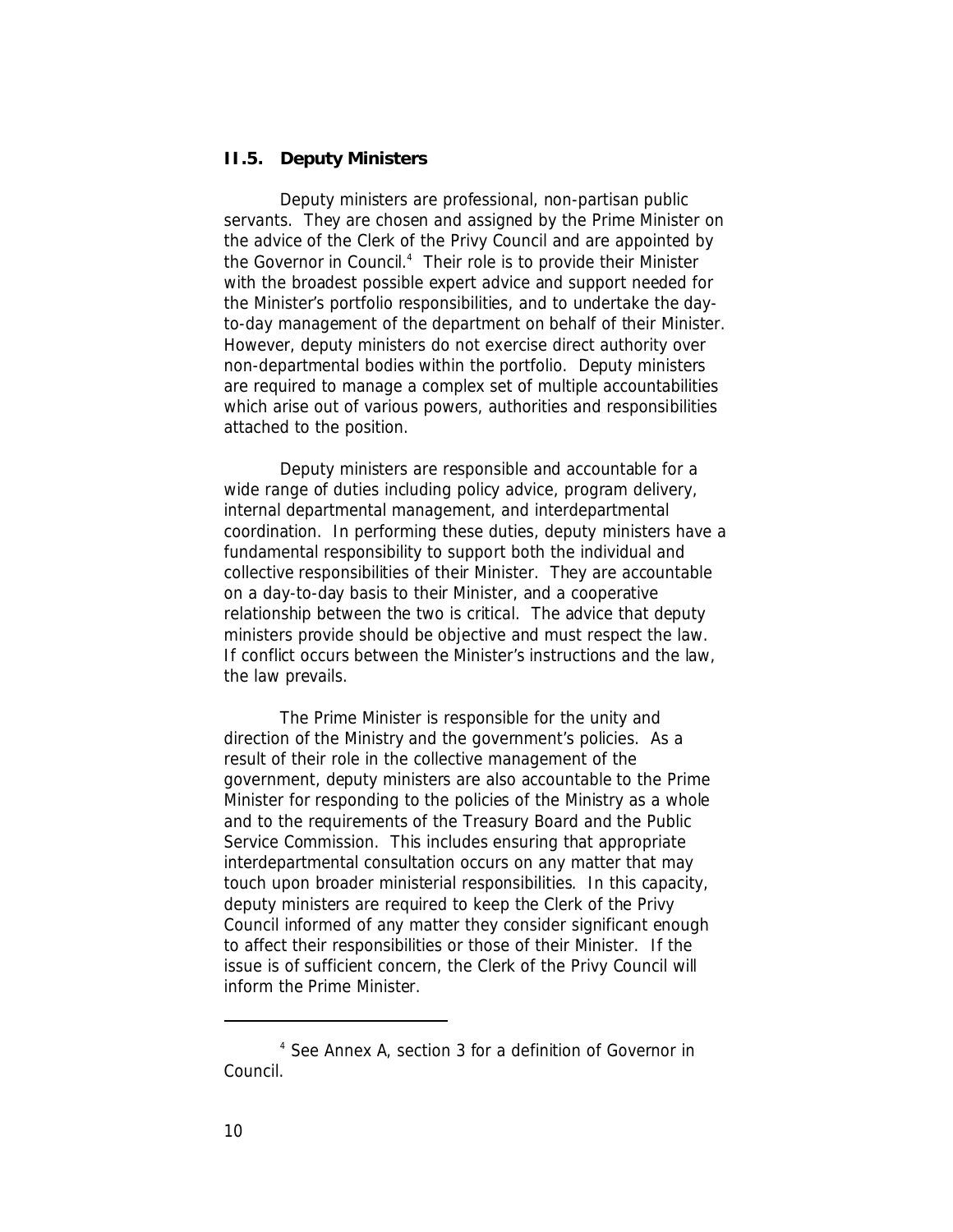### II.5. Deputy Ministers

Deputy ministers are professional, non-partisan public servants. They are chosen and assigned by the Prime Minister on the advice of the Clerk of the Privy Council and are appointed by the Governor in Council.[4] Their role is to provide their Minister with the broadest possible expert advice and support needed for the Minister's portfolio responsibilities, and to undertake the day-to-day management of the department on behalf of their Minister. However, deputy ministers do not exercise direct authority over non-departmental bodies within the portfolio. Deputy ministers are required to manage a complex set of multiple accountabilities which arise out of various powers, authorities and responsibilities attached to the position.

Deputy ministers are responsible and accountable for a wide range of duties including policy advice, program delivery, internal departmental management, and interdepartmental coordination. In performing these duties, deputy ministers have a fundamental responsibility to support both the individual and collective responsibilities of their Minister. They are accountable on a day-to-day basis to their Minister, and a cooperative relationship between the two is critical. The advice that deputy ministers provide should be objective and must respect the law. If conflict occurs between the Minister's instructions and the law, the law prevails.

The Prime Minister is responsible for the unity and direction of the Ministry and the government's policies. As a result of their role in the collective management of the government, deputy ministers are also accountable to the Prime Minister for responding to the policies of the Ministry as a whole and to the requirements of the Treasury Board and the Public Service Commission. This includes ensuring that appropriate interdepartmental consultation occurs on any matter that may touch upon broader ministerial responsibilities. In this capacity, deputy ministers are required to keep the Clerk of the Privy Council informed of any matter they consider significant enough to affect their responsibilities or those of their Minister. If the issue is of sufficient concern, the Clerk of the Privy Council will inform the Prime Minister.

---

[4] See Annex A, section 3 for a definition of Governor in Council.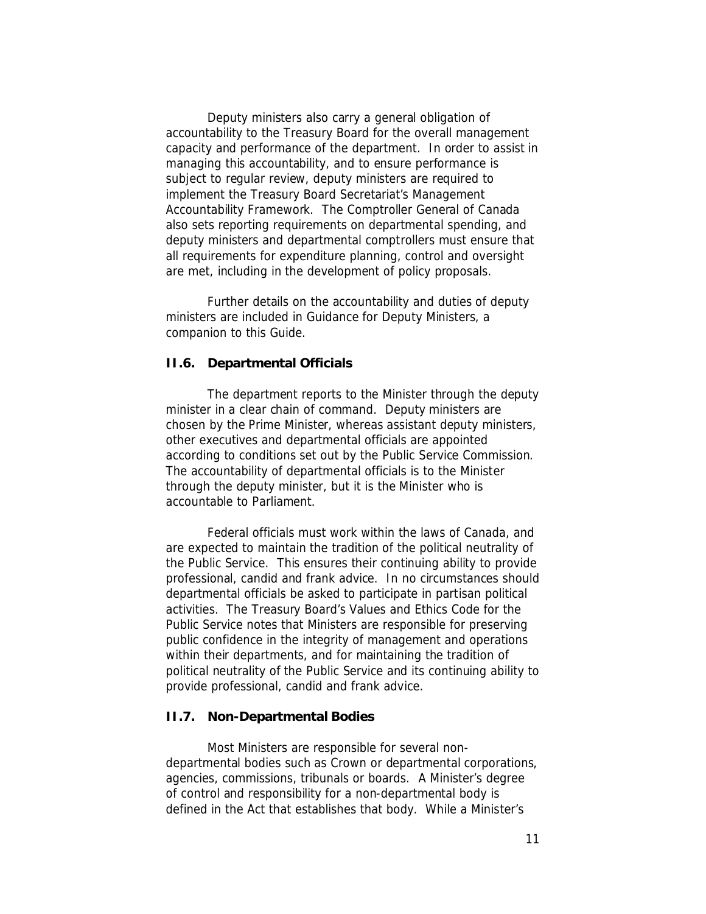Deputy ministers also carry a general obligation of accountability to the Treasury Board for the overall management capacity and performance of the department. In order to assist in managing this accountability, and to ensure performance is subject to regular review, deputy ministers are required to implement the Treasury Board Secretariat's Management Accountability Framework. The Comptroller General of Canada also sets reporting requirements on departmental spending, and deputy ministers and departmental comptrollers must ensure that all requirements for expenditure planning, control and oversight are met, including in the development of policy proposals.

Further details on the accountability and duties of deputy ministers are included in Guidance for Deputy Ministers, a companion to this Guide.

### II.6. Departmental Officials

The department reports to the Minister through the deputy minister in a clear chain of command. Deputy ministers are chosen by the Prime Minister, whereas assistant deputy ministers, other executives and departmental officials are appointed according to conditions set out by the Public Service Commission. The accountability of departmental officials is to the Minister through the deputy minister, but it is the Minister who is accountable to Parliament.

Federal officials must work within the laws of Canada, and are expected to maintain the tradition of the political neutrality of the Public Service. This ensures their continuing ability to provide professional, candid and frank advice. In no circumstances should departmental officials be asked to participate in partisan political activities. The Treasury Board's Values and Ethics Code for the Public Service notes that Ministers are responsible for preserving public confidence in the integrity of management and operations within their departments, and for maintaining the tradition of political neutrality of the Public Service and its continuing ability to provide professional, candid and frank advice.

### II.7. Non-Departmental Bodies

Most Ministers are responsible for several non-departmental bodies such as Crown or departmental corporations, agencies, commissions, tribunals or boards. A Minister's degree of control and responsibility for a non-departmental body is defined in the Act that establishes that body. While a Minister's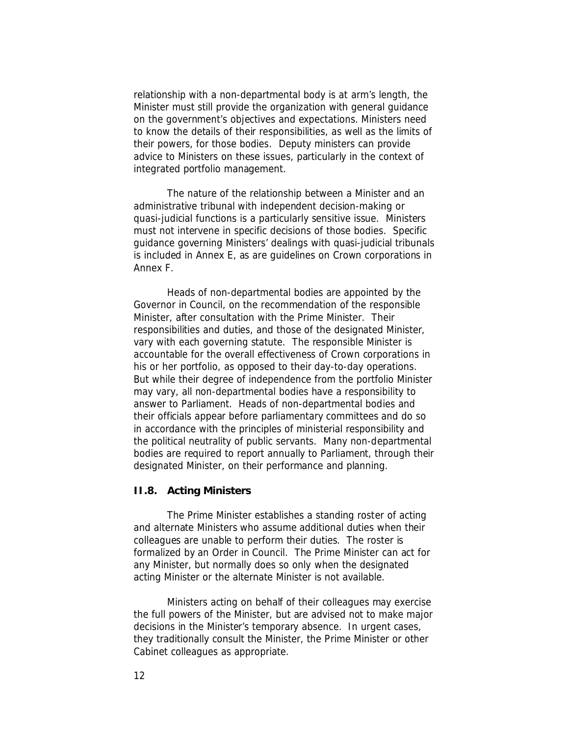relationship with a non-departmental body is at arm's length, the Minister must still provide the organization with general guidance on the government's objectives and expectations. Ministers need to know the details of their responsibilities, as well as the limits of their powers, for those bodies. Deputy ministers can provide advice to Ministers on these issues, particularly in the context of integrated portfolio management.

The nature of the relationship between a Minister and an administrative tribunal with independent decision-making or quasi-judicial functions is a particularly sensitive issue. Ministers must not intervene in specific decisions of those bodies. Specific guidance governing Ministers' dealings with quasi-judicial tribunals is included in Annex E, as are guidelines on Crown corporations in Annex F.

Heads of non-departmental bodies are appointed by the Governor in Council, on the recommendation of the responsible Minister, after consultation with the Prime Minister. Their responsibilities and duties, and those of the designated Minister, vary with each governing statute. The responsible Minister is accountable for the overall effectiveness of Crown corporations in his or her portfolio, as opposed to their day-to-day operations. But while their degree of independence from the portfolio Minister may vary, all non-departmental bodies have a responsibility to answer to Parliament. Heads of non-departmental bodies and their officials appear before parliamentary committees and do so in accordance with the principles of ministerial responsibility and the political neutrality of public servants. Many non-departmental bodies are required to report annually to Parliament, through their designated Minister, on their performance and planning.

### II.8. Acting Ministers

The Prime Minister establishes a standing roster of acting and alternate Ministers who assume additional duties when their colleagues are unable to perform their duties. The roster is formalized by an Order in Council. The Prime Minister can act for any Minister, but normally does so only when the designated acting Minister or the alternate Minister is not available.

Ministers acting on behalf of their colleagues may exercise the full powers of the Minister, but are advised not to make major decisions in the Minister's temporary absence. In urgent cases, they traditionally consult the Minister, the Prime Minister or other Cabinet colleagues as appropriate.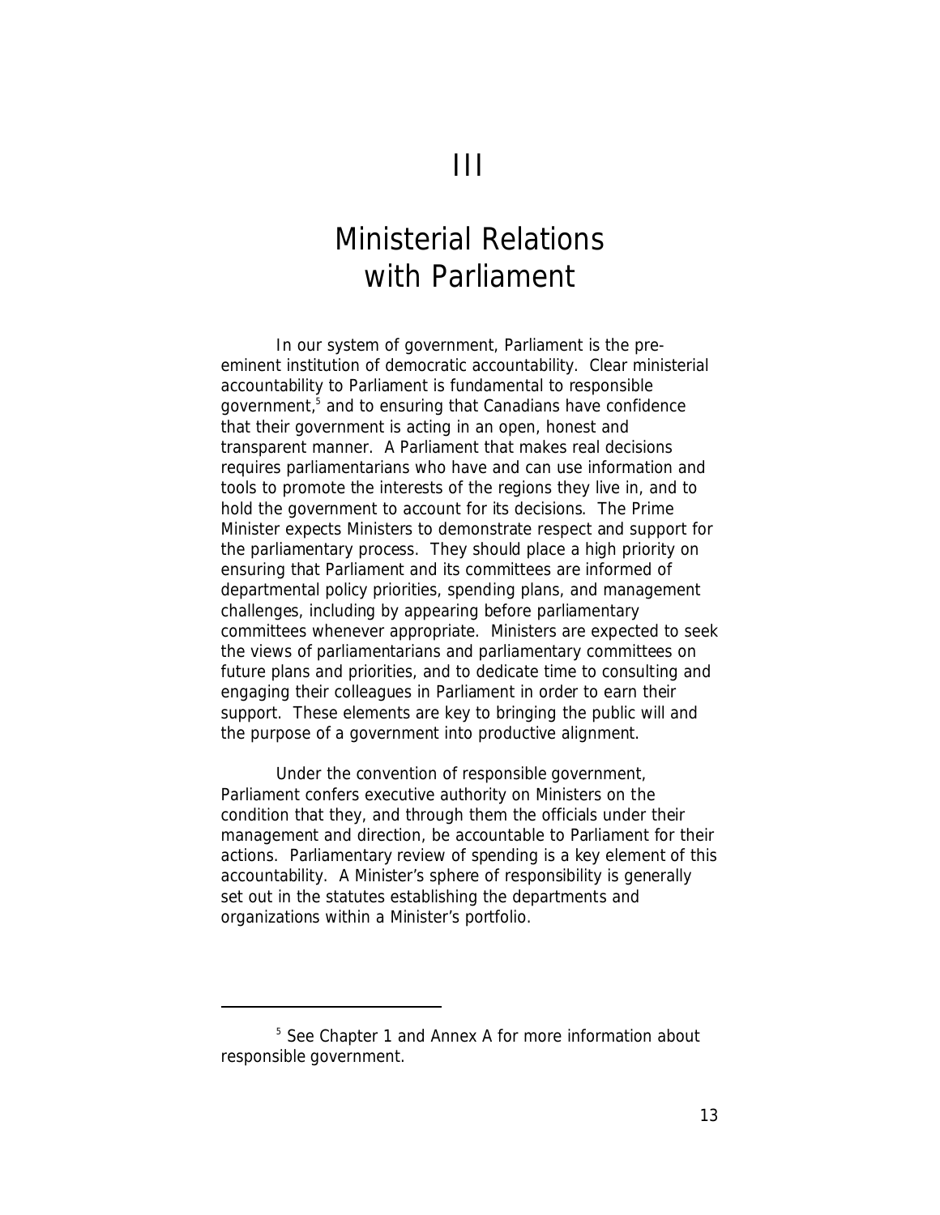# III

# Ministerial Relations with Parliament

In our system of government, Parliament is the pre-eminent institution of democratic accountability. Clear ministerial accountability to Parliament is fundamental to responsible government,[5] and to ensuring that Canadians have confidence that their government is acting in an open, honest and transparent manner. A Parliament that makes real decisions requires parliamentarians who have and can use information and tools to promote the interests of the regions they live in, and to hold the government to account for its decisions. The Prime Minister expects Ministers to demonstrate respect and support for the parliamentary process. They should place a high priority on ensuring that Parliament and its committees are informed of departmental policy priorities, spending plans, and management challenges, including by appearing before parliamentary committees whenever appropriate. Ministers are expected to seek the views of parliamentarians and parliamentary committees on future plans and priorities, and to dedicate time to consulting and engaging their colleagues in Parliament in order to earn their support. These elements are key to bringing the public will and the purpose of a government into productive alignment.

Under the convention of responsible government, Parliament confers executive authority on Ministers on the condition that they, and through them the officials under their management and direction, be accountable to Parliament for their actions. Parliamentary review of spending is a key element of this accountability. A Minister's sphere of responsibility is generally set out in the statutes establishing the departments and organizations within a Minister's portfolio.

---

[5] See Chapter 1 and Annex A for more information about responsible government.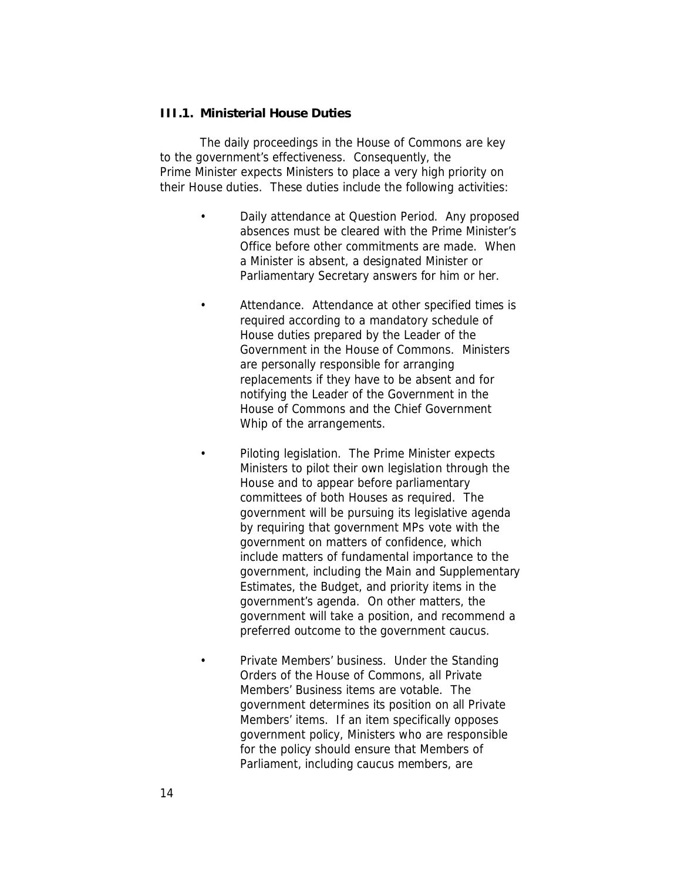### III.1. Ministerial House Duties

The daily proceedings in the House of Commons are key to the government's effectiveness. Consequently, the Prime Minister expects Ministers to place a very high priority on their House duties. These duties include the following activities:

- Daily attendance at Question Period. Any proposed absences must be cleared with the Prime Minister's Office before other commitments are made. When a Minister is absent, a designated Minister or Parliamentary Secretary answers for him or her.

- Attendance. Attendance at other specified times is required according to a mandatory schedule of House duties prepared by the Leader of the Government in the House of Commons. Ministers are personally responsible for arranging replacements if they have to be absent and for notifying the Leader of the Government in the House of Commons and the Chief Government Whip of the arrangements.

- Piloting legislation. The Prime Minister expects Ministers to pilot their own legislation through the House and to appear before parliamentary committees of both Houses as required. The government will be pursuing its legislative agenda by requiring that government MPs vote with the government on matters of confidence, which include matters of fundamental importance to the government, including the Main and Supplementary Estimates, the Budget, and priority items in the government's agenda. On other matters, the government will take a position, and recommend a preferred outcome to the government caucus.

- Private Members' business. Under the Standing Orders of the House of Commons, all Private Members' Business items are votable. The government determines its position on all Private Members' items. If an item specifically opposes government policy, Ministers who are responsible for the policy should ensure that Members of Parliament, including caucus members, are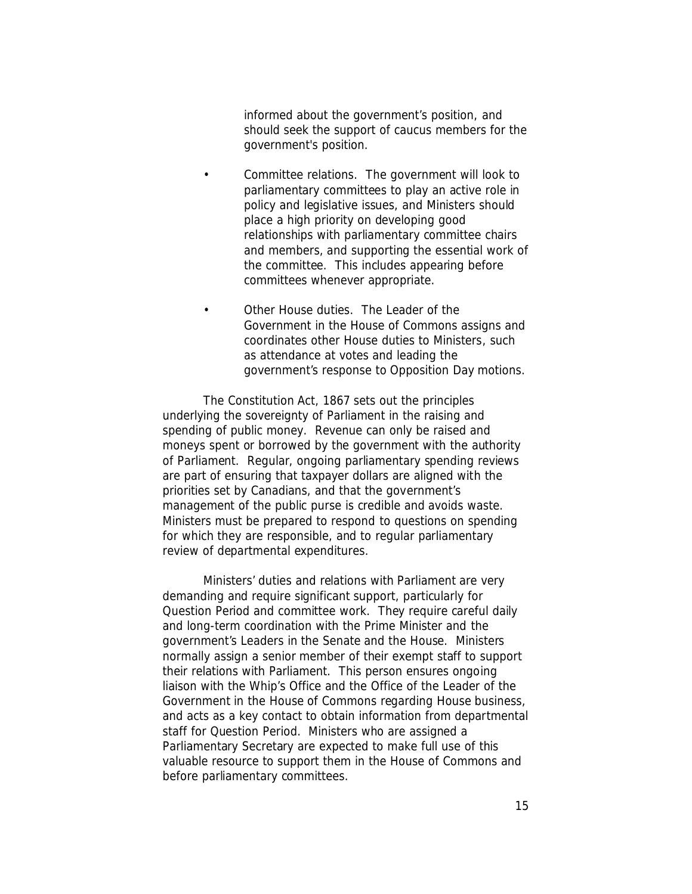informed about the government's position, and should seek the support of caucus members for the government's position.

- Committee relations. The government will look to parliamentary committees to play an active role in policy and legislative issues, and Ministers should place a high priority on developing good relationships with parliamentary committee chairs and members, and supporting the essential work of the committee. This includes appearing before committees whenever appropriate.

- Other House duties. The Leader of the Government in the House of Commons assigns and coordinates other House duties to Ministers, such as attendance at votes and leading the government's response to Opposition Day motions.

The Constitution Act, 1867 sets out the principles underlying the sovereignty of Parliament in the raising and spending of public money. Revenue can only be raised and moneys spent or borrowed by the government with the authority of Parliament. Regular, ongoing parliamentary spending reviews are part of ensuring that taxpayer dollars are aligned with the priorities set by Canadians, and that the government's management of the public purse is credible and avoids waste. Ministers must be prepared to respond to questions on spending for which they are responsible, and to regular parliamentary review of departmental expenditures.

Ministers' duties and relations with Parliament are very demanding and require significant support, particularly for Question Period and committee work. They require careful daily and long-term coordination with the Prime Minister and the government's Leaders in the Senate and the House. Ministers normally assign a senior member of their exempt staff to support their relations with Parliament. This person ensures ongoing liaison with the Whip's Office and the Office of the Leader of the Government in the House of Commons regarding House business, and acts as a key contact to obtain information from departmental staff for Question Period. Ministers who are assigned a Parliamentary Secretary are expected to make full use of this valuable resource to support them in the House of Commons and before parliamentary committees.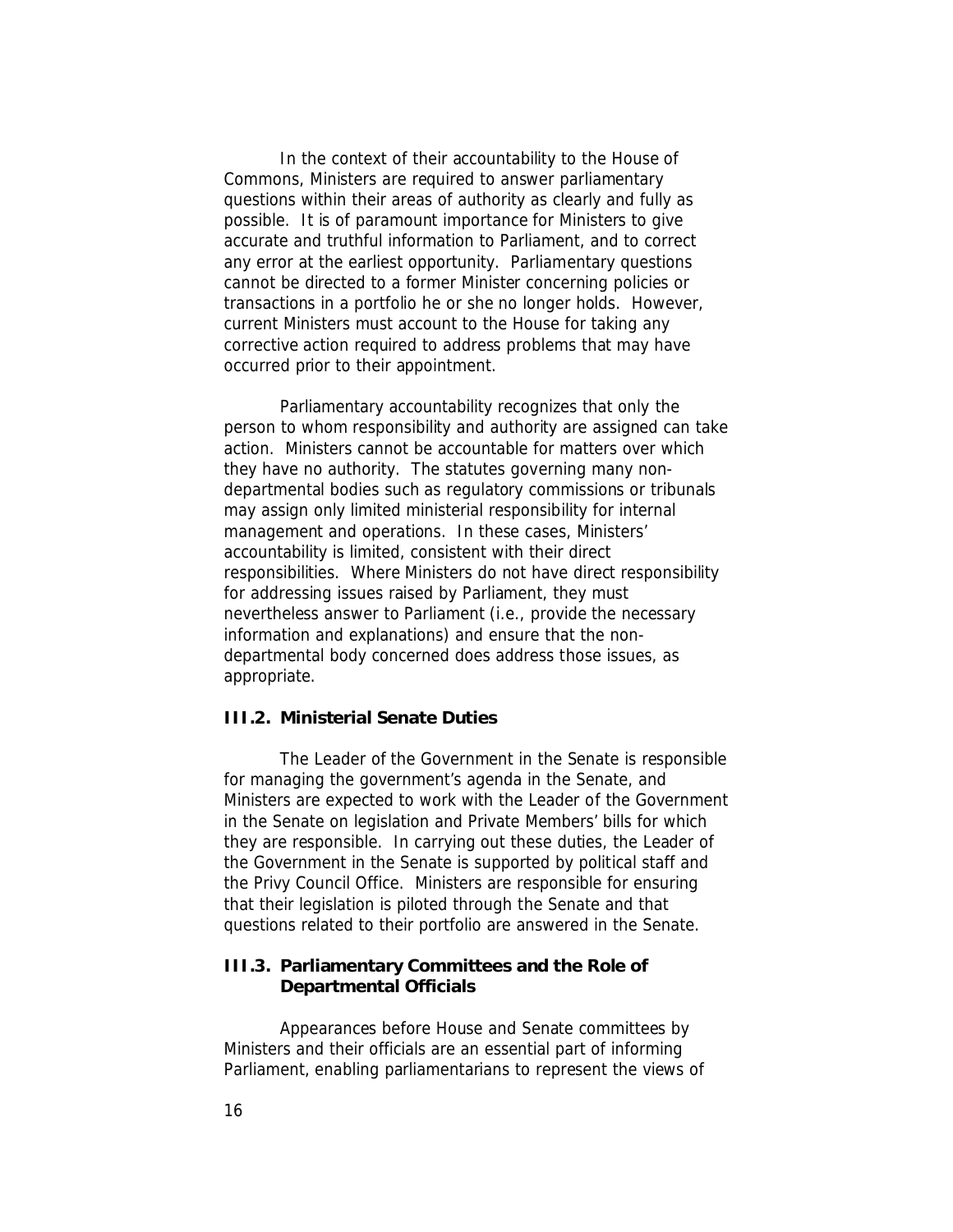In the context of their accountability to the House of Commons, Ministers are required to answer parliamentary questions within their areas of authority as clearly and fully as possible. It is of paramount importance for Ministers to give accurate and truthful information to Parliament, and to correct any error at the earliest opportunity. Parliamentary questions cannot be directed to a former Minister concerning policies or transactions in a portfolio he or she no longer holds. However, current Ministers must account to the House for taking any corrective action required to address problems that may have occurred prior to their appointment.

Parliamentary accountability recognizes that only the person to whom responsibility and authority are assigned can take action. Ministers cannot be accountable for matters over which they have no authority. The statutes governing many non-departmental bodies such as regulatory commissions or tribunals may assign only limited ministerial responsibility for internal management and operations. In these cases, Ministers' accountability is limited, consistent with their direct responsibilities. Where Ministers do not have direct responsibility for addressing issues raised by Parliament, they must nevertheless answer to Parliament (i.e., provide the necessary information and explanations) and ensure that the non-departmental body concerned does address those issues, as appropriate.

### III.2. Ministerial Senate Duties

The Leader of the Government in the Senate is responsible for managing the government's agenda in the Senate, and Ministers are expected to work with the Leader of the Government in the Senate on legislation and Private Members' bills for which they are responsible. In carrying out these duties, the Leader of the Government in the Senate is supported by political staff and the Privy Council Office. Ministers are responsible for ensuring that their legislation is piloted through the Senate and that questions related to their portfolio are answered in the Senate.

### III.3. Parliamentary Committees and the Role of Departmental Officials

Appearances before House and Senate committees by Ministers and their officials are an essential part of informing Parliament, enabling parliamentarians to represent the views of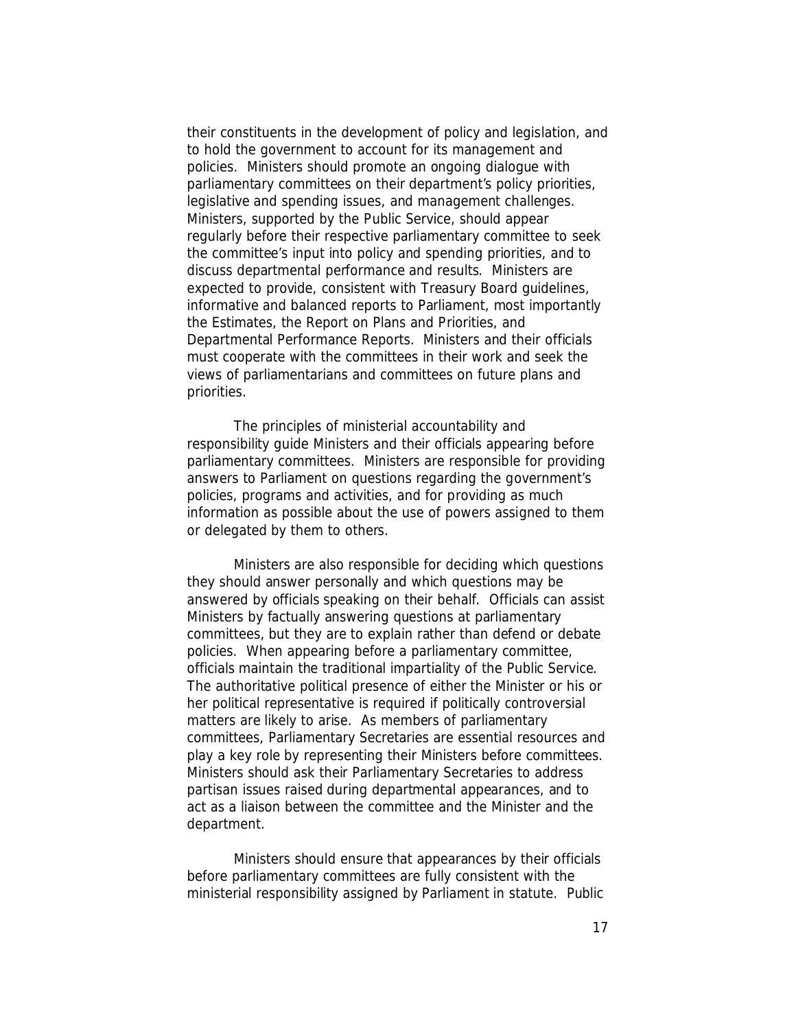their constituents in the development of policy and legislation, and to hold the government to account for its management and policies. Ministers should promote an ongoing dialogue with parliamentary committees on their department's policy priorities, legislative and spending issues, and management challenges. Ministers, supported by the Public Service, should appear regularly before their respective parliamentary committee to seek the committee's input into policy and spending priorities, and to discuss departmental performance and results. Ministers are expected to provide, consistent with Treasury Board guidelines, informative and balanced reports to Parliament, most importantly the Estimates, the Report on Plans and Priorities, and Departmental Performance Reports. Ministers and their officials must cooperate with the committees in their work and seek the views of parliamentarians and committees on future plans and priorities.

The principles of ministerial accountability and responsibility guide Ministers and their officials appearing before parliamentary committees. Ministers are responsible for providing answers to Parliament on questions regarding the government's policies, programs and activities, and for providing as much information as possible about the use of powers assigned to them or delegated by them to others.

Ministers are also responsible for deciding which questions they should answer personally and which questions may be answered by officials speaking on their behalf. Officials can assist Ministers by factually answering questions at parliamentary committees, but they are to explain rather than defend or debate policies. When appearing before a parliamentary committee, officials maintain the traditional impartiality of the Public Service. The authoritative political presence of either the Minister or his or her political representative is required if politically controversial matters are likely to arise. As members of parliamentary committees, Parliamentary Secretaries are essential resources and play a key role by representing their Ministers before committees. Ministers should ask their Parliamentary Secretaries to address partisan issues raised during departmental appearances, and to act as a liaison between the committee and the Minister and the department.

Ministers should ensure that appearances by their officials before parliamentary committees are fully consistent with the ministerial responsibility assigned by Parliament in statute. Public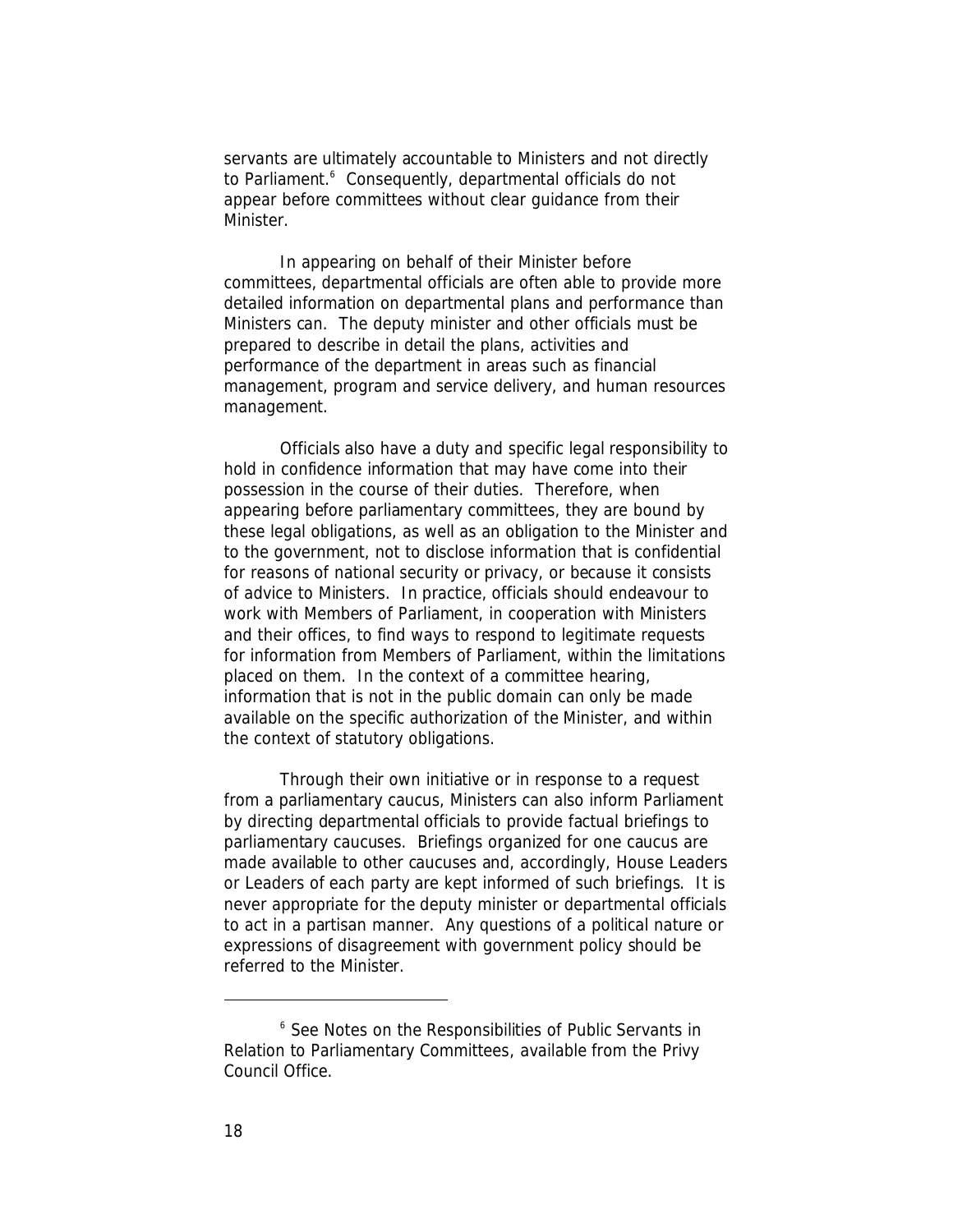servants are ultimately accountable to Ministers and not directly to Parliament.[6] Consequently, departmental officials do not appear before committees without clear guidance from their Minister.

In appearing on behalf of their Minister before committees, departmental officials are often able to provide more detailed information on departmental plans and performance than Ministers can. The deputy minister and other officials must be prepared to describe in detail the plans, activities and performance of the department in areas such as financial management, program and service delivery, and human resources management.

Officials also have a duty and specific legal responsibility to hold in confidence information that may have come into their possession in the course of their duties. Therefore, when appearing before parliamentary committees, they are bound by these legal obligations, as well as an obligation to the Minister and to the government, not to disclose information that is confidential for reasons of national security or privacy, or because it consists of advice to Ministers. In practice, officials should endeavour to work with Members of Parliament, in cooperation with Ministers and their offices, to find ways to respond to legitimate requests for information from Members of Parliament, within the limitations placed on them. In the context of a committee hearing, information that is not in the public domain can only be made available on the specific authorization of the Minister, and within the context of statutory obligations.

Through their own initiative or in response to a request from a parliamentary caucus, Ministers can also inform Parliament by directing departmental officials to provide factual briefings to parliamentary caucuses. Briefings organized for one caucus are made available to other caucuses and, accordingly, House Leaders or Leaders of each party are kept informed of such briefings. It is never appropriate for the deputy minister or departmental officials to act in a partisan manner. Any questions of a political nature or expressions of disagreement with government policy should be referred to the Minister.

---

[6] See Notes on the Responsibilities of Public Servants in Relation to Parliamentary Committees, available from the Privy Council Office.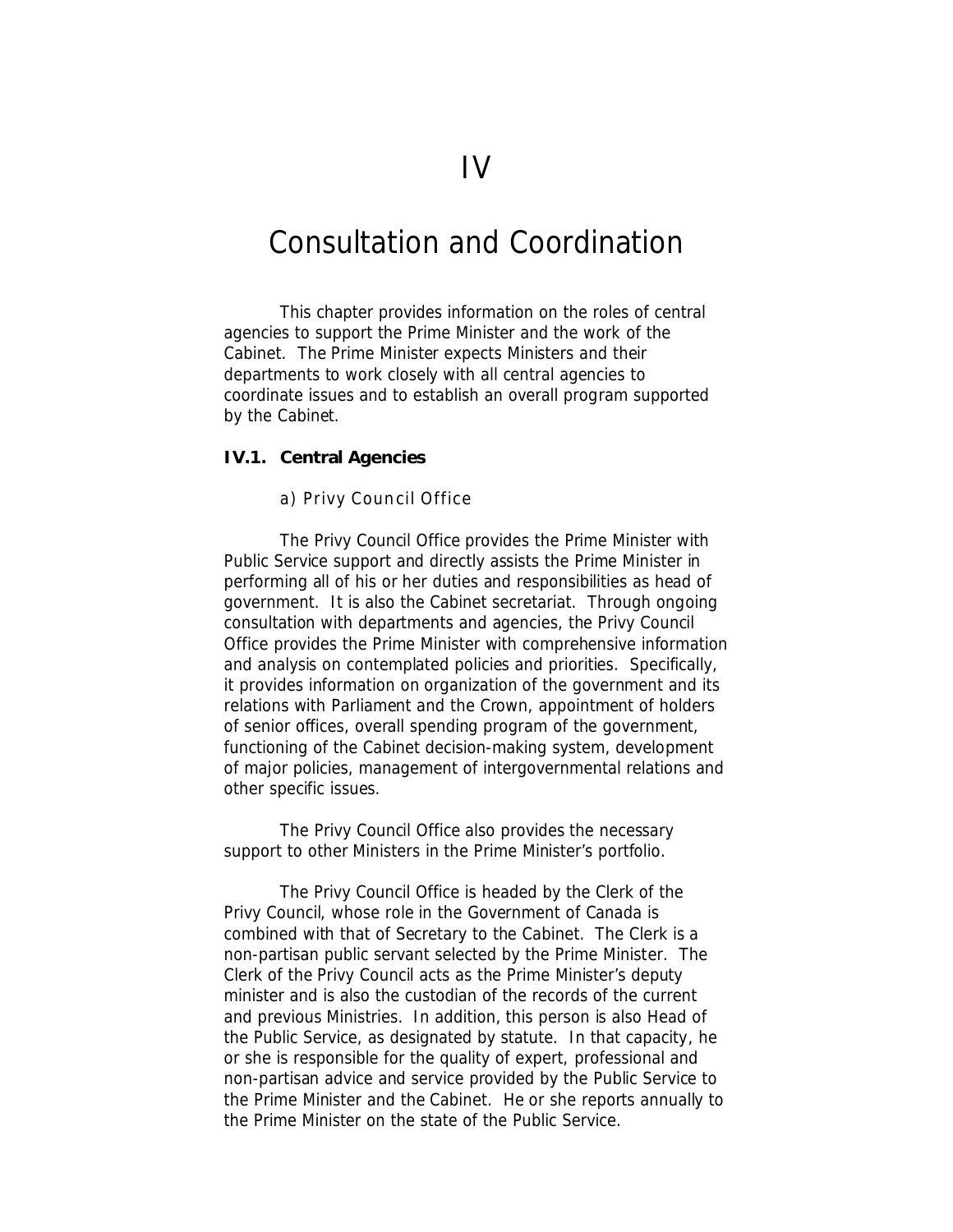# IV

# Consultation and Coordination

This chapter provides information on the roles of central agencies to support the Prime Minister and the work of the Cabinet. The Prime Minister expects Ministers and their departments to work closely with all central agencies to coordinate issues and to establish an overall program supported by the Cabinet.

## IV.1. Central Agencies

### a) Privy Council Office

The Privy Council Office provides the Prime Minister with Public Service support and directly assists the Prime Minister in performing all of his or her duties and responsibilities as head of government. It is also the Cabinet secretariat. Through ongoing consultation with departments and agencies, the Privy Council Office provides the Prime Minister with comprehensive information and analysis on contemplated policies and priorities. Specifically, it provides information on organization of the government and its relations with Parliament and the Crown, appointment of holders of senior offices, overall spending program of the government, functioning of the Cabinet decision-making system, development of major policies, management of intergovernmental relations and other specific issues.

The Privy Council Office also provides the necessary support to other Ministers in the Prime Minister's portfolio.

The Privy Council Office is headed by the Clerk of the Privy Council, whose role in the Government of Canada is combined with that of Secretary to the Cabinet. The Clerk is a non-partisan public servant selected by the Prime Minister. The Clerk of the Privy Council acts as the Prime Minister's deputy minister and is also the custodian of the records of the current and previous Ministries. In addition, this person is also Head of the Public Service, as designated by statute. In that capacity, he or she is responsible for the quality of expert, professional and non-partisan advice and service provided by the Public Service to the Prime Minister and the Cabinet. He or she reports annually to the Prime Minister on the state of the Public Service.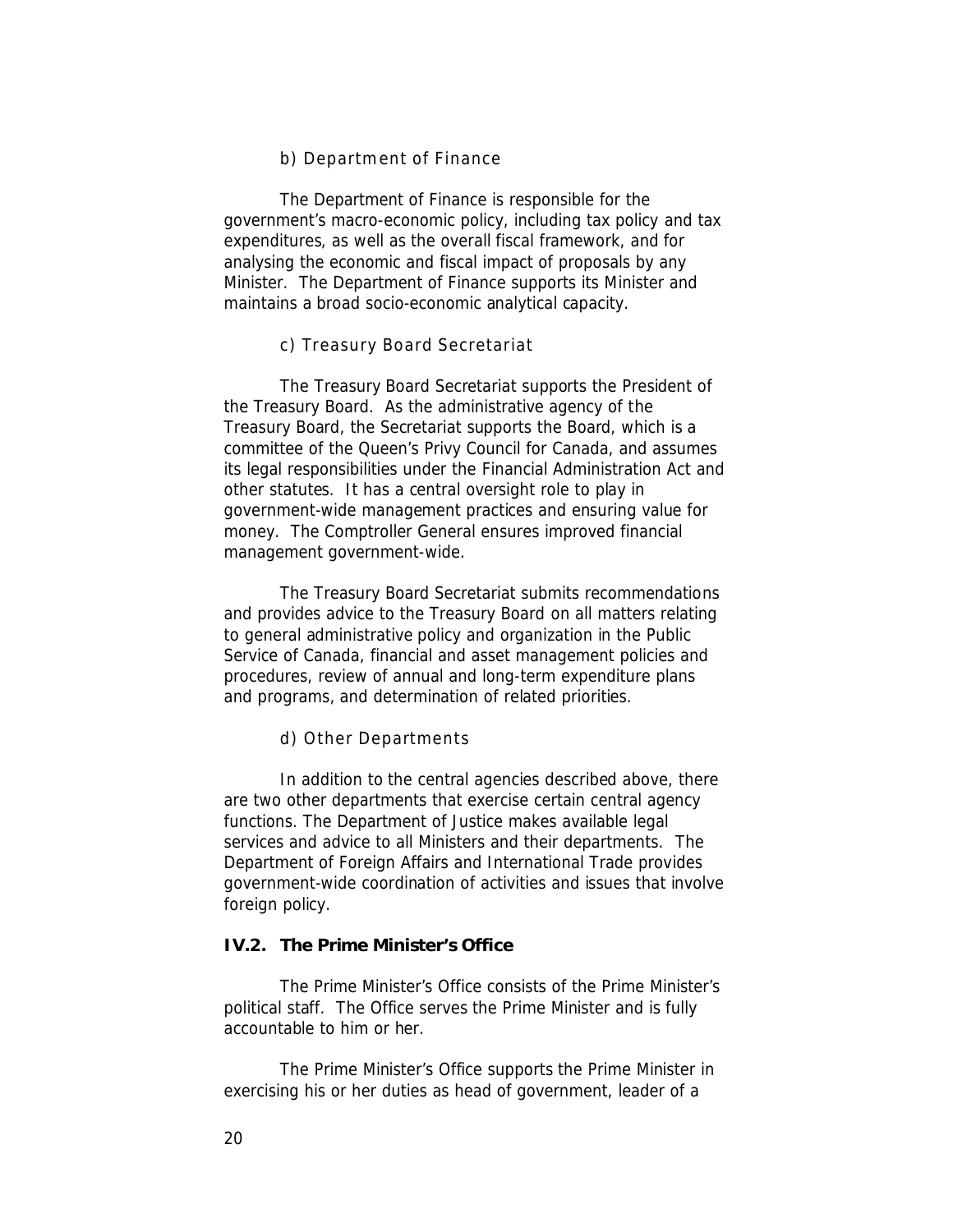#### b) Department of Finance

The Department of Finance is responsible for the government's macro-economic policy, including tax policy and tax expenditures, as well as the overall fiscal framework, and for analysing the economic and fiscal impact of proposals by any Minister. The Department of Finance supports its Minister and maintains a broad socio-economic analytical capacity.

#### c) Treasury Board Secretariat

The Treasury Board Secretariat supports the President of the Treasury Board. As the administrative agency of the Treasury Board, the Secretariat supports the Board, which is a committee of the Queen's Privy Council for Canada, and assumes its legal responsibilities under the Financial Administration Act and other statutes. It has a central oversight role to play in government-wide management practices and ensuring value for money. The Comptroller General ensures improved financial management government-wide.

The Treasury Board Secretariat submits recommendations and provides advice to the Treasury Board on all matters relating to general administrative policy and organization in the Public Service of Canada, financial and asset management policies and procedures, review of annual and long-term expenditure plans and programs, and determination of related priorities.

#### d) Other Departments

In addition to the central agencies described above, there are two other departments that exercise certain central agency functions. The Department of Justice makes available legal services and advice to all Ministers and their departments. The Department of Foreign Affairs and International Trade provides government-wide coordination of activities and issues that involve foreign policy.

### IV.2. The Prime Minister's Office

The Prime Minister's Office consists of the Prime Minister's political staff. The Office serves the Prime Minister and is fully accountable to him or her.

The Prime Minister's Office supports the Prime Minister in exercising his or her duties as head of government, leader of a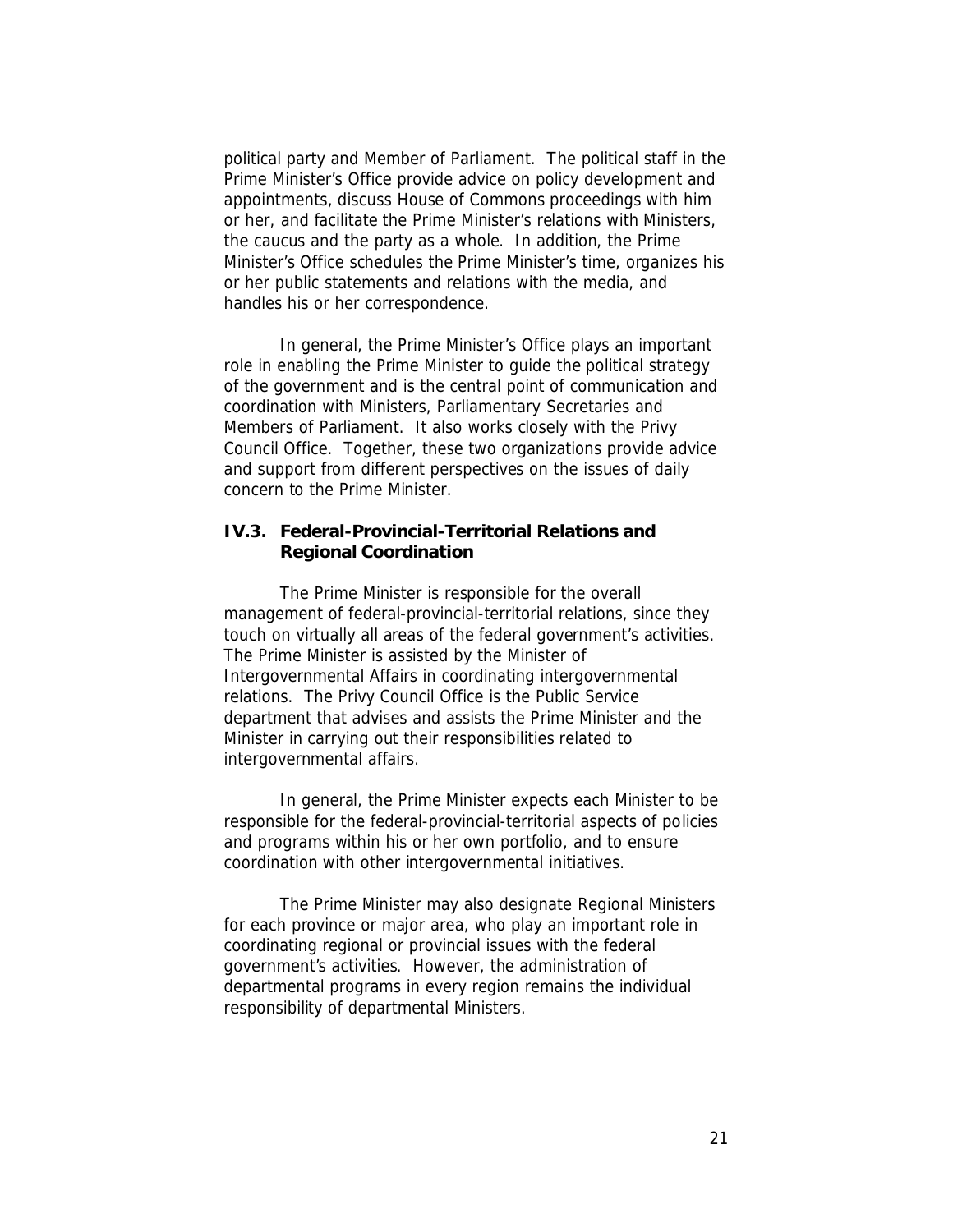political party and Member of Parliament. The political staff in the Prime Minister's Office provide advice on policy development and appointments, discuss House of Commons proceedings with him or her, and facilitate the Prime Minister's relations with Ministers, the caucus and the party as a whole. In addition, the Prime Minister's Office schedules the Prime Minister's time, organizes his or her public statements and relations with the media, and handles his or her correspondence.

In general, the Prime Minister's Office plays an important role in enabling the Prime Minister to guide the political strategy of the government and is the central point of communication and coordination with Ministers, Parliamentary Secretaries and Members of Parliament. It also works closely with the Privy Council Office. Together, these two organizations provide advice and support from different perspectives on the issues of daily concern to the Prime Minister.

### IV.3. Federal-Provincial-Territorial Relations and Regional Coordination

The Prime Minister is responsible for the overall management of federal-provincial-territorial relations, since they touch on virtually all areas of the federal government's activities. The Prime Minister is assisted by the Minister of Intergovernmental Affairs in coordinating intergovernmental relations. The Privy Council Office is the Public Service department that advises and assists the Prime Minister and the Minister in carrying out their responsibilities related to intergovernmental affairs.

In general, the Prime Minister expects each Minister to be responsible for the federal-provincial-territorial aspects of policies and programs within his or her own portfolio, and to ensure coordination with other intergovernmental initiatives.

The Prime Minister may also designate Regional Ministers for each province or major area, who play an important role in coordinating regional or provincial issues with the federal government's activities. However, the administration of departmental programs in every region remains the individual responsibility of departmental Ministers.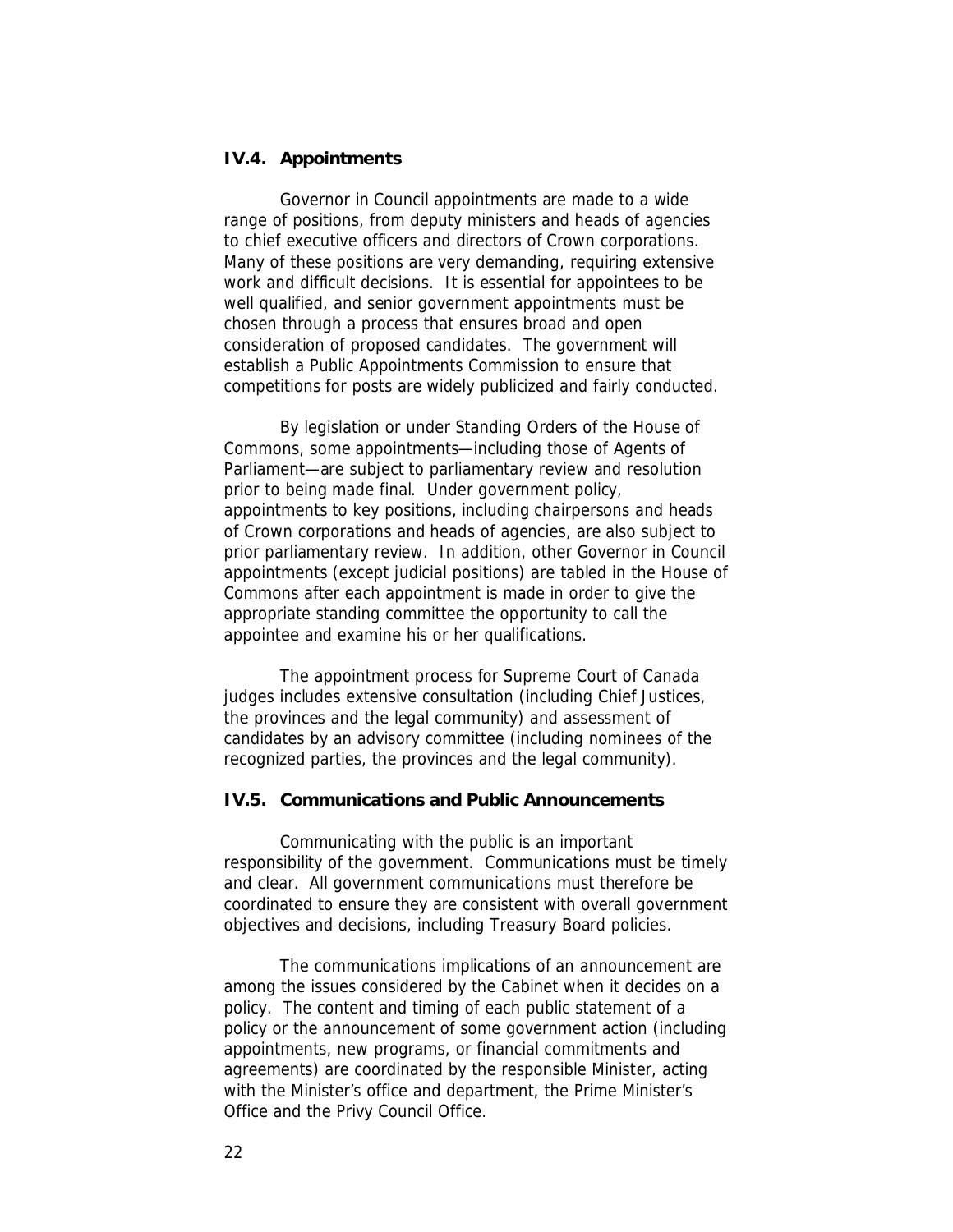### IV.4. Appointments

Governor in Council appointments are made to a wide range of positions, from deputy ministers and heads of agencies to chief executive officers and directors of Crown corporations. Many of these positions are very demanding, requiring extensive work and difficult decisions. It is essential for appointees to be well qualified, and senior government appointments must be chosen through a process that ensures broad and open consideration of proposed candidates. The government will establish a Public Appointments Commission to ensure that competitions for posts are widely publicized and fairly conducted.

By legislation or under Standing Orders of the House of Commons, some appointments—including those of Agents of Parliament—are subject to parliamentary review and resolution prior to being made final. Under government policy, appointments to key positions, including chairpersons and heads of Crown corporations and heads of agencies, are also subject to prior parliamentary review. In addition, other Governor in Council appointments (except judicial positions) are tabled in the House of Commons after each appointment is made in order to give the appropriate standing committee the opportunity to call the appointee and examine his or her qualifications.

The appointment process for Supreme Court of Canada judges includes extensive consultation (including Chief Justices, the provinces and the legal community) and assessment of candidates by an advisory committee (including nominees of the recognized parties, the provinces and the legal community).

### IV.5. Communications and Public Announcements

Communicating with the public is an important responsibility of the government. Communications must be timely and clear. All government communications must therefore be coordinated to ensure they are consistent with overall government objectives and decisions, including Treasury Board policies.

The communications implications of an announcement are among the issues considered by the Cabinet when it decides on a policy. The content and timing of each public statement of a policy or the announcement of some government action (including appointments, new programs, or financial commitments and agreements) are coordinated by the responsible Minister, acting with the Minister's office and department, the Prime Minister's Office and the Privy Council Office.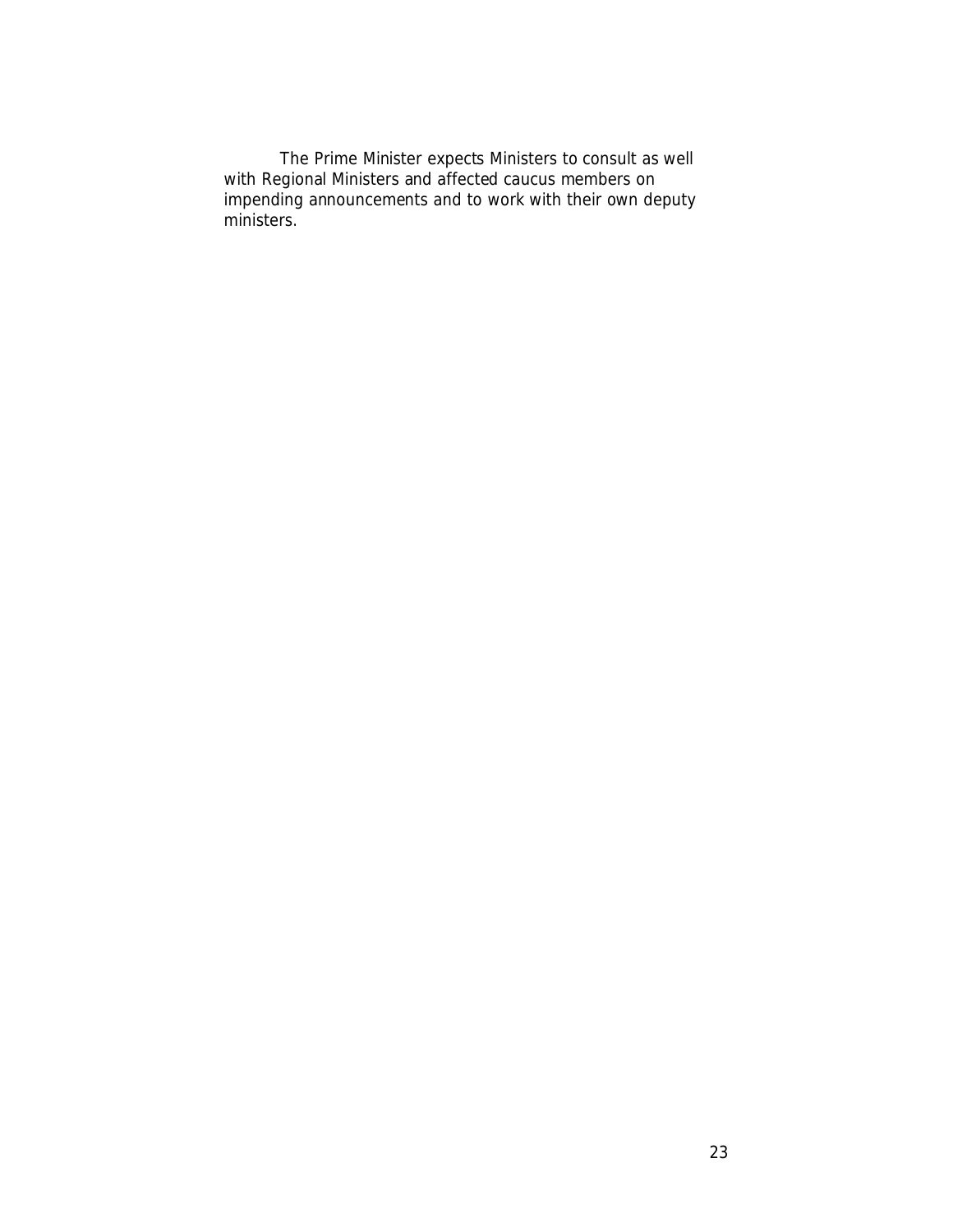The Prime Minister expects Ministers to consult as well with Regional Ministers and affected caucus members on impending announcements and to work with their own deputy ministers.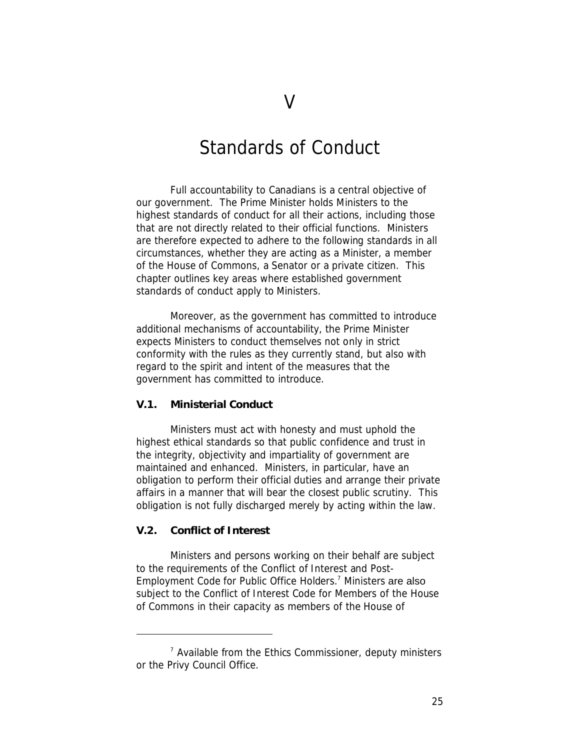# V

# Standards of Conduct

Full accountability to Canadians is a central objective of our government. The Prime Minister holds Ministers to the highest standards of conduct for all their actions, including those that are not directly related to their official functions. Ministers are therefore expected to adhere to the following standards in all circumstances, whether they are acting as a Minister, a member of the House of Commons, a Senator or a private citizen. This chapter outlines key areas where established government standards of conduct apply to Ministers.

Moreover, as the government has committed to introduce additional mechanisms of accountability, the Prime Minister expects Ministers to conduct themselves not only in strict conformity with the rules as they currently stand, but also with regard to the spirit and intent of the measures that the government has committed to introduce.

### V.1. Ministerial Conduct

Ministers must act with honesty and must uphold the highest ethical standards so that public confidence and trust in the integrity, objectivity and impartiality of government are maintained and enhanced. Ministers, in particular, have an obligation to perform their official duties and arrange their private affairs in a manner that will bear the closest public scrutiny. This obligation is not fully discharged merely by acting within the law.

### V.2. Conflict of Interest

Ministers and persons working on their behalf are subject to the requirements of the Conflict of Interest and Post-Employment Code for Public Office Holders.[7] Ministers are also subject to the Conflict of Interest Code for Members of the House of Commons in their capacity as members of the House of

---

[7] Available from the Ethics Commissioner, deputy ministers or the Privy Council Office.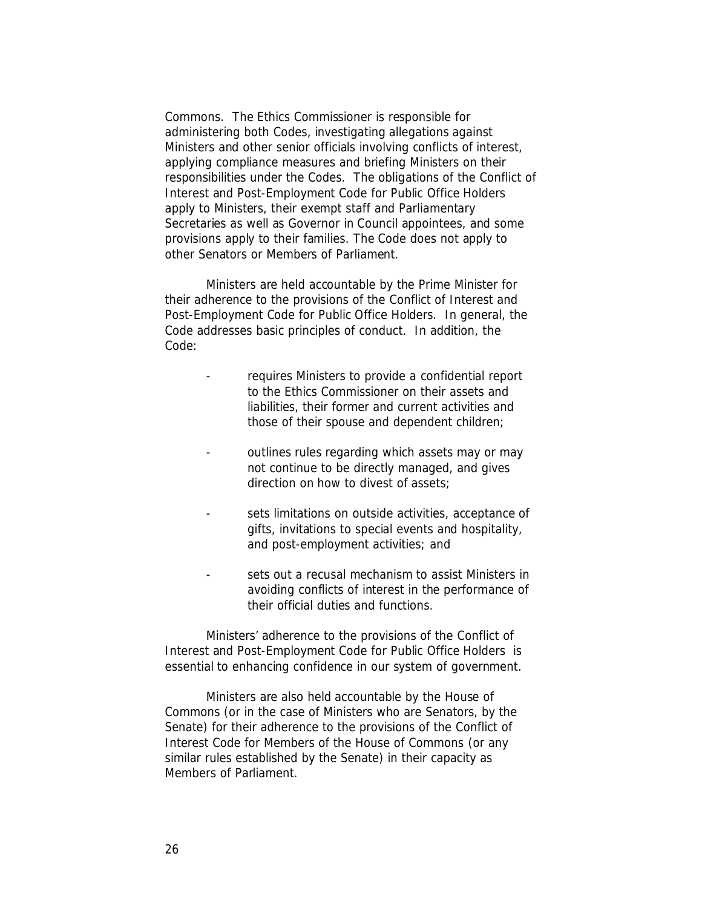Commons. The Ethics Commissioner is responsible for administering both Codes, investigating allegations against Ministers and other senior officials involving conflicts of interest, applying compliance measures and briefing Ministers on their responsibilities under the Codes. The obligations of the Conflict of Interest and Post-Employment Code for Public Office Holders apply to Ministers, their exempt staff and Parliamentary Secretaries as well as Governor in Council appointees, and some provisions apply to their families. The Code does not apply to other Senators or Members of Parliament.

Ministers are held accountable by the Prime Minister for their adherence to the provisions of the Conflict of Interest and Post-Employment Code for Public Office Holders. In general, the Code addresses basic principles of conduct. In addition, the Code:

- requires Ministers to provide a confidential report to the Ethics Commissioner on their assets and liabilities, their former and current activities and those of their spouse and dependent children;
- outlines rules regarding which assets may or may not continue to be directly managed, and gives direction on how to divest of assets;
- sets limitations on outside activities, acceptance of gifts, invitations to special events and hospitality, and post-employment activities; and
- sets out a recusal mechanism to assist Ministers in avoiding conflicts of interest in the performance of their official duties and functions.

Ministers' adherence to the provisions of the Conflict of Interest and Post-Employment Code for Public Office Holders is essential to enhancing confidence in our system of government.

Ministers are also held accountable by the House of Commons (or in the case of Ministers who are Senators, by the Senate) for their adherence to the provisions of the Conflict of Interest Code for Members of the House of Commons (or any similar rules established by the Senate) in their capacity as Members of Parliament.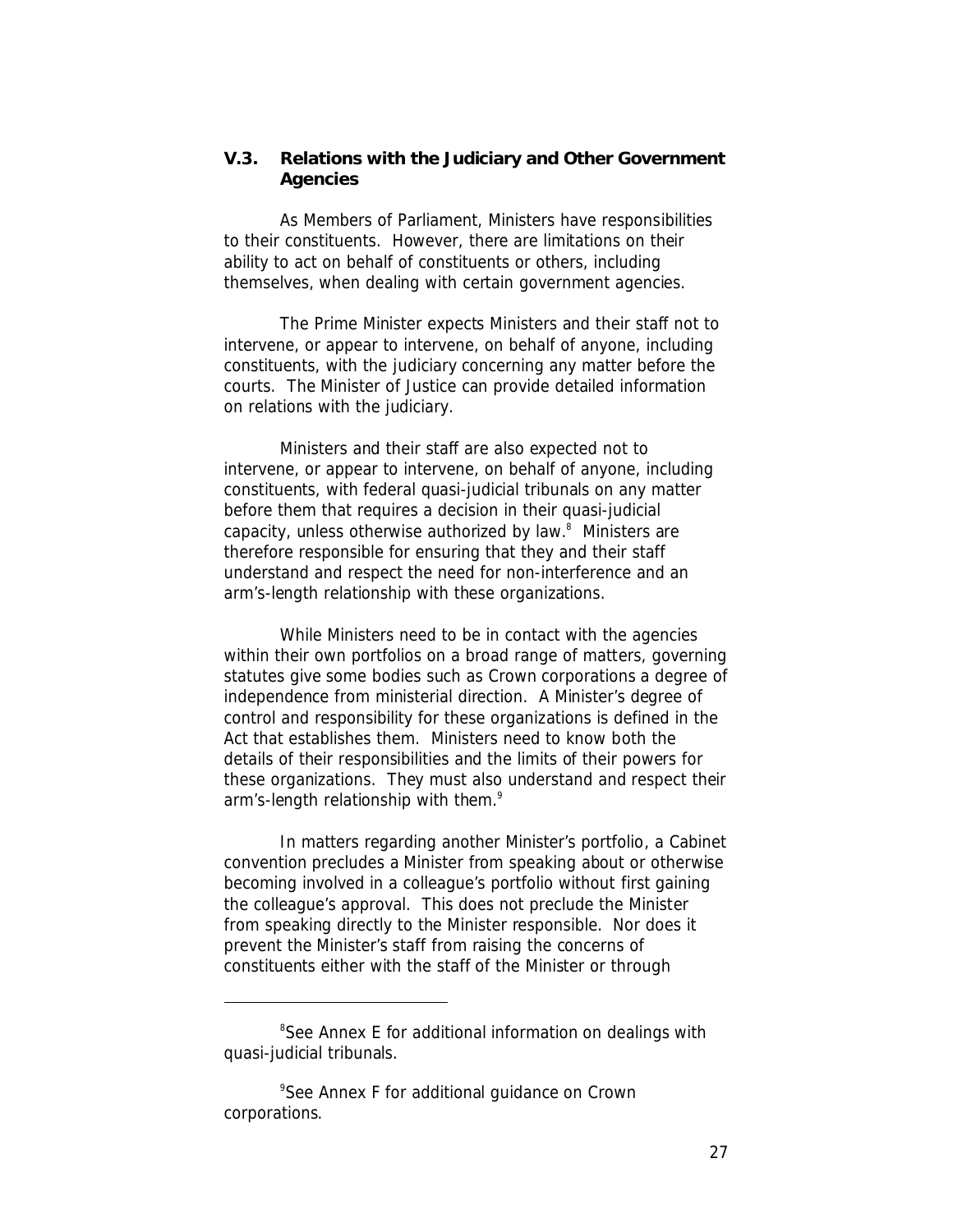### V.3. Relations with the Judiciary and Other Government Agencies

As Members of Parliament, Ministers have responsibilities to their constituents. However, there are limitations on their ability to act on behalf of constituents or others, including themselves, when dealing with certain government agencies.

The Prime Minister expects Ministers and their staff not to intervene, or appear to intervene, on behalf of anyone, including constituents, with the judiciary concerning any matter before the courts. The Minister of Justice can provide detailed information on relations with the judiciary.

Ministers and their staff are also expected not to intervene, or appear to intervene, on behalf of anyone, including constituents, with federal quasi-judicial tribunals on any matter before them that requires a decision in their quasi-judicial capacity, unless otherwise authorized by law.[8] Ministers are therefore responsible for ensuring that they and their staff understand and respect the need for non-interference and an arm's-length relationship with these organizations.

While Ministers need to be in contact with the agencies within their own portfolios on a broad range of matters, governing statutes give some bodies such as Crown corporations a degree of independence from ministerial direction. A Minister's degree of control and responsibility for these organizations is defined in the Act that establishes them. Ministers need to know both the details of their responsibilities and the limits of their powers for these organizations. They must also understand and respect their arm's-length relationship with them.[9]

In matters regarding another Minister's portfolio, a Cabinet convention precludes a Minister from speaking about or otherwise becoming involved in a colleague's portfolio without first gaining the colleague's approval. This does not preclude the Minister from speaking directly to the Minister responsible. Nor does it prevent the Minister's staff from raising the concerns of constituents either with the staff of the Minister or through

---

[8] See Annex E for additional information on dealings with quasi-judicial tribunals.

[9] See Annex F for additional guidance on Crown corporations.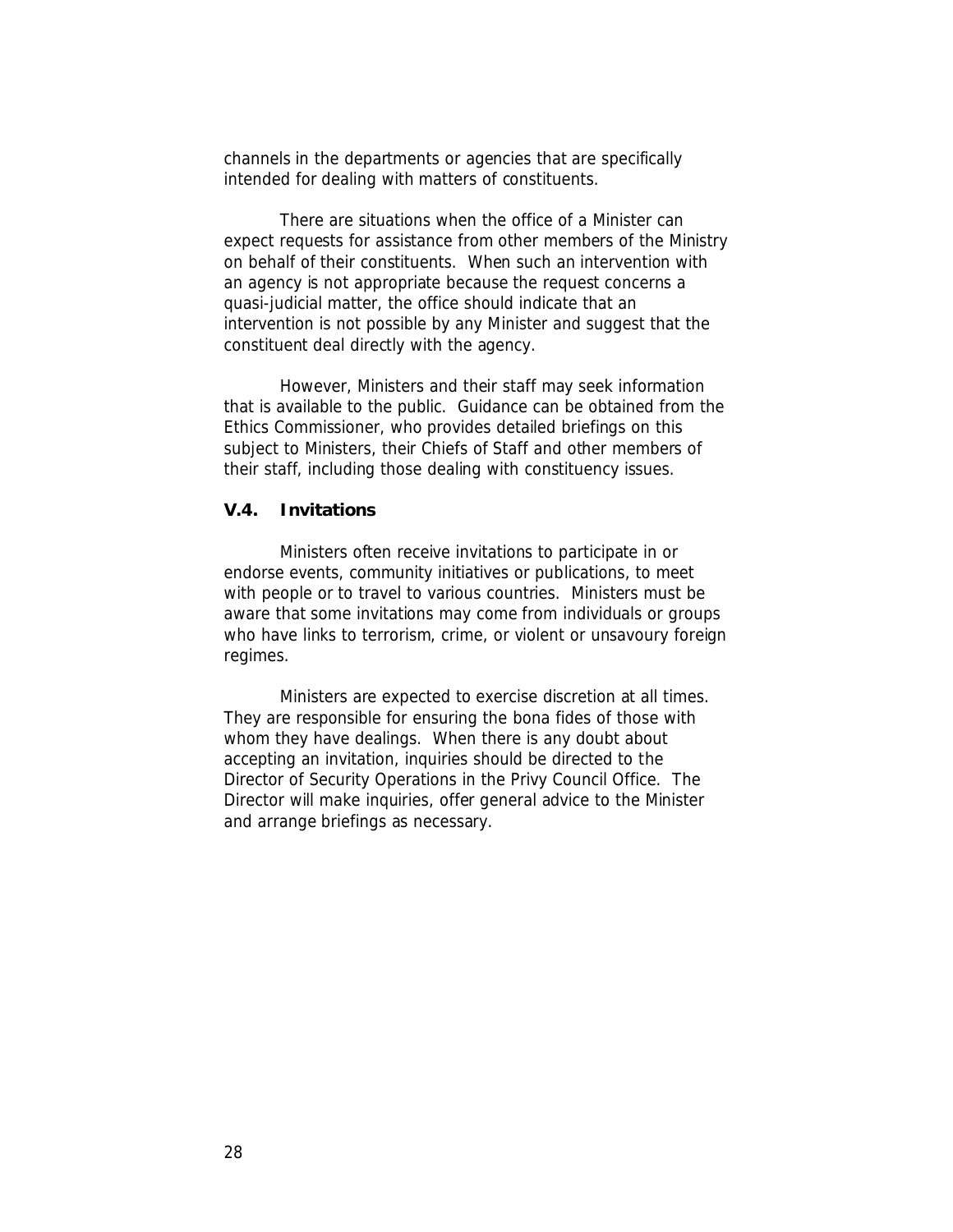channels in the departments or agencies that are specifically intended for dealing with matters of constituents.

There are situations when the office of a Minister can expect requests for assistance from other members of the Ministry on behalf of their constituents. When such an intervention with an agency is not appropriate because the request concerns a quasi-judicial matter, the office should indicate that an intervention is not possible by any Minister and suggest that the constituent deal directly with the agency.

However, Ministers and their staff may seek information that is available to the public. Guidance can be obtained from the Ethics Commissioner, who provides detailed briefings on this subject to Ministers, their Chiefs of Staff and other members of their staff, including those dealing with constituency issues.

### V.4. Invitations

Ministers often receive invitations to participate in or endorse events, community initiatives or publications, to meet with people or to travel to various countries. Ministers must be aware that some invitations may come from individuals or groups who have links to terrorism, crime, or violent or unsavoury foreign regimes.

Ministers are expected to exercise discretion at all times. They are responsible for ensuring the bona fides of those with whom they have dealings. When there is any doubt about accepting an invitation, inquiries should be directed to the Director of Security Operations in the Privy Council Office. The Director will make inquiries, offer general advice to the Minister and arrange briefings as necessary.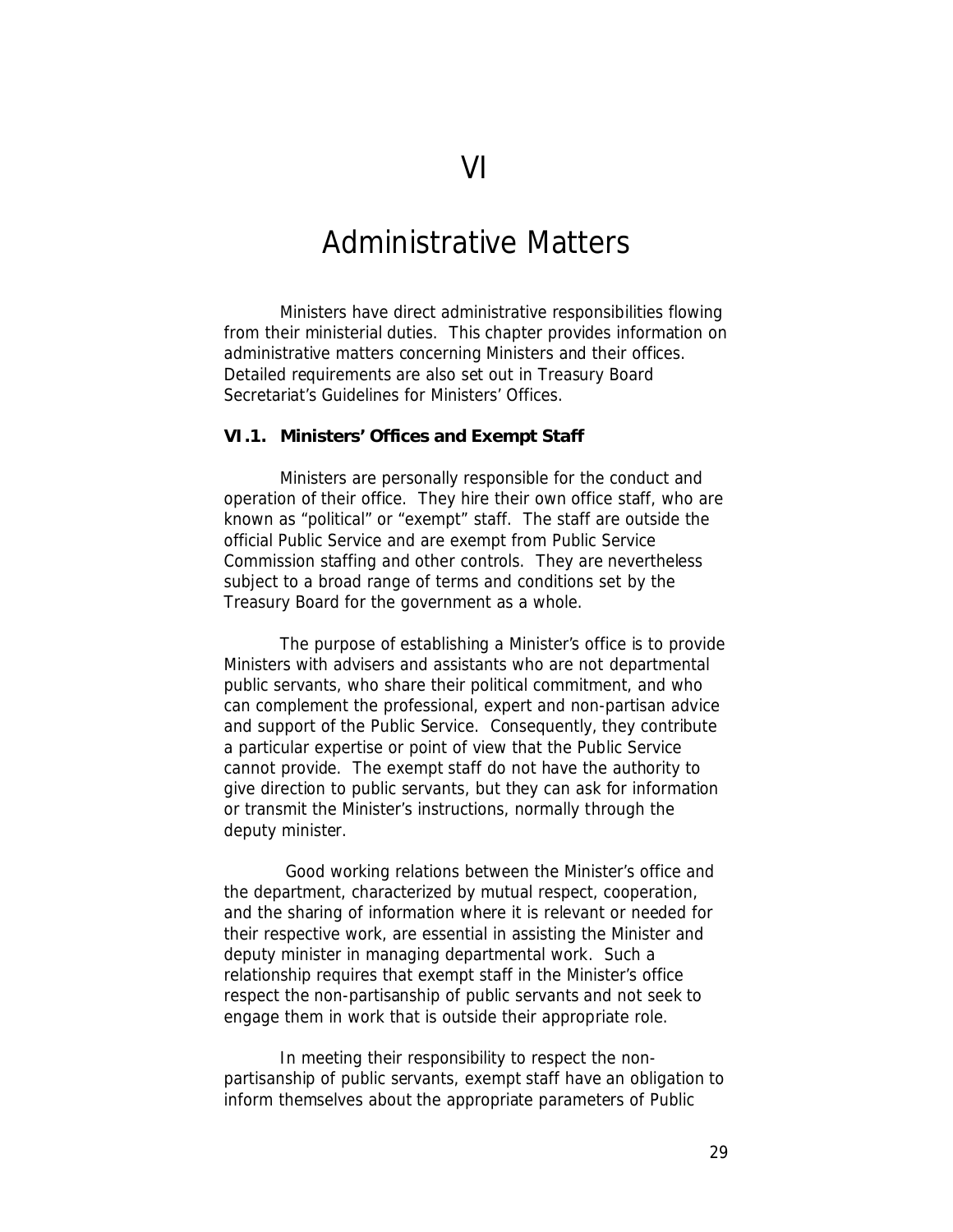# VI

# Administrative Matters

Ministers have direct administrative responsibilities flowing from their ministerial duties. This chapter provides information on administrative matters concerning Ministers and their offices. Detailed requirements are also set out in Treasury Board Secretariat's Guidelines for Ministers' Offices.

### VI.1. Ministers' Offices and Exempt Staff

Ministers are personally responsible for the conduct and operation of their office. They hire their own office staff, who are known as "political" or "exempt" staff. The staff are outside the official Public Service and are exempt from Public Service Commission staffing and other controls. They are nevertheless subject to a broad range of terms and conditions set by the Treasury Board for the government as a whole.

The purpose of establishing a Minister's office is to provide Ministers with advisers and assistants who are not departmental public servants, who share their political commitment, and who can complement the professional, expert and non-partisan advice and support of the Public Service. Consequently, they contribute a particular expertise or point of view that the Public Service cannot provide. The exempt staff do not have the authority to give direction to public servants, but they can ask for information or transmit the Minister's instructions, normally through the deputy minister.

Good working relations between the Minister's office and the department, characterized by mutual respect, cooperation, and the sharing of information where it is relevant or needed for their respective work, are essential in assisting the Minister and deputy minister in managing departmental work. Such a relationship requires that exempt staff in the Minister's office respect the non-partisanship of public servants and not seek to engage them in work that is outside their appropriate role.

In meeting their responsibility to respect the non-partisanship of public servants, exempt staff have an obligation to inform themselves about the appropriate parameters of Public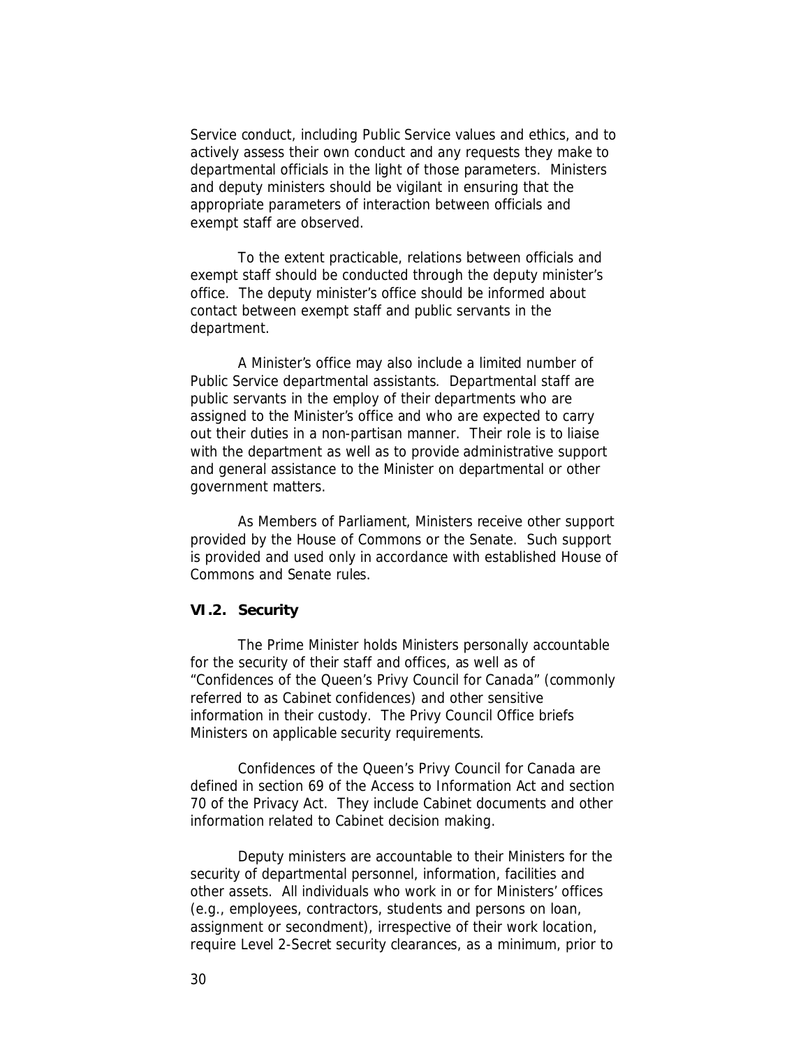Service conduct, including Public Service values and ethics, and to actively assess their own conduct and any requests they make to departmental officials in the light of those parameters. Ministers and deputy ministers should be vigilant in ensuring that the appropriate parameters of interaction between officials and exempt staff are observed.

To the extent practicable, relations between officials and exempt staff should be conducted through the deputy minister's office. The deputy minister's office should be informed about contact between exempt staff and public servants in the department.

A Minister's office may also include a limited number of Public Service departmental assistants. Departmental staff are public servants in the employ of their departments who are assigned to the Minister's office and who are expected to carry out their duties in a non-partisan manner. Their role is to liaise with the department as well as to provide administrative support and general assistance to the Minister on departmental or other government matters.

As Members of Parliament, Ministers receive other support provided by the House of Commons or the Senate. Such support is provided and used only in accordance with established House of Commons and Senate rules.

### VI.2. Security

The Prime Minister holds Ministers personally accountable for the security of their staff and offices, as well as of "Confidences of the Queen's Privy Council for Canada" (commonly referred to as Cabinet confidences) and other sensitive information in their custody. The Privy Council Office briefs Ministers on applicable security requirements.

Confidences of the Queen's Privy Council for Canada are defined in section 69 of the *Access to Information Act* and section 70 of the *Privacy Act*. They include Cabinet documents and other information related to Cabinet decision making.

Deputy ministers are accountable to their Ministers for the security of departmental personnel, information, facilities and other assets. All individuals who work in or for Ministers' offices (e.g., employees, contractors, students and persons on loan, assignment or secondment), irrespective of their work location, require Level 2-Secret security clearances, as a minimum, prior to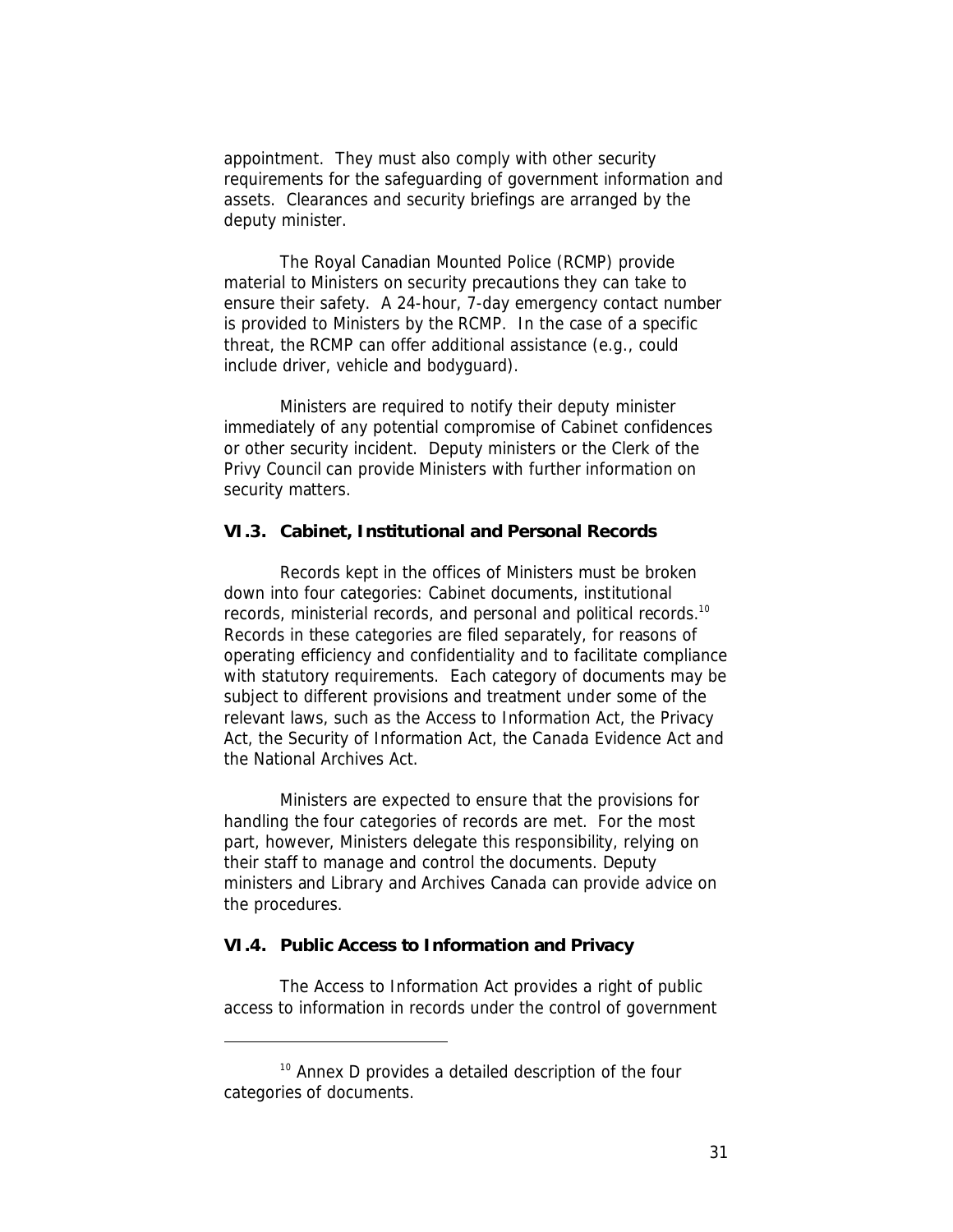appointment. They must also comply with other security requirements for the safeguarding of government information and assets. Clearances and security briefings are arranged by the deputy minister.

The Royal Canadian Mounted Police (RCMP) provide material to Ministers on security precautions they can take to ensure their safety. A 24-hour, 7-day emergency contact number is provided to Ministers by the RCMP. In the case of a specific threat, the RCMP can offer additional assistance (e.g., could include driver, vehicle and bodyguard).

Ministers are required to notify their deputy minister immediately of any potential compromise of Cabinet confidences or other security incident. Deputy ministers or the Clerk of the Privy Council can provide Ministers with further information on security matters.

### VI.3. Cabinet, Institutional and Personal Records

Records kept in the offices of Ministers must be broken down into four categories: Cabinet documents, institutional records, ministerial records, and personal and political records.[10] Records in these categories are filed separately, for reasons of operating efficiency and confidentiality and to facilitate compliance with statutory requirements. Each category of documents may be subject to different provisions and treatment under some of the relevant laws, such as the Access to Information Act, the Privacy Act, the Security of Information Act, the Canada Evidence Act and the National Archives Act.

Ministers are expected to ensure that the provisions for handling the four categories of records are met. For the most part, however, Ministers delegate this responsibility, relying on their staff to manage and control the documents. Deputy ministers and Library and Archives Canada can provide advice on the procedures.

### VI.4. Public Access to Information and Privacy

The Access to Information Act provides a right of public access to information in records under the control of government

---

[10] Annex D provides a detailed description of the four categories of documents.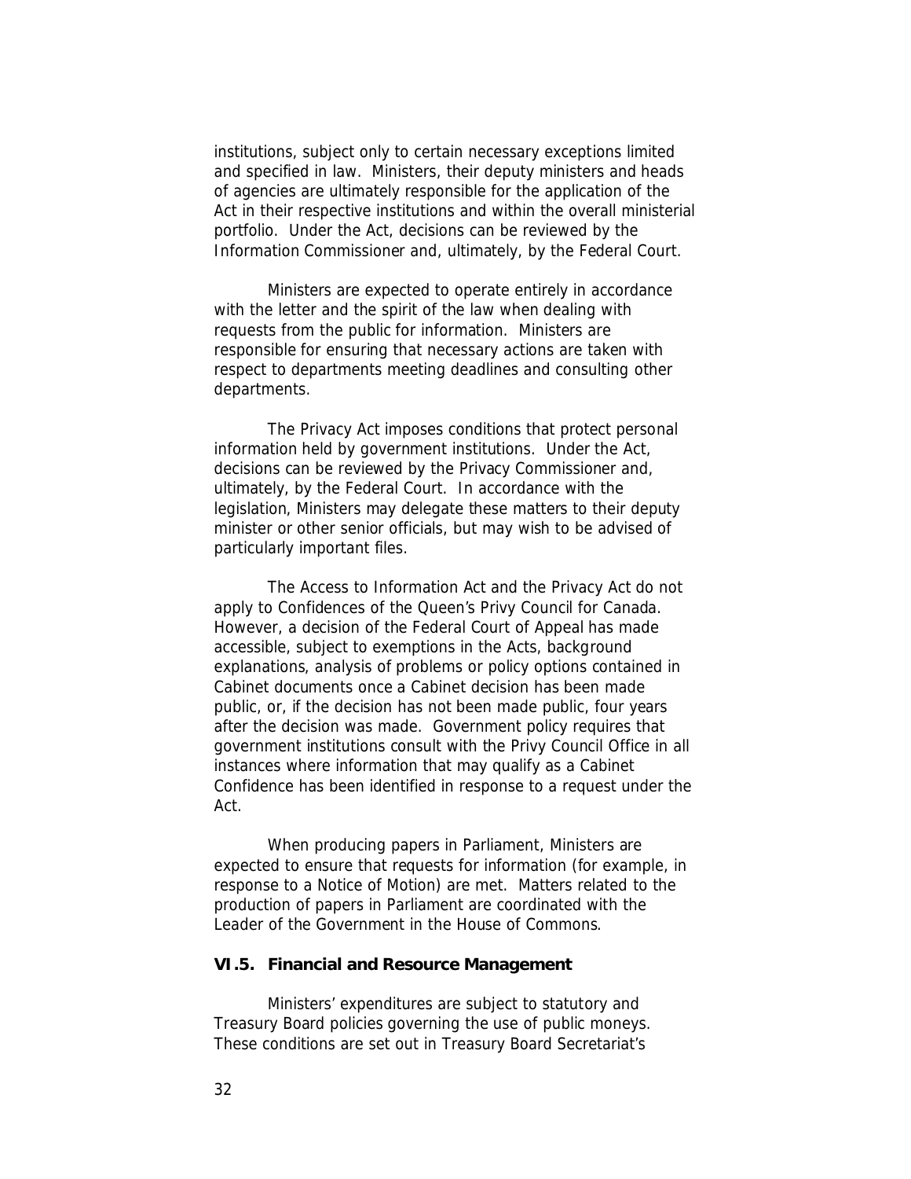institutions, subject only to certain necessary exceptions limited and specified in law. Ministers, their deputy ministers and heads of agencies are ultimately responsible for the application of the Act in their respective institutions and within the overall ministerial portfolio. Under the Act, decisions can be reviewed by the Information Commissioner and, ultimately, by the Federal Court.

Ministers are expected to operate entirely in accordance with the letter and the spirit of the law when dealing with requests from the public for information. Ministers are responsible for ensuring that necessary actions are taken with respect to departments meeting deadlines and consulting other departments.

The Privacy Act imposes conditions that protect personal information held by government institutions. Under the Act, decisions can be reviewed by the Privacy Commissioner and, ultimately, by the Federal Court. In accordance with the legislation, Ministers may delegate these matters to their deputy minister or other senior officials, but may wish to be advised of particularly important files.

The Access to Information Act and the Privacy Act do not apply to Confidences of the Queen's Privy Council for Canada. However, a decision of the Federal Court of Appeal has made accessible, subject to exemptions in the Acts, background explanations, analysis of problems or policy options contained in Cabinet documents once a Cabinet decision has been made public, or, if the decision has not been made public, four years after the decision was made. Government policy requires that government institutions consult with the Privy Council Office in all instances where information that may qualify as a Cabinet Confidence has been identified in response to a request under the Act.

When producing papers in Parliament, Ministers are expected to ensure that requests for information (for example, in response to a Notice of Motion) are met. Matters related to the production of papers in Parliament are coordinated with the Leader of the Government in the House of Commons.

### VI.5. Financial and Resource Management

Ministers' expenditures are subject to statutory and Treasury Board policies governing the use of public moneys. These conditions are set out in Treasury Board Secretariat's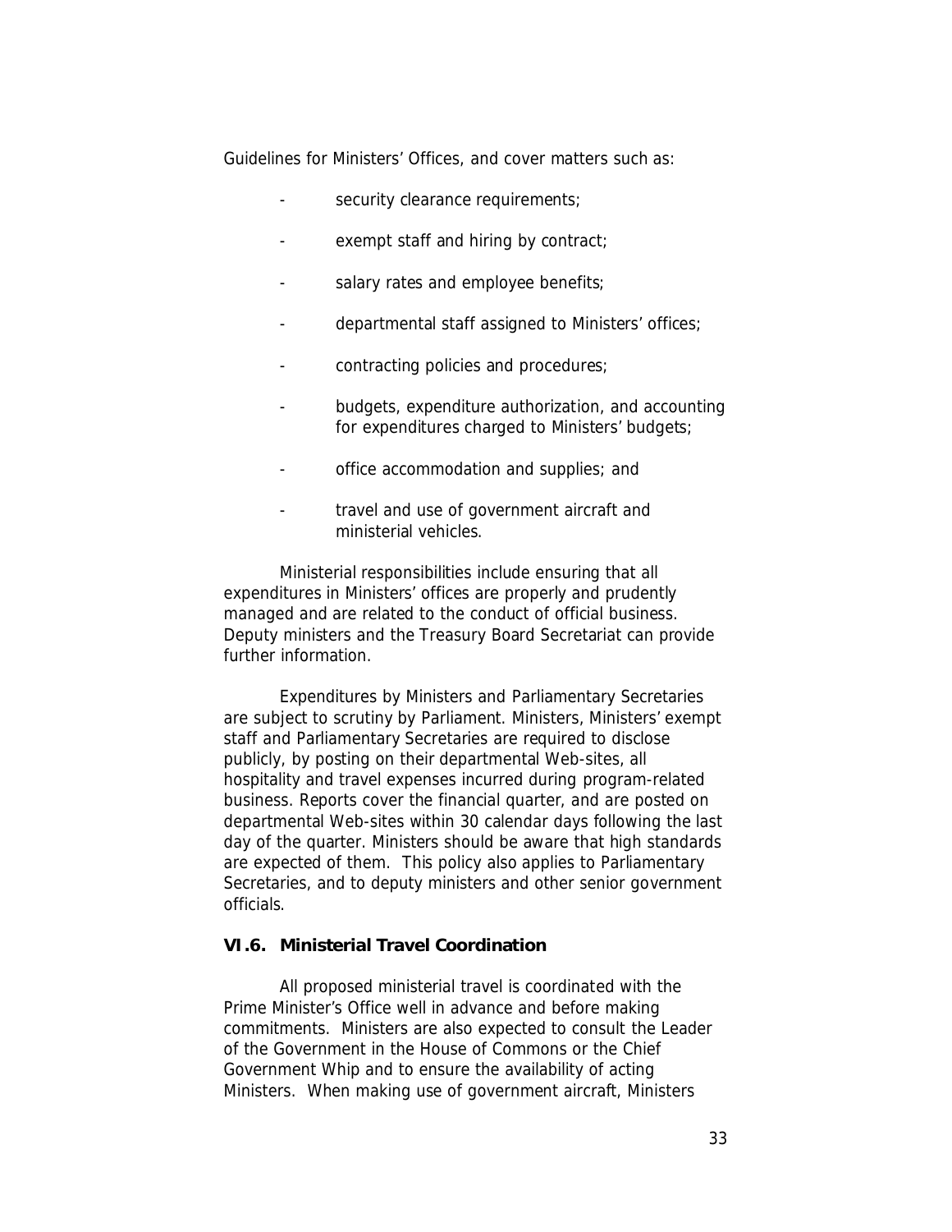Guidelines for Ministers' Offices, and cover matters such as:

- security clearance requirements;
- exempt staff and hiring by contract;
- salary rates and employee benefits;
- departmental staff assigned to Ministers' offices;
- contracting policies and procedures;
- budgets, expenditure authorization, and accounting for expenditures charged to Ministers' budgets;
- office accommodation and supplies; and
- travel and use of government aircraft and ministerial vehicles.

Ministerial responsibilities include ensuring that all expenditures in Ministers' offices are properly and prudently managed and are related to the conduct of official business. Deputy ministers and the Treasury Board Secretariat can provide further information.

Expenditures by Ministers and Parliamentary Secretaries are subject to scrutiny by Parliament. Ministers, Ministers' exempt staff and Parliamentary Secretaries are required to disclose publicly, by posting on their departmental Web-sites, all hospitality and travel expenses incurred during program-related business. Reports cover the financial quarter, and are posted on departmental Web-sites within 30 calendar days following the last day of the quarter. Ministers should be aware that high standards are expected of them. This policy also applies to Parliamentary Secretaries, and to deputy ministers and other senior government officials.

### VI.6. Ministerial Travel Coordination

All proposed ministerial travel is coordinated with the Prime Minister's Office well in advance and before making commitments. Ministers are also expected to consult the Leader of the Government in the House of Commons or the Chief Government Whip and to ensure the availability of acting Ministers. When making use of government aircraft, Ministers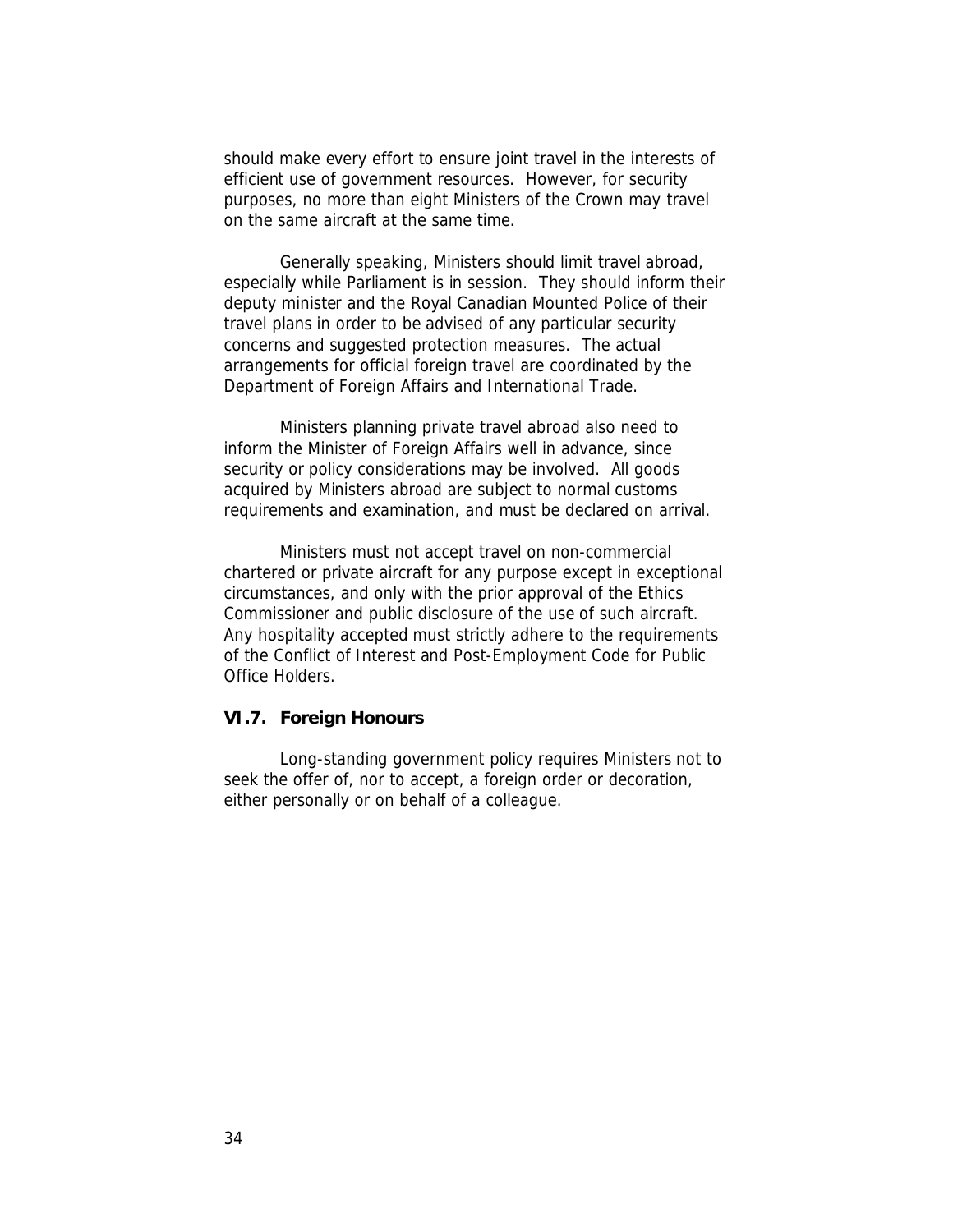should make every effort to ensure joint travel in the interests of efficient use of government resources. However, for security purposes, no more than eight Ministers of the Crown may travel on the same aircraft at the same time.

Generally speaking, Ministers should limit travel abroad, especially while Parliament is in session. They should inform their deputy minister and the Royal Canadian Mounted Police of their travel plans in order to be advised of any particular security concerns and suggested protection measures. The actual arrangements for official foreign travel are coordinated by the Department of Foreign Affairs and International Trade.

Ministers planning private travel abroad also need to inform the Minister of Foreign Affairs well in advance, since security or policy considerations may be involved. All goods acquired by Ministers abroad are subject to normal customs requirements and examination, and must be declared on arrival.

Ministers must not accept travel on non-commercial chartered or private aircraft for any purpose except in exceptional circumstances, and only with the prior approval of the Ethics Commissioner and public disclosure of the use of such aircraft. Any hospitality accepted must strictly adhere to the requirements of the Conflict of Interest and Post-Employment Code for Public Office Holders.

### VI.7. Foreign Honours

Long-standing government policy requires Ministers not to seek the offer of, nor to accept, a foreign order or decoration, either personally or on behalf of a colleague.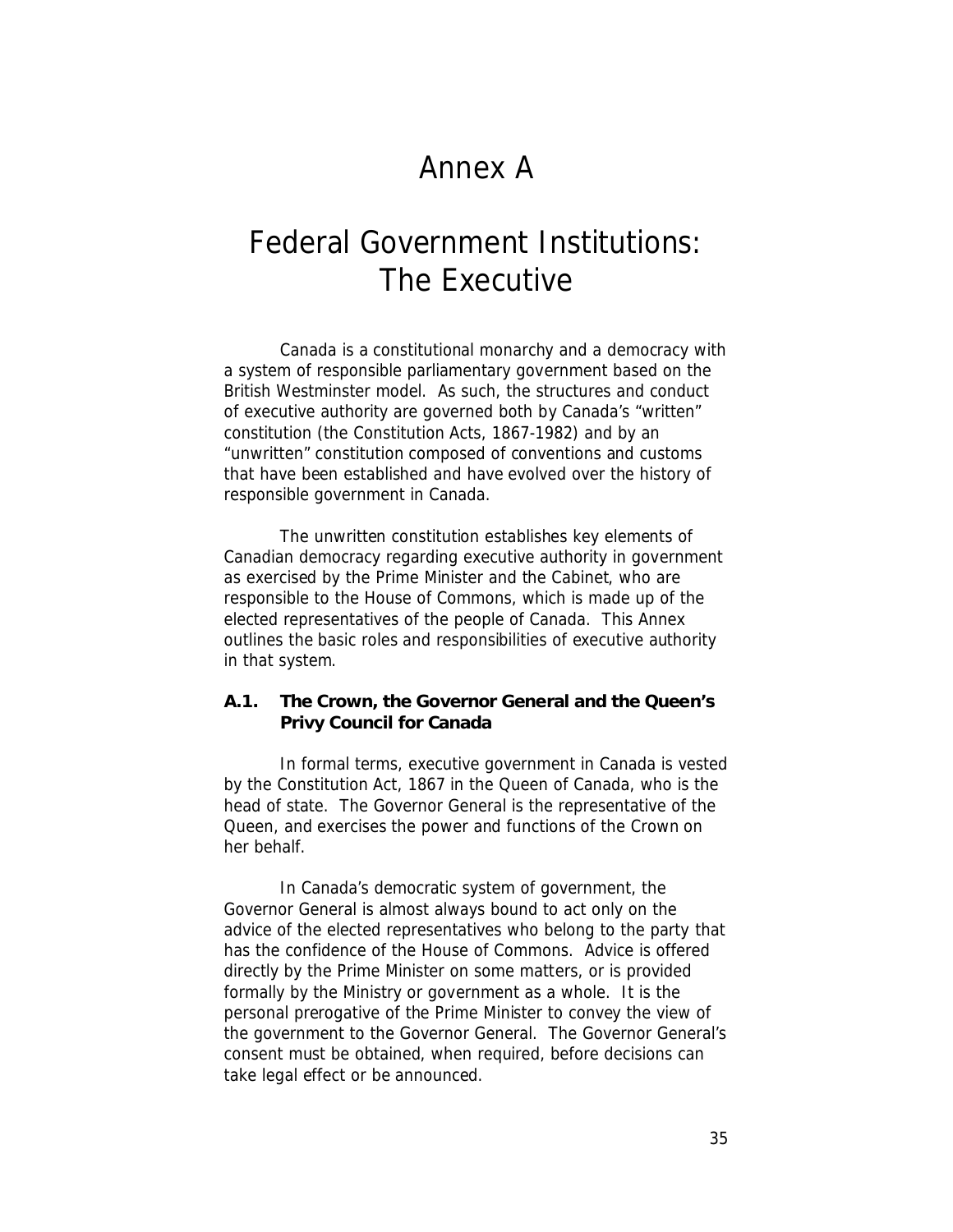# Annex A

# Federal Government Institutions: The Executive

Canada is a constitutional monarchy and a democracy with a system of responsible parliamentary government based on the British Westminster model. As such, the structures and conduct of executive authority are governed both by Canada's "written" constitution (the Constitution Acts, 1867-1982) and by an "unwritten" constitution composed of conventions and customs that have been established and have evolved over the history of responsible government in Canada.

The unwritten constitution establishes key elements of Canadian democracy regarding executive authority in government as exercised by the Prime Minister and the Cabinet, who are responsible to the House of Commons, which is made up of the elected representatives of the people of Canada. This Annex outlines the basic roles and responsibilities of executive authority in that system.

### A.1. The Crown, the Governor General and the Queen's Privy Council for Canada

In formal terms, executive government in Canada is vested by the Constitution Act, 1867 in the Queen of Canada, who is the head of state. The Governor General is the representative of the Queen, and exercises the power and functions of the Crown on her behalf.

In Canada's democratic system of government, the Governor General is almost always bound to act only on the advice of the elected representatives who belong to the party that has the confidence of the House of Commons. Advice is offered directly by the Prime Minister on some matters, or is provided formally by the Ministry or government as a whole. It is the personal prerogative of the Prime Minister to convey the view of the government to the Governor General. The Governor General's consent must be obtained, when required, before decisions can take legal effect or be announced.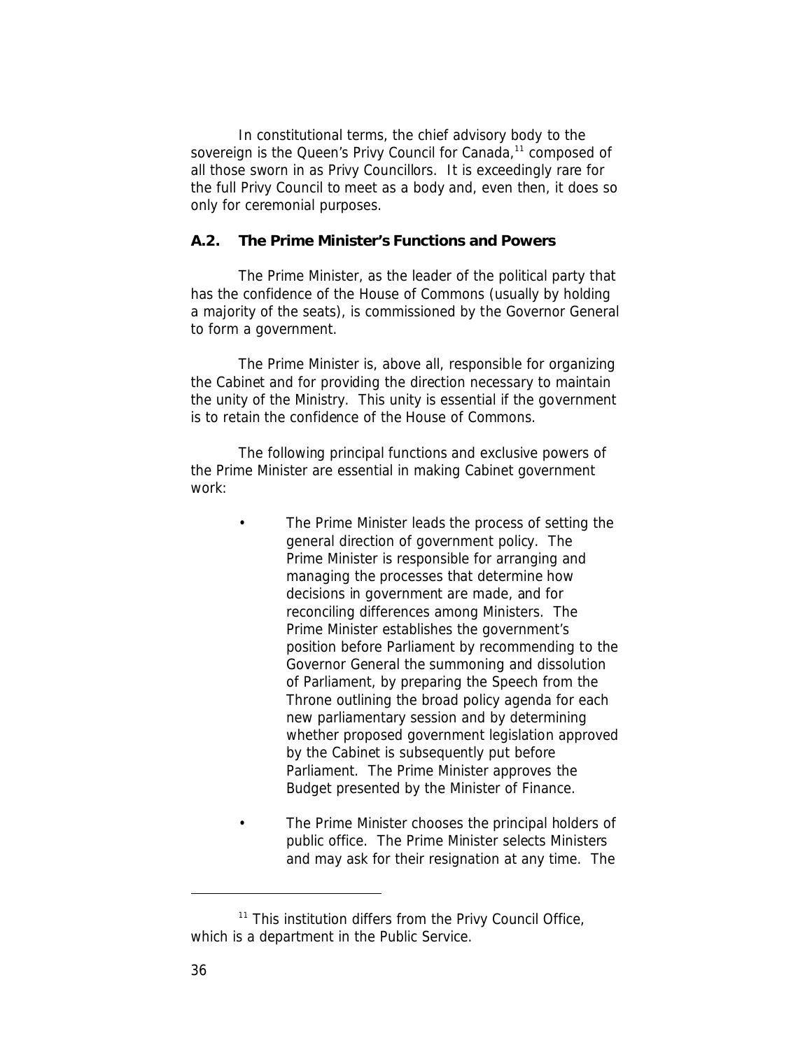In constitutional terms, the chief advisory body to the sovereign is the Queen's Privy Council for Canada,[11] composed of all those sworn in as Privy Councillors. It is exceedingly rare for the full Privy Council to meet as a body and, even then, it does so only for ceremonial purposes.

### A.2. The Prime Minister's Functions and Powers

The Prime Minister, as the leader of the political party that has the confidence of the House of Commons (usually by holding a majority of the seats), is commissioned by the Governor General to form a government.

The Prime Minister is, above all, responsible for organizing the Cabinet and for providing the direction necessary to maintain the unity of the Ministry. This unity is essential if the government is to retain the confidence of the House of Commons.

The following principal functions and exclusive powers of the Prime Minister are essential in making Cabinet government work:

- The Prime Minister leads the process of setting the general direction of government policy. The Prime Minister is responsible for arranging and managing the processes that determine how decisions in government are made, and for reconciling differences among Ministers. The Prime Minister establishes the government's position before Parliament by recommending to the Governor General the summoning and dissolution of Parliament, by preparing the Speech from the Throne outlining the broad policy agenda for each new parliamentary session and by determining whether proposed government legislation approved by the Cabinet is subsequently put before Parliament. The Prime Minister approves the Budget presented by the Minister of Finance.
- The Prime Minister chooses the principal holders of public office. The Prime Minister selects Ministers and may ask for their resignation at any time. The

[11] This institution differs from the Privy Council Office, which is a department in the Public Service.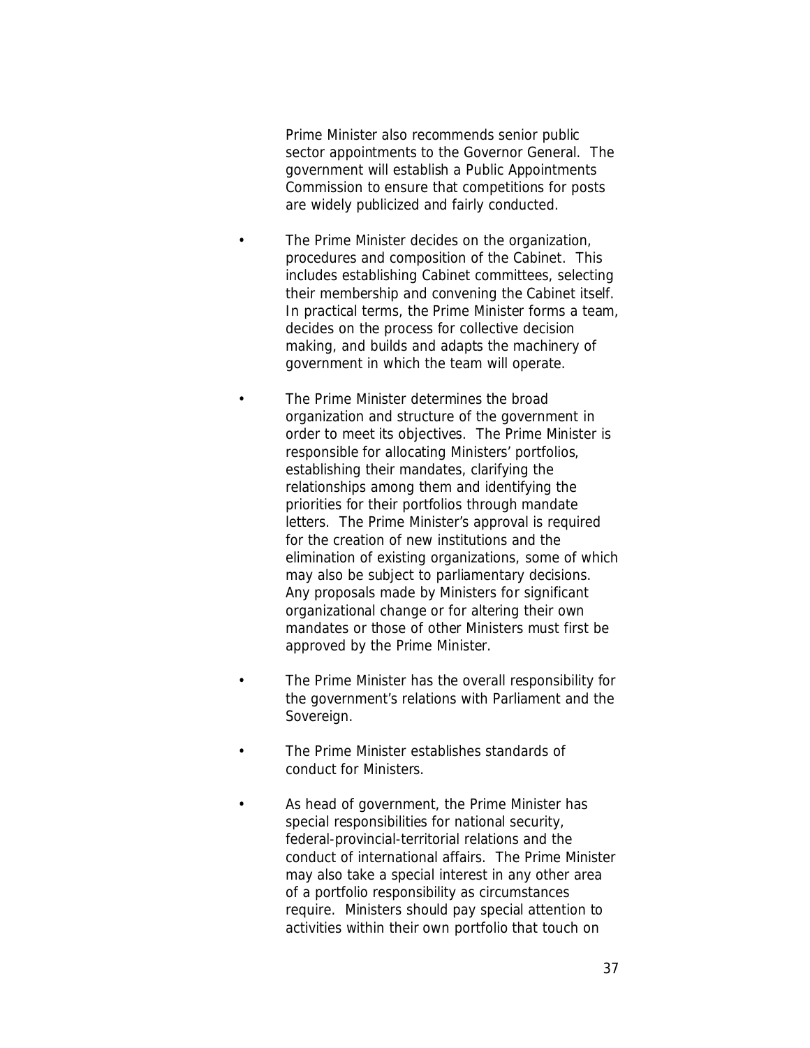Prime Minister also recommends senior public sector appointments to the Governor General. The government will establish a Public Appointments Commission to ensure that competitions for posts are widely publicized and fairly conducted.

- The Prime Minister decides on the organization, procedures and composition of the Cabinet. This includes establishing Cabinet committees, selecting their membership and convening the Cabinet itself. In practical terms, the Prime Minister forms a team, decides on the process for collective decision making, and builds and adapts the machinery of government in which the team will operate.

- The Prime Minister determines the broad organization and structure of the government in order to meet its objectives. The Prime Minister is responsible for allocating Ministers' portfolios, establishing their mandates, clarifying the relationships among them and identifying the priorities for their portfolios through mandate letters. The Prime Minister's approval is required for the creation of new institutions and the elimination of existing organizations, some of which may also be subject to parliamentary decisions. Any proposals made by Ministers for significant organizational change or for altering their own mandates or those of other Ministers must first be approved by the Prime Minister.

- The Prime Minister has the overall responsibility for the government's relations with Parliament and the Sovereign.

- The Prime Minister establishes standards of conduct for Ministers.

- As head of government, the Prime Minister has special responsibilities for national security, federal-provincial-territorial relations and the conduct of international affairs. The Prime Minister may also take a special interest in any other area of a portfolio responsibility as circumstances require. Ministers should pay special attention to activities within their own portfolio that touch on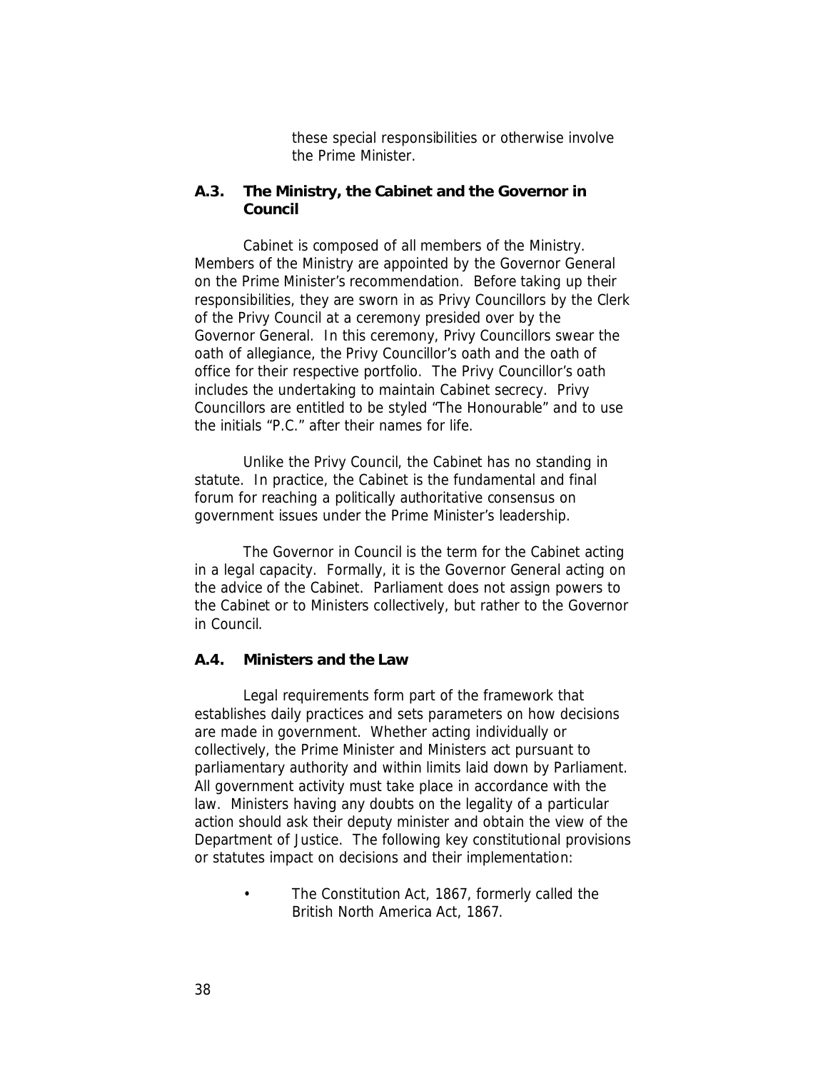these special responsibilities or otherwise involve the Prime Minister.

### A.3. The Ministry, the Cabinet and the Governor in Council

Cabinet is composed of all members of the Ministry. Members of the Ministry are appointed by the Governor General on the Prime Minister's recommendation. Before taking up their responsibilities, they are sworn in as Privy Councillors by the Clerk of the Privy Council at a ceremony presided over by the Governor General. In this ceremony, Privy Councillors swear the oath of allegiance, the Privy Councillor's oath and the oath of office for their respective portfolio. The Privy Councillor's oath includes the undertaking to maintain Cabinet secrecy. Privy Councillors are entitled to be styled "The Honourable" and to use the initials "P.C." after their names for life.

Unlike the Privy Council, the Cabinet has no standing in statute. In practice, the Cabinet is the fundamental and final forum for reaching a politically authoritative consensus on government issues under the Prime Minister's leadership.

The Governor in Council is the term for the Cabinet acting in a legal capacity. Formally, it is the Governor General acting on the advice of the Cabinet. Parliament does not assign powers to the Cabinet or to Ministers collectively, but rather to the Governor in Council.

### A.4. Ministers and the Law

Legal requirements form part of the framework that establishes daily practices and sets parameters on how decisions are made in government. Whether acting individually or collectively, the Prime Minister and Ministers act pursuant to parliamentary authority and within limits laid down by Parliament. All government activity must take place in accordance with the law. Ministers having any doubts on the legality of a particular action should ask their deputy minister and obtain the view of the Department of Justice. The following key constitutional provisions or statutes impact on decisions and their implementation:

- The Constitution Act, 1867, formerly called the British North America Act, 1867.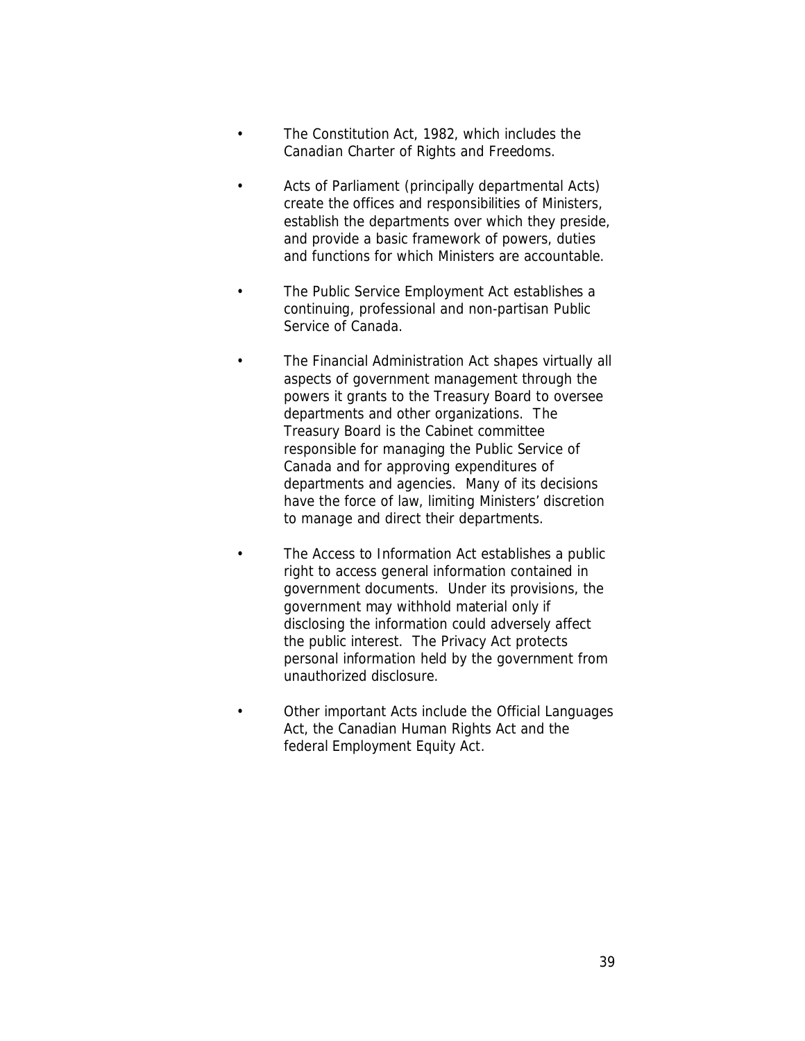- The Constitution Act, 1982, which includes the Canadian Charter of Rights and Freedoms.

- Acts of Parliament (principally departmental Acts) create the offices and responsibilities of Ministers, establish the departments over which they preside, and provide a basic framework of powers, duties and functions for which Ministers are accountable.

- The Public Service Employment Act establishes a continuing, professional and non-partisan Public Service of Canada.

- The Financial Administration Act shapes virtually all aspects of government management through the powers it grants to the Treasury Board to oversee departments and other organizations. The Treasury Board is the Cabinet committee responsible for managing the Public Service of Canada and for approving expenditures of departments and agencies. Many of its decisions have the force of law, limiting Ministers' discretion to manage and direct their departments.

- The Access to Information Act establishes a public right to access general information contained in government documents. Under its provisions, the government may withhold material only if disclosing the information could adversely affect the public interest. The Privacy Act protects personal information held by the government from unauthorized disclosure.

- Other important Acts include the Official Languages Act, the Canadian Human Rights Act and the federal Employment Equity Act.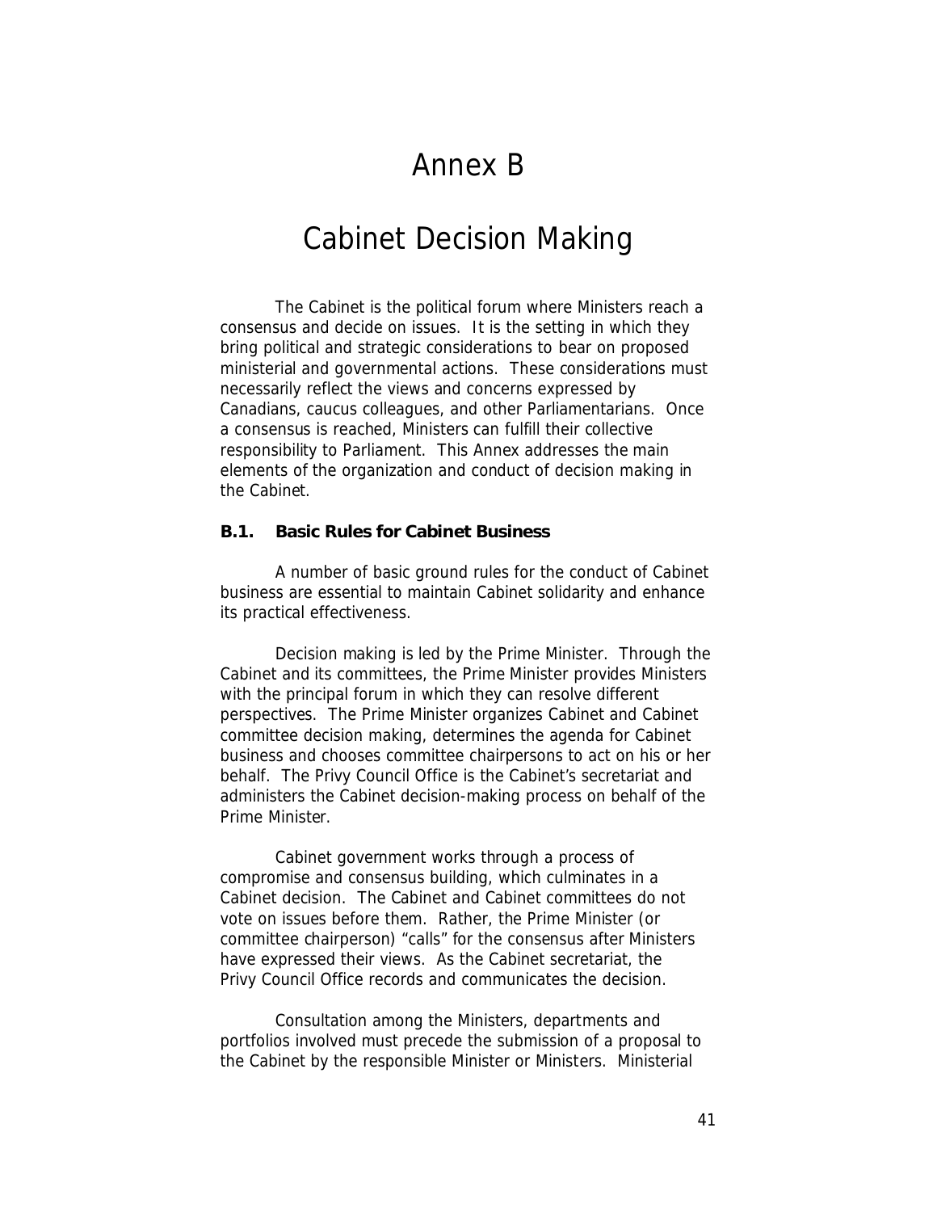# Annex B

# Cabinet Decision Making

The Cabinet is the political forum where Ministers reach a consensus and decide on issues. It is the setting in which they bring political and strategic considerations to bear on proposed ministerial and governmental actions. These considerations must necessarily reflect the views and concerns expressed by Canadians, caucus colleagues, and other Parliamentarians. Once a consensus is reached, Ministers can fulfill their collective responsibility to Parliament. This Annex addresses the main elements of the organization and conduct of decision making in the Cabinet.

### B.1. Basic Rules for Cabinet Business

A number of basic ground rules for the conduct of Cabinet business are essential to maintain Cabinet solidarity and enhance its practical effectiveness.

Decision making is led by the Prime Minister. Through the Cabinet and its committees, the Prime Minister provides Ministers with the principal forum in which they can resolve different perspectives. The Prime Minister organizes Cabinet and Cabinet committee decision making, determines the agenda for Cabinet business and chooses committee chairpersons to act on his or her behalf. The Privy Council Office is the Cabinet's secretariat and administers the Cabinet decision-making process on behalf of the Prime Minister.

Cabinet government works through a process of compromise and consensus building, which culminates in a Cabinet decision. The Cabinet and Cabinet committees do not vote on issues before them. Rather, the Prime Minister (or committee chairperson) "calls" for the consensus after Ministers have expressed their views. As the Cabinet secretariat, the Privy Council Office records and communicates the decision.

Consultation among the Ministers, departments and portfolios involved must precede the submission of a proposal to the Cabinet by the responsible Minister or Ministers. Ministerial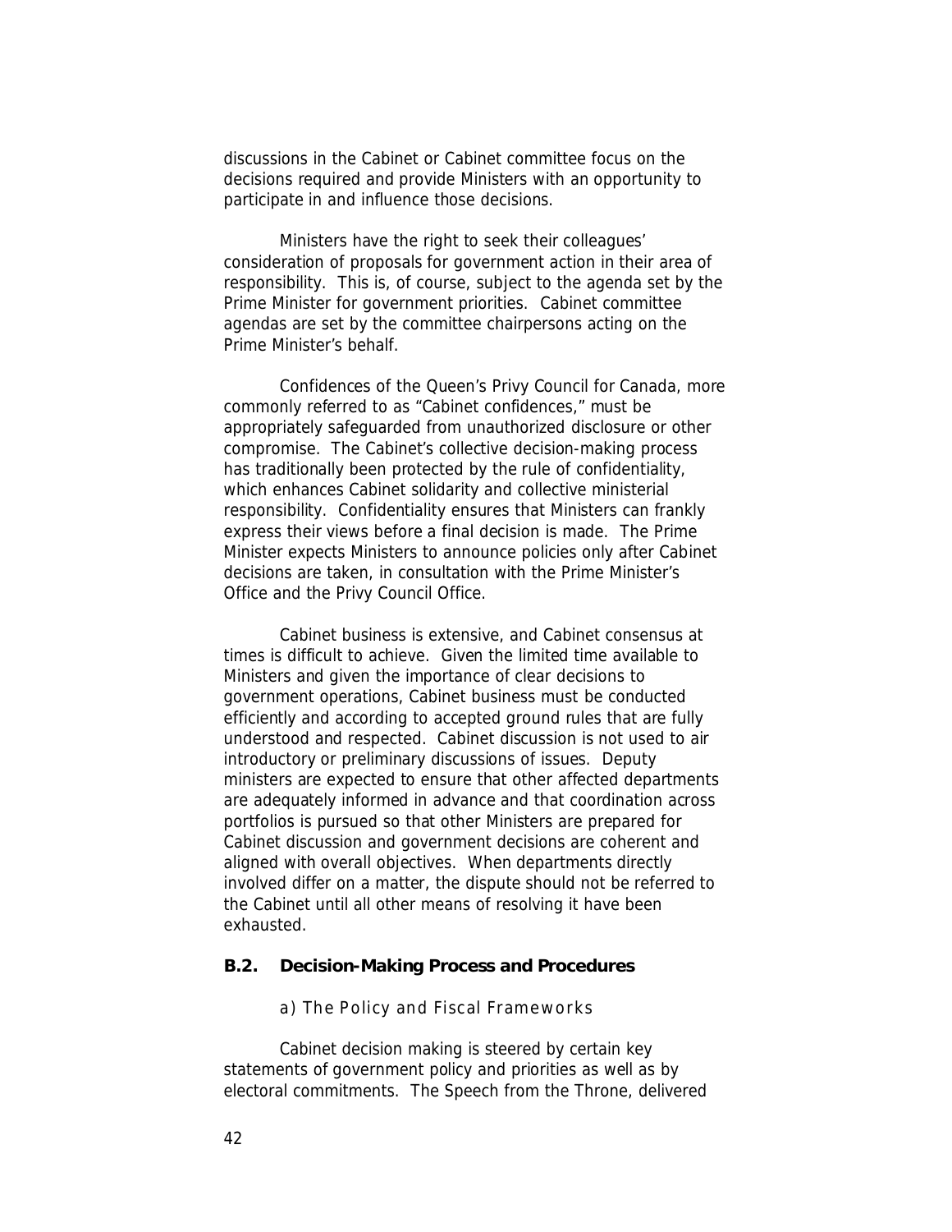discussions in the Cabinet or Cabinet committee focus on the decisions required and provide Ministers with an opportunity to participate in and influence those decisions.

Ministers have the right to seek their colleagues' consideration of proposals for government action in their area of responsibility. This is, of course, subject to the agenda set by the Prime Minister for government priorities. Cabinet committee agendas are set by the committee chairpersons acting on the Prime Minister's behalf.

Confidences of the Queen's Privy Council for Canada, more commonly referred to as "Cabinet confidences," must be appropriately safeguarded from unauthorized disclosure or other compromise. The Cabinet's collective decision-making process has traditionally been protected by the rule of confidentiality, which enhances Cabinet solidarity and collective ministerial responsibility. Confidentiality ensures that Ministers can frankly express their views before a final decision is made. The Prime Minister expects Ministers to announce policies only after Cabinet decisions are taken, in consultation with the Prime Minister's Office and the Privy Council Office.

Cabinet business is extensive, and Cabinet consensus at times is difficult to achieve. Given the limited time available to Ministers and given the importance of clear decisions to government operations, Cabinet business must be conducted efficiently and according to accepted ground rules that are fully understood and respected. Cabinet discussion is not used to air introductory or preliminary discussions of issues. Deputy ministers are expected to ensure that other affected departments are adequately informed in advance and that coordination across portfolios is pursued so that other Ministers are prepared for Cabinet discussion and government decisions are coherent and aligned with overall objectives. When departments directly involved differ on a matter, the dispute should not be referred to the Cabinet until all other means of resolving it have been exhausted.

## B.2. Decision-Making Process and Procedures

### a) The Policy and Fiscal Frameworks

Cabinet decision making is steered by certain key statements of government policy and priorities as well as by electoral commitments. The Speech from the Throne, delivered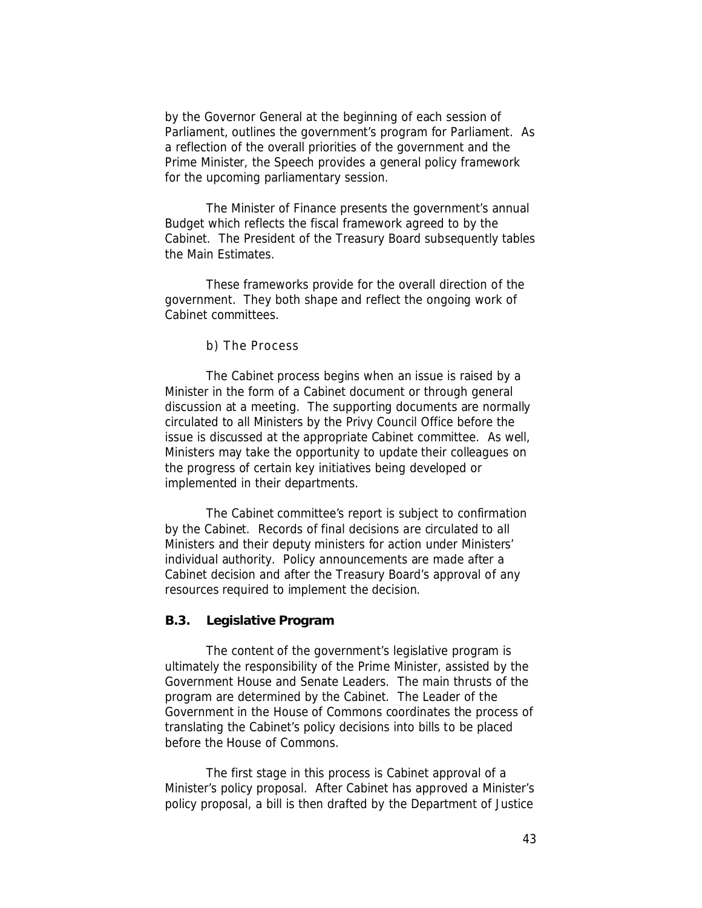by the Governor General at the beginning of each session of Parliament, outlines the government's program for Parliament. As a reflection of the overall priorities of the government and the Prime Minister, the Speech provides a general policy framework for the upcoming parliamentary session.

The Minister of Finance presents the government's annual Budget which reflects the fiscal framework agreed to by the Cabinet. The President of the Treasury Board subsequently tables the Main Estimates.

These frameworks provide for the overall direction of the government. They both shape and reflect the ongoing work of Cabinet committees.

b) The Process

The Cabinet process begins when an issue is raised by a Minister in the form of a Cabinet document or through general discussion at a meeting. The supporting documents are normally circulated to all Ministers by the Privy Council Office before the issue is discussed at the appropriate Cabinet committee. As well, Ministers may take the opportunity to update their colleagues on the progress of certain key initiatives being developed or implemented in their departments.

The Cabinet committee's report is subject to confirmation by the Cabinet. Records of final decisions are circulated to all Ministers and their deputy ministers for action under Ministers' individual authority. Policy announcements are made after a Cabinet decision and after the Treasury Board's approval of any resources required to implement the decision.

### B.3. Legislative Program

The content of the government's legislative program is ultimately the responsibility of the Prime Minister, assisted by the Government House and Senate Leaders. The main thrusts of the program are determined by the Cabinet. The Leader of the Government in the House of Commons coordinates the process of translating the Cabinet's policy decisions into bills to be placed before the House of Commons.

The first stage in this process is Cabinet approval of a Minister's policy proposal. After Cabinet has approved a Minister's policy proposal, a bill is then drafted by the Department of Justice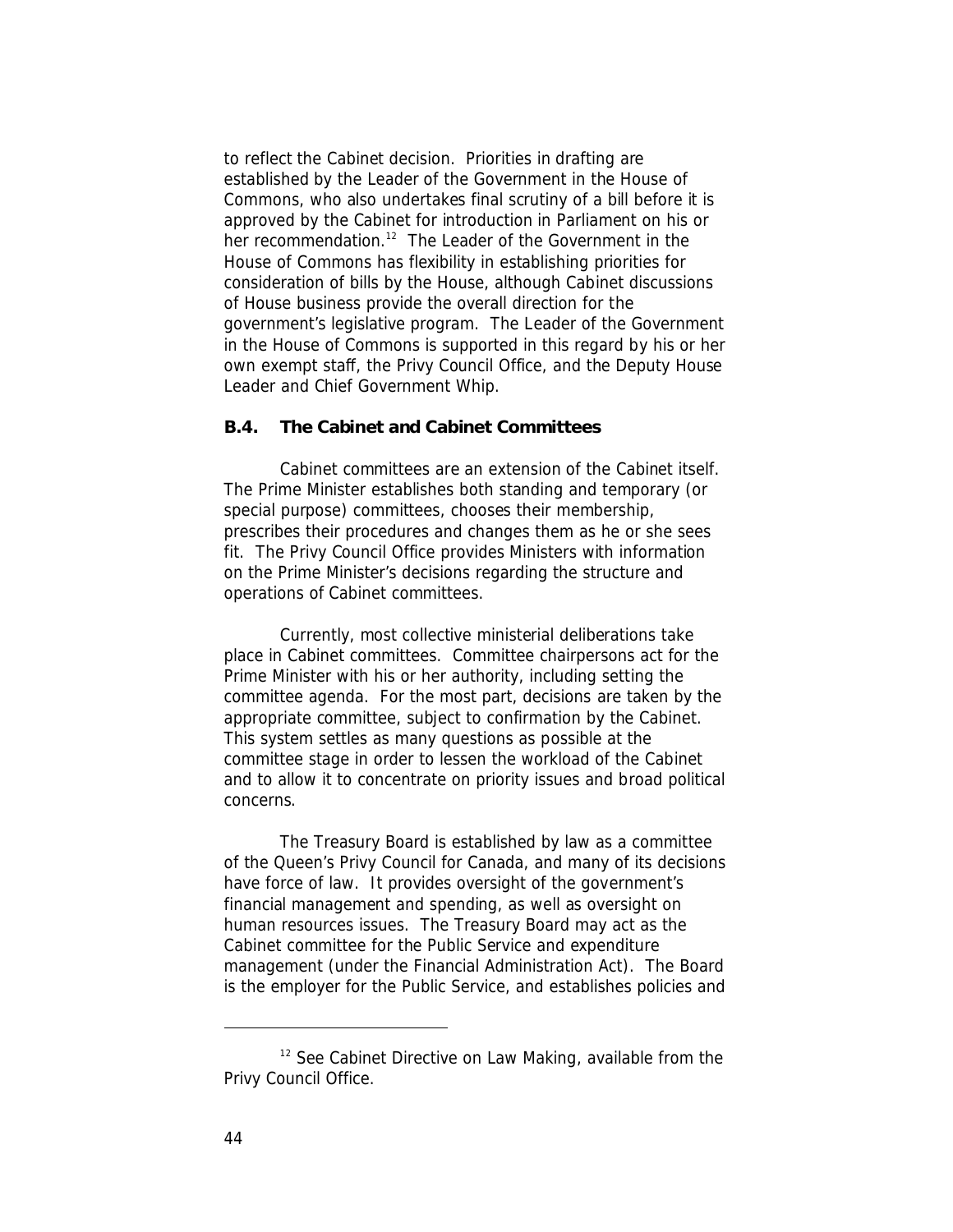to reflect the Cabinet decision. Priorities in drafting are established by the Leader of the Government in the House of Commons, who also undertakes final scrutiny of a bill before it is approved by the Cabinet for introduction in Parliament on his or her recommendation.[12] The Leader of the Government in the House of Commons has flexibility in establishing priorities for consideration of bills by the House, although Cabinet discussions of House business provide the overall direction for the government's legislative program. The Leader of the Government in the House of Commons is supported in this regard by his or her own exempt staff, the Privy Council Office, and the Deputy House Leader and Chief Government Whip.

### B.4. The Cabinet and Cabinet Committees

Cabinet committees are an extension of the Cabinet itself. The Prime Minister establishes both standing and temporary (or special purpose) committees, chooses their membership, prescribes their procedures and changes them as he or she sees fit. The Privy Council Office provides Ministers with information on the Prime Minister's decisions regarding the structure and operations of Cabinet committees.

Currently, most collective ministerial deliberations take place in Cabinet committees. Committee chairpersons act for the Prime Minister with his or her authority, including setting the committee agenda. For the most part, decisions are taken by the appropriate committee, subject to confirmation by the Cabinet. This system settles as many questions as possible at the committee stage in order to lessen the workload of the Cabinet and to allow it to concentrate on priority issues and broad political concerns.

The Treasury Board is established by law as a committee of the Queen's Privy Council for Canada, and many of its decisions have force of law. It provides oversight of the government's financial management and spending, as well as oversight on human resources issues. The Treasury Board may act as the Cabinet committee for the Public Service and expenditure management (under the Financial Administration Act). The Board is the employer for the Public Service, and establishes policies and

---

[12] See Cabinet Directive on Law Making, available from the Privy Council Office.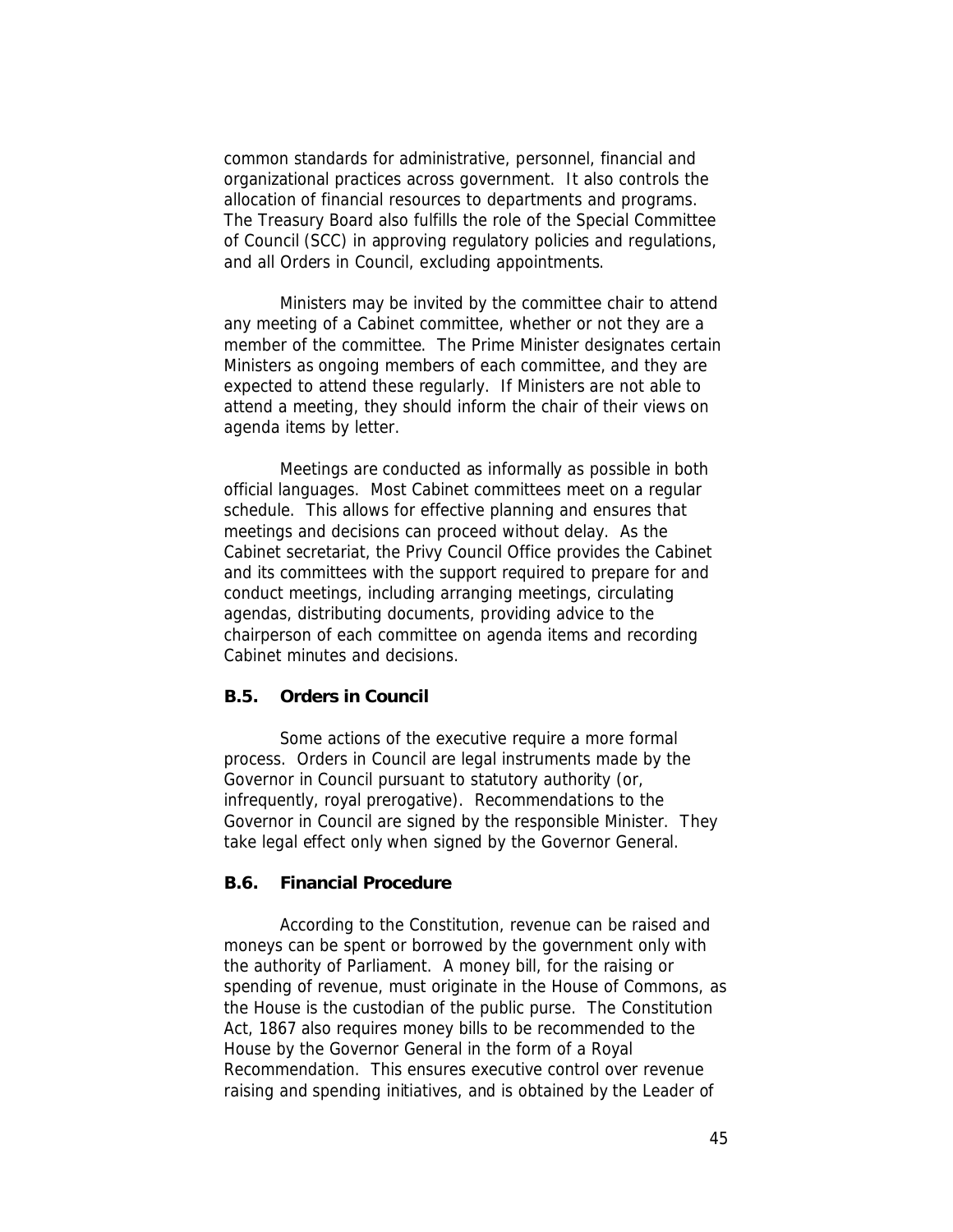common standards for administrative, personnel, financial and organizational practices across government. It also controls the allocation of financial resources to departments and programs. The Treasury Board also fulfills the role of the Special Committee of Council (SCC) in approving regulatory policies and regulations, and all Orders in Council, excluding appointments.

Ministers may be invited by the committee chair to attend any meeting of a Cabinet committee, whether or not they are a member of the committee. The Prime Minister designates certain Ministers as ongoing members of each committee, and they are expected to attend these regularly. If Ministers are not able to attend a meeting, they should inform the chair of their views on agenda items by letter.

Meetings are conducted as informally as possible in both official languages. Most Cabinet committees meet on a regular schedule. This allows for effective planning and ensures that meetings and decisions can proceed without delay. As the Cabinet secretariat, the Privy Council Office provides the Cabinet and its committees with the support required to prepare for and conduct meetings, including arranging meetings, circulating agendas, distributing documents, providing advice to the chairperson of each committee on agenda items and recording Cabinet minutes and decisions.

### B.5. Orders in Council

Some actions of the executive require a more formal process. Orders in Council are legal instruments made by the Governor in Council pursuant to statutory authority (or, infrequently, royal prerogative). Recommendations to the Governor in Council are signed by the responsible Minister. They take legal effect only when signed by the Governor General.

### B.6. Financial Procedure

According to the Constitution, revenue can be raised and moneys can be spent or borrowed by the government only with the authority of Parliament. A money bill, for the raising or spending of revenue, must originate in the House of Commons, as the House is the custodian of the public purse. The Constitution Act, 1867 also requires money bills to be recommended to the House by the Governor General in the form of a Royal Recommendation. This ensures executive control over revenue raising and spending initiatives, and is obtained by the Leader of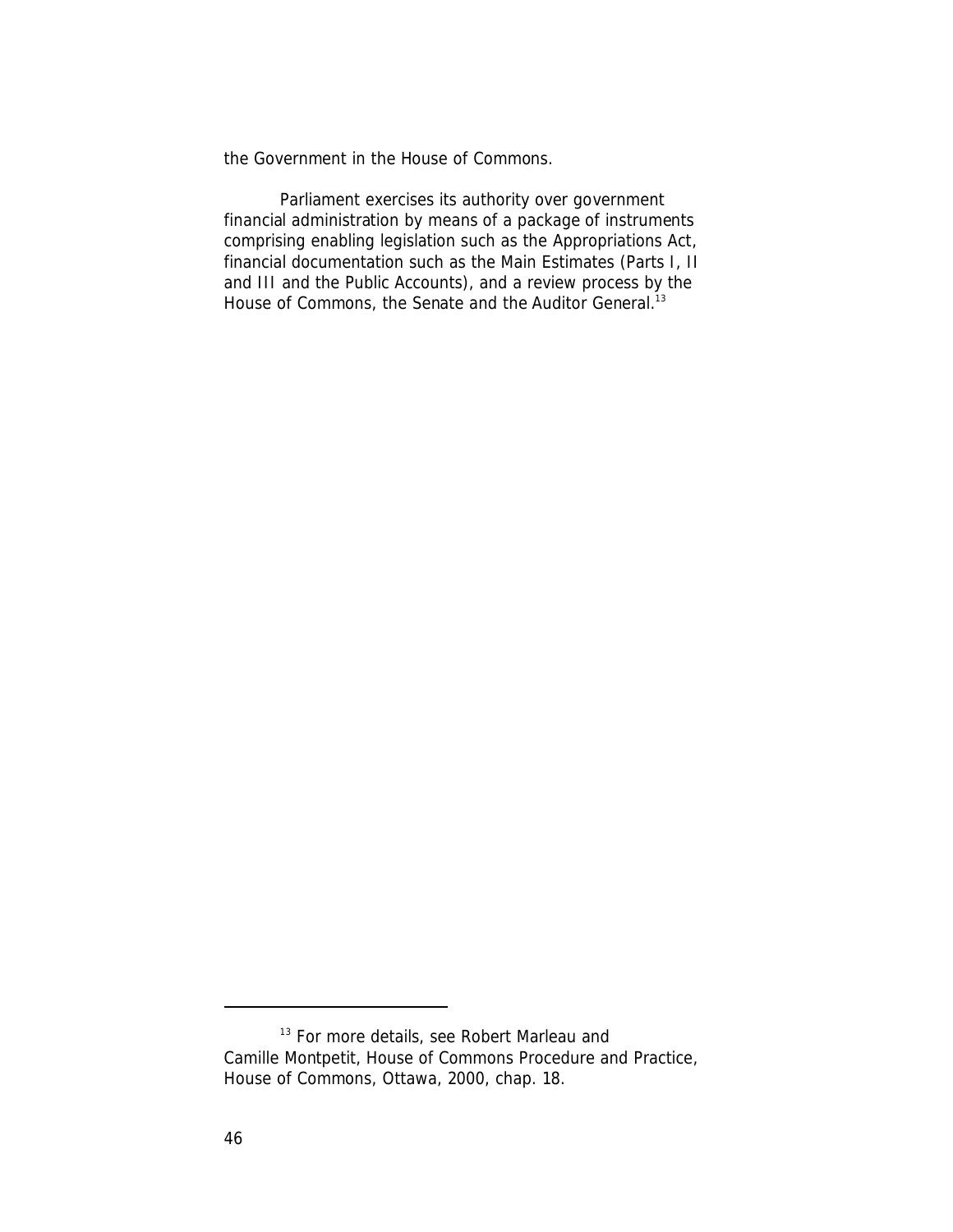the Government in the House of Commons.

Parliament exercises its authority over government financial administration by means of a package of instruments comprising enabling legislation such as the Appropriations Act, financial documentation such as the Main Estimates (Parts I, II and III and the Public Accounts), and a review process by the House of Commons, the Senate and the Auditor General.[13]

---

[13] For more details, see Robert Marleau and Camille Montpetit, House of Commons Procedure and Practice, House of Commons, Ottawa, 2000, chap. 18.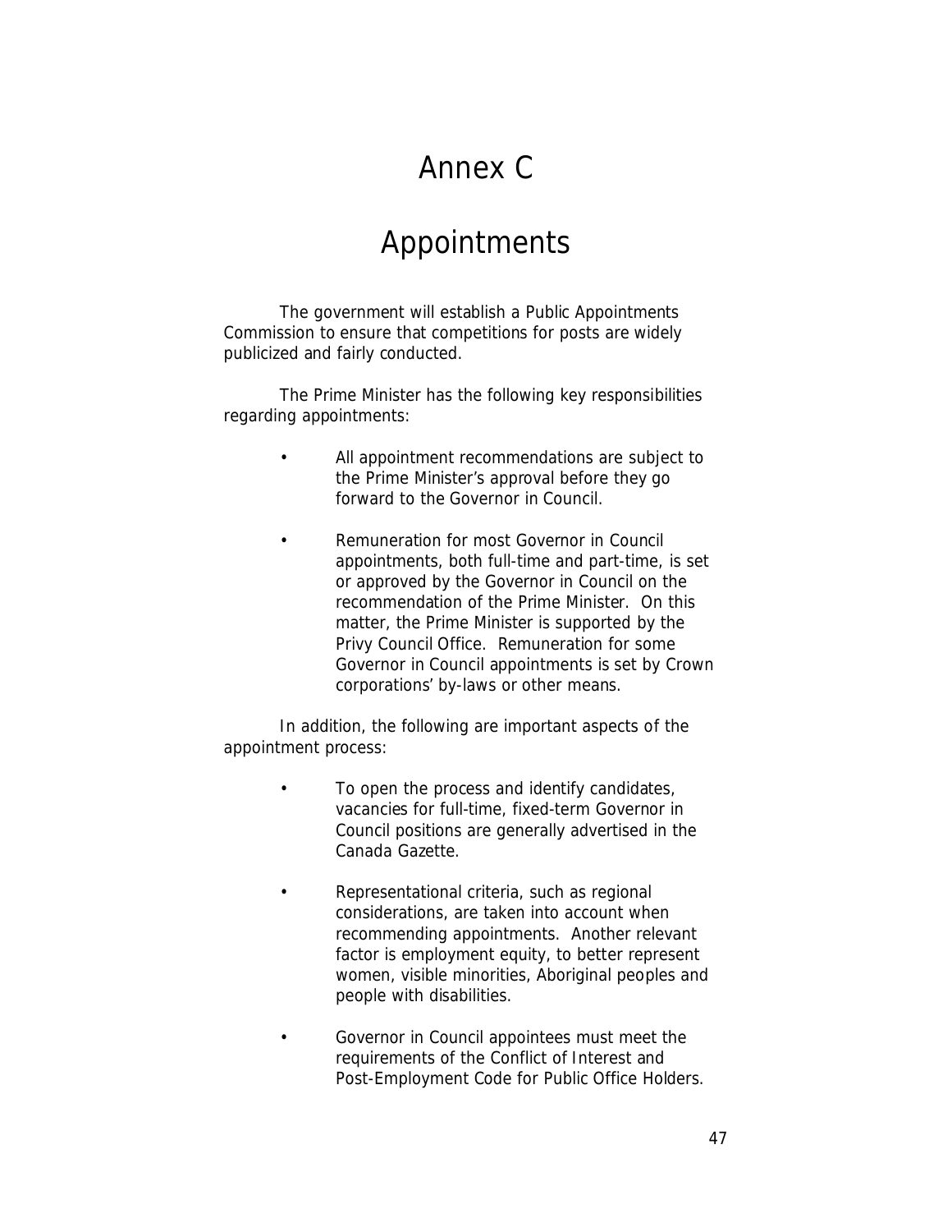# Annex C

# Appointments

The government will establish a Public Appointments Commission to ensure that competitions for posts are widely publicized and fairly conducted.

The Prime Minister has the following key responsibilities regarding appointments:

- All appointment recommendations are subject to the Prime Minister's approval before they go forward to the Governor in Council.
- Remuneration for most Governor in Council appointments, both full-time and part-time, is set or approved by the Governor in Council on the recommendation of the Prime Minister. On this matter, the Prime Minister is supported by the Privy Council Office. Remuneration for some Governor in Council appointments is set by Crown corporations' by-laws or other means.

In addition, the following are important aspects of the appointment process:

- To open the process and identify candidates, vacancies for full-time, fixed-term Governor in Council positions are generally advertised in the Canada Gazette.
- Representational criteria, such as regional considerations, are taken into account when recommending appointments. Another relevant factor is employment equity, to better represent women, visible minorities, Aboriginal peoples and people with disabilities.
- Governor in Council appointees must meet the requirements of the Conflict of Interest and Post-Employment Code for Public Office Holders.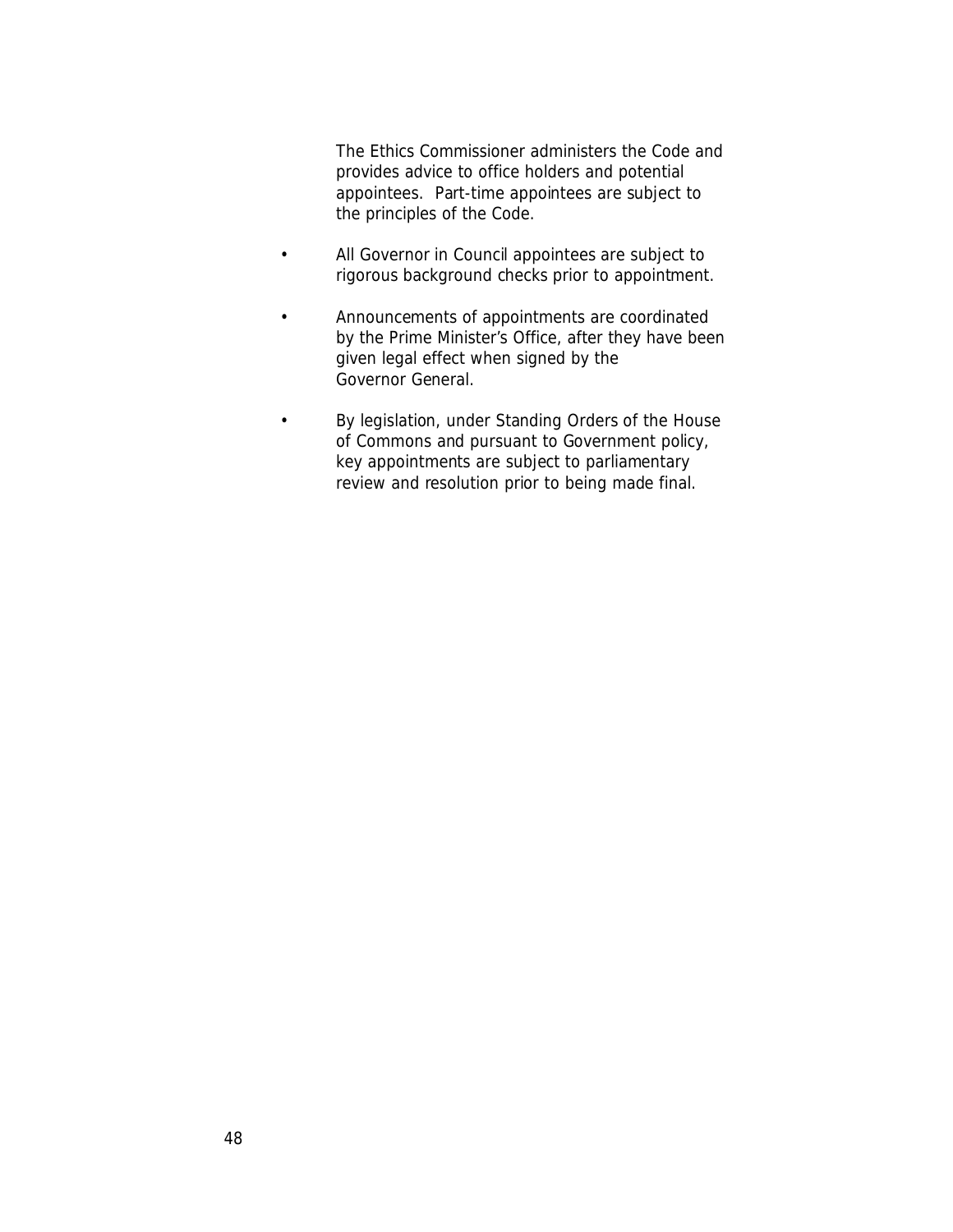The Ethics Commissioner administers the Code and provides advice to office holders and potential appointees. Part-time appointees are subject to the principles of the Code.

- All Governor in Council appointees are subject to rigorous background checks prior to appointment.
- Announcements of appointments are coordinated by the Prime Minister's Office, after they have been given legal effect when signed by the Governor General.
- By legislation, under Standing Orders of the House of Commons and pursuant to Government policy, key appointments are subject to parliamentary review and resolution prior to being made final.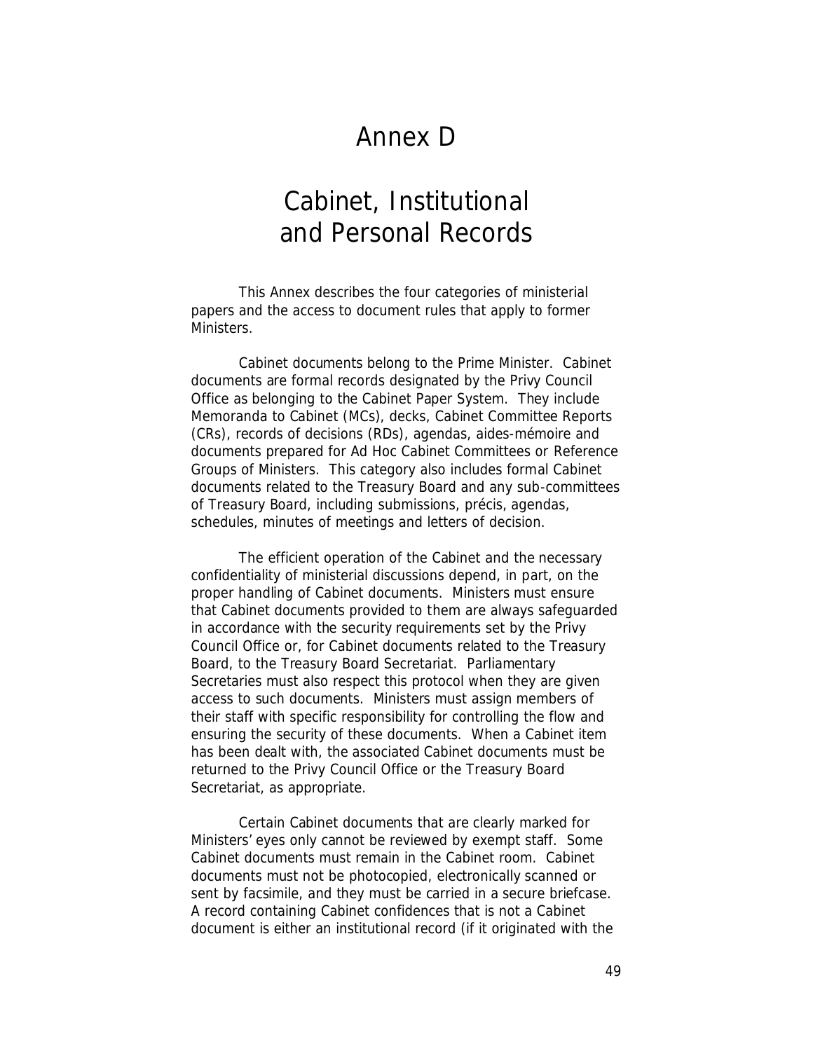# Annex D

# Cabinet, Institutional and Personal Records

This Annex describes the four categories of ministerial papers and the access to document rules that apply to former Ministers.

Cabinet documents belong to the Prime Minister. Cabinet documents are formal records designated by the Privy Council Office as belonging to the Cabinet Paper System. They include Memoranda to Cabinet (MCs), decks, Cabinet Committee Reports (CRs), records of decisions (RDs), agendas, aides-mémoire and documents prepared for Ad Hoc Cabinet Committees or Reference Groups of Ministers. This category also includes formal Cabinet documents related to the Treasury Board and any sub-committees of Treasury Board, including submissions, précis, agendas, schedules, minutes of meetings and letters of decision.

The efficient operation of the Cabinet and the necessary confidentiality of ministerial discussions depend, in part, on the proper handling of Cabinet documents. Ministers must ensure that Cabinet documents provided to them are always safeguarded in accordance with the security requirements set by the Privy Council Office or, for Cabinet documents related to the Treasury Board, to the Treasury Board Secretariat. Parliamentary Secretaries must also respect this protocol when they are given access to such documents. Ministers must assign members of their staff with specific responsibility for controlling the flow and ensuring the security of these documents. When a Cabinet item has been dealt with, the associated Cabinet documents must be returned to the Privy Council Office or the Treasury Board Secretariat, as appropriate.

Certain Cabinet documents that are clearly marked for Ministers' eyes only cannot be reviewed by exempt staff. Some Cabinet documents must remain in the Cabinet room. Cabinet documents must not be photocopied, electronically scanned or sent by facsimile, and they must be carried in a secure briefcase. A record containing Cabinet confidences that is not a Cabinet document is either an institutional record (if it originated with the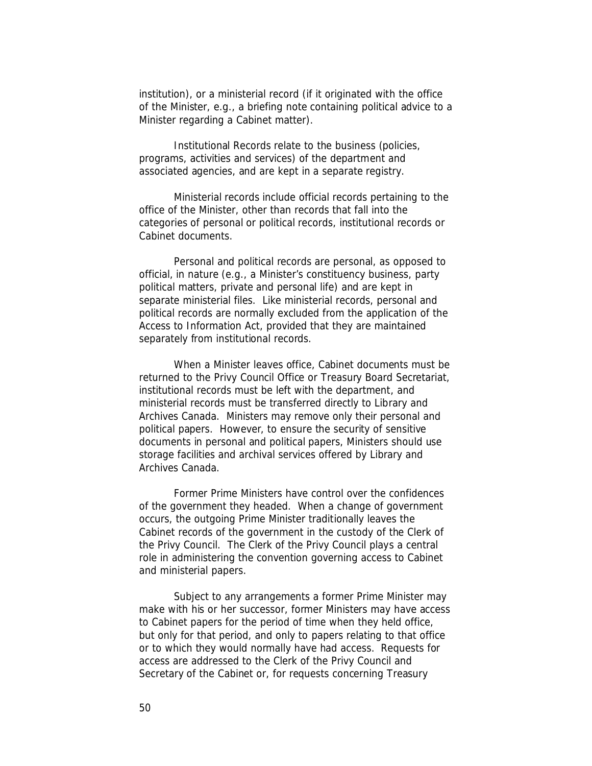institution), or a ministerial record (if it originated with the office of the Minister, e.g., a briefing note containing political advice to a Minister regarding a Cabinet matter).

Institutional Records relate to the business (policies, programs, activities and services) of the department and associated agencies, and are kept in a separate registry.

Ministerial records include official records pertaining to the office of the Minister, other than records that fall into the categories of personal or political records, institutional records or Cabinet documents.

Personal and political records are personal, as opposed to official, in nature (e.g., a Minister's constituency business, party political matters, private and personal life) and are kept in separate ministerial files. Like ministerial records, personal and political records are normally excluded from the application of the Access to Information Act, provided that they are maintained separately from institutional records.

When a Minister leaves office, Cabinet documents must be returned to the Privy Council Office or Treasury Board Secretariat, institutional records must be left with the department, and ministerial records must be transferred directly to Library and Archives Canada. Ministers may remove only their personal and political papers. However, to ensure the security of sensitive documents in personal and political papers, Ministers should use storage facilities and archival services offered by Library and Archives Canada.

Former Prime Ministers have control over the confidences of the government they headed. When a change of government occurs, the outgoing Prime Minister traditionally leaves the Cabinet records of the government in the custody of the Clerk of the Privy Council. The Clerk of the Privy Council plays a central role in administering the convention governing access to Cabinet and ministerial papers.

Subject to any arrangements a former Prime Minister may make with his or her successor, former Ministers may have access to Cabinet papers for the period of time when they held office, but only for that period, and only to papers relating to that office or to which they would normally have had access. Requests for access are addressed to the Clerk of the Privy Council and Secretary of the Cabinet or, for requests concerning Treasury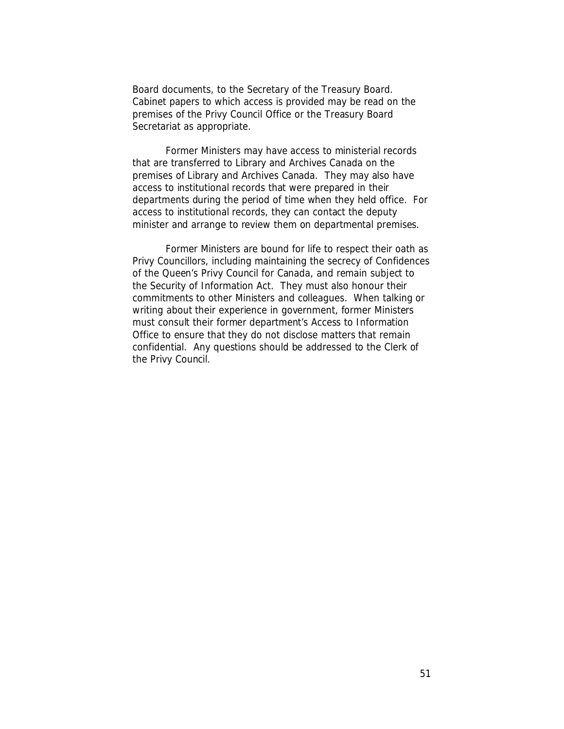Board documents, to the Secretary of the Treasury Board. Cabinet papers to which access is provided may be read on the premises of the Privy Council Office or the Treasury Board Secretariat as appropriate.

Former Ministers may have access to ministerial records that are transferred to Library and Archives Canada on the premises of Library and Archives Canada. They may also have access to institutional records that were prepared in their departments during the period of time when they held office. For access to institutional records, they can contact the deputy minister and arrange to review them on departmental premises.

Former Ministers are bound for life to respect their oath as Privy Councillors, including maintaining the secrecy of Confidences of the Queen's Privy Council for Canada, and remain subject to the Security of Information Act. They must also honour their commitments to other Ministers and colleagues. When talking or writing about their experience in government, former Ministers must consult their former department's Access to Information Office to ensure that they do not disclose matters that remain confidential. Any questions should be addressed to the Clerk of the Privy Council.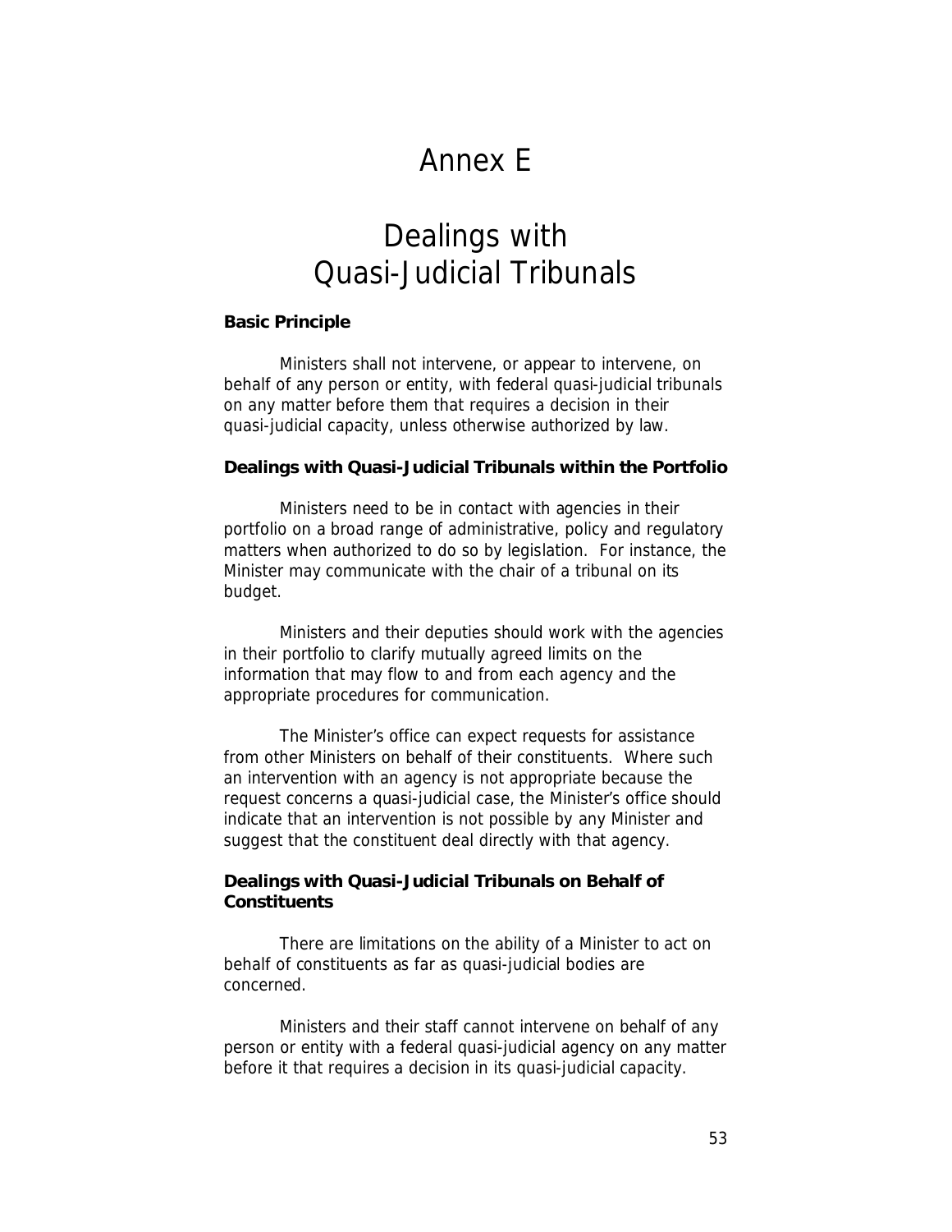# Annex E

# Dealings with Quasi-Judicial Tribunals

### Basic Principle

Ministers shall not intervene, or appear to intervene, on behalf of any person or entity, with federal quasi-judicial tribunals on any matter before them that requires a decision in their quasi-judicial capacity, unless otherwise authorized by law.

### Dealings with Quasi-Judicial Tribunals within the Portfolio

Ministers need to be in contact with agencies in their portfolio on a broad range of administrative, policy and regulatory matters when authorized to do so by legislation. For instance, the Minister may communicate with the chair of a tribunal on its budget.

Ministers and their deputies should work with the agencies in their portfolio to clarify mutually agreed limits on the information that may flow to and from each agency and the appropriate procedures for communication.

The Minister's office can expect requests for assistance from other Ministers on behalf of their constituents. Where such an intervention with an agency is not appropriate because the request concerns a quasi-judicial case, the Minister's office should indicate that an intervention is not possible by any Minister and suggest that the constituent deal directly with that agency.

### Dealings with Quasi-Judicial Tribunals on Behalf of Constituents

There are limitations on the ability of a Minister to act on behalf of constituents as far as quasi-judicial bodies are concerned.

Ministers and their staff cannot intervene on behalf of any person or entity with a federal quasi-judicial agency on any matter before it that requires a decision in its quasi-judicial capacity.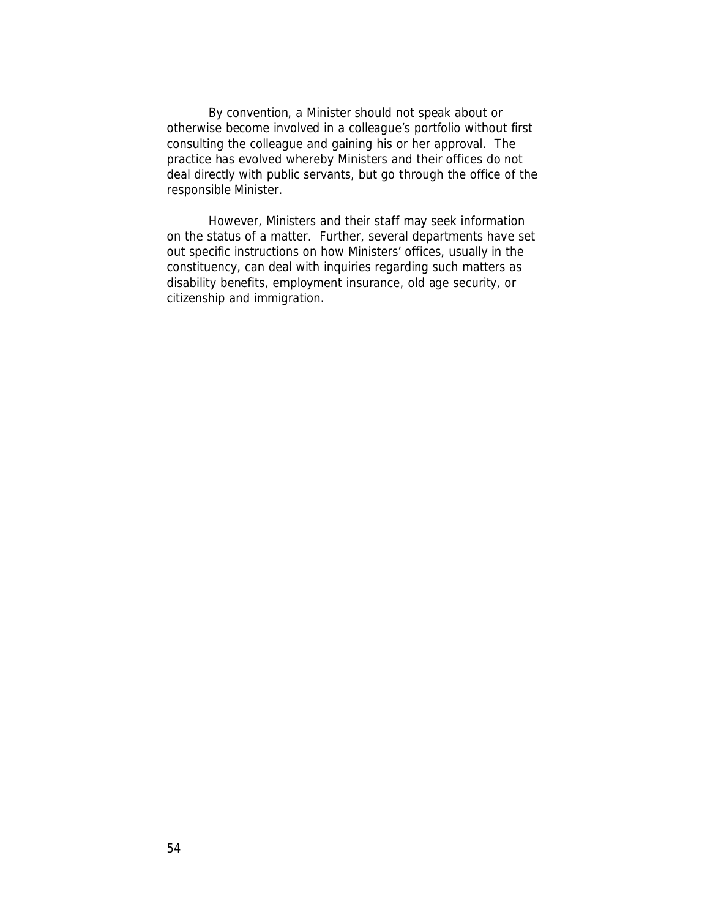By convention, a Minister should not speak about or otherwise become involved in a colleague's portfolio without first consulting the colleague and gaining his or her approval. The practice has evolved whereby Ministers and their offices do not deal directly with public servants, but go through the office of the responsible Minister.

However, Ministers and their staff may seek information on the status of a matter. Further, several departments have set out specific instructions on how Ministers' offices, usually in the constituency, can deal with inquiries regarding such matters as disability benefits, employment insurance, old age security, or citizenship and immigration.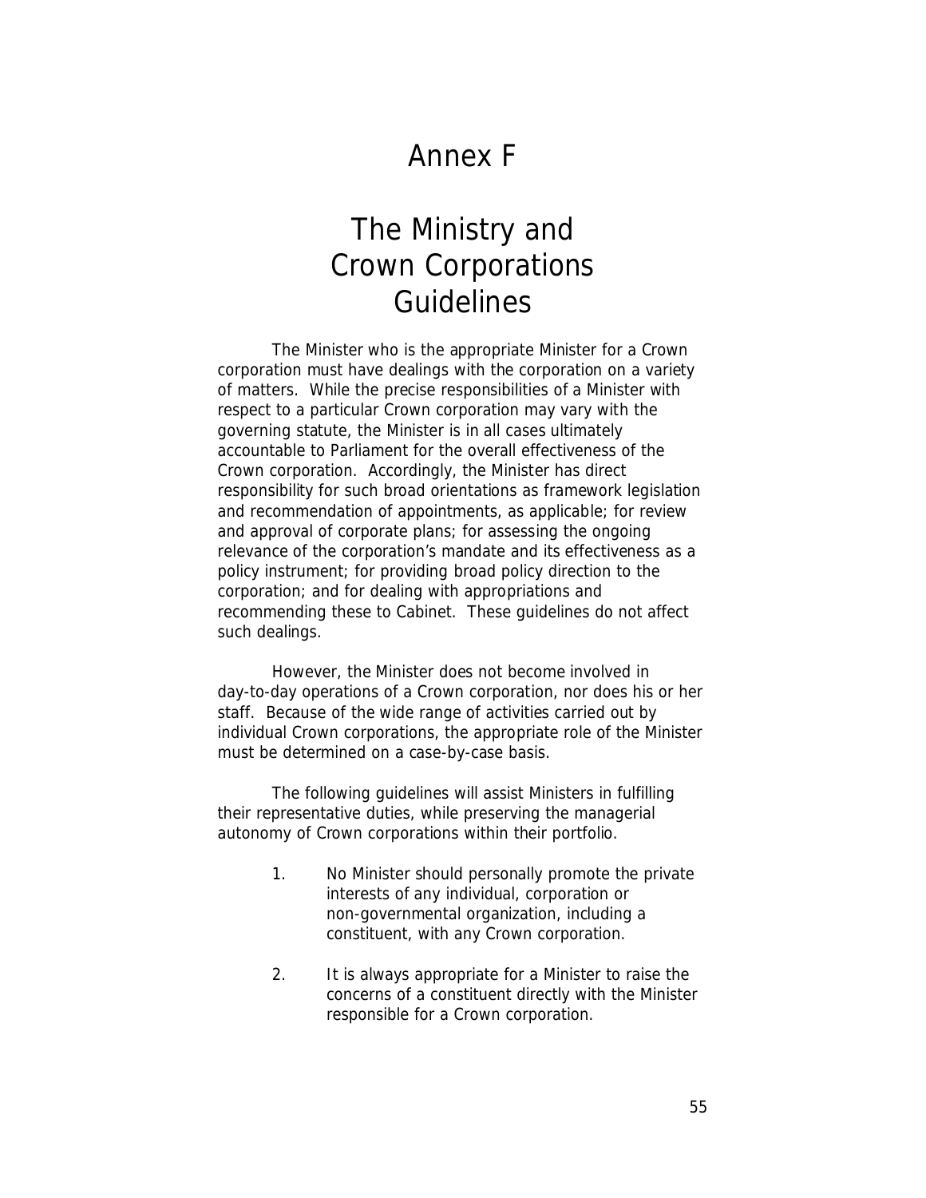# Annex F

# The Ministry and Crown Corporations Guidelines

The Minister who is the appropriate Minister for a Crown corporation must have dealings with the corporation on a variety of matters. While the precise responsibilities of a Minister with respect to a particular Crown corporation may vary with the governing statute, the Minister is in all cases ultimately accountable to Parliament for the overall effectiveness of the Crown corporation. Accordingly, the Minister has direct responsibility for such broad orientations as framework legislation and recommendation of appointments, as applicable; for review and approval of corporate plans; for assessing the ongoing relevance of the corporation's mandate and its effectiveness as a policy instrument; for providing broad policy direction to the corporation; and for dealing with appropriations and recommending these to Cabinet. These guidelines do not affect such dealings.

However, the Minister does not become involved in day-to-day operations of a Crown corporation, nor does his or her staff. Because of the wide range of activities carried out by individual Crown corporations, the appropriate role of the Minister must be determined on a case-by-case basis.

The following guidelines will assist Ministers in fulfilling their representative duties, while preserving the managerial autonomy of Crown corporations within their portfolio.

1. No Minister should personally promote the private interests of any individual, corporation or non-governmental organization, including a constituent, with any Crown corporation.

2. It is always appropriate for a Minister to raise the concerns of a constituent directly with the Minister responsible for a Crown corporation.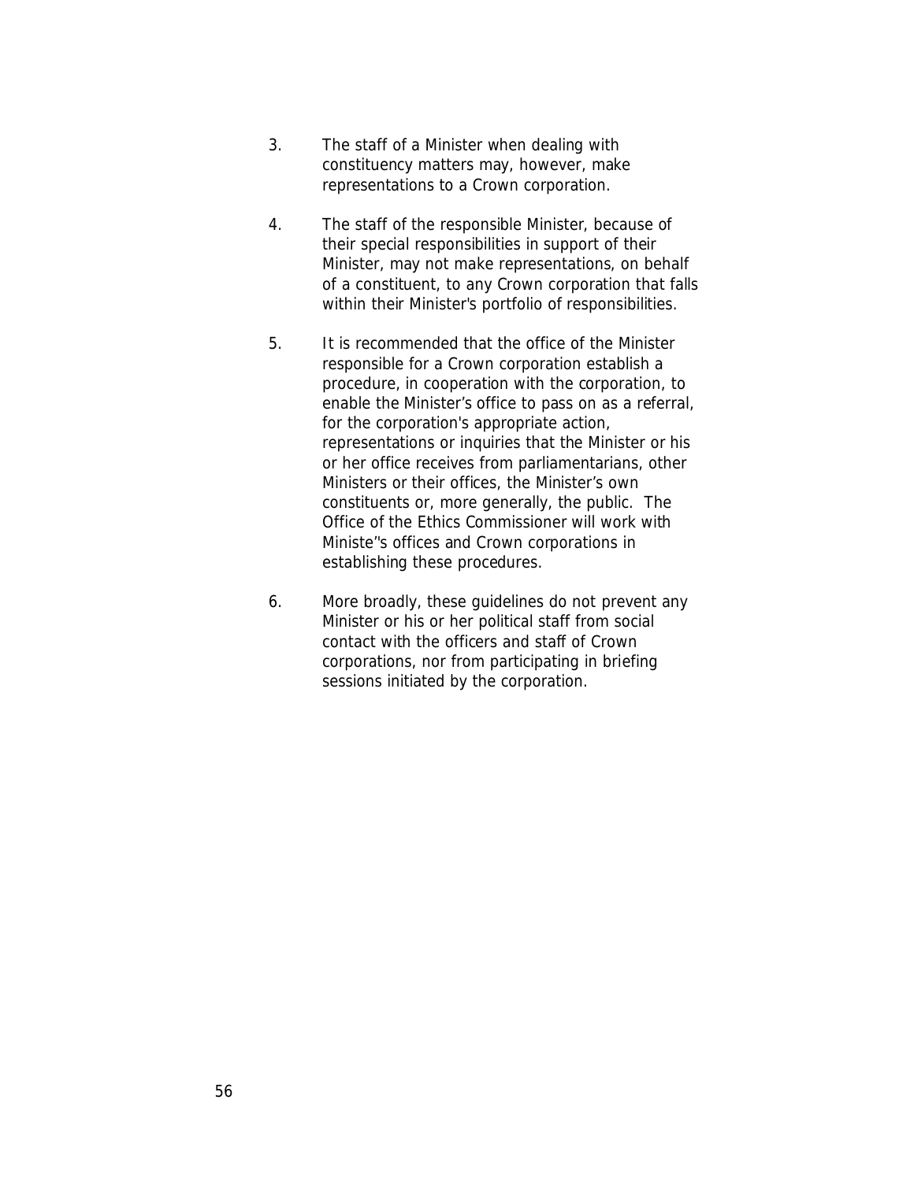3. The staff of a Minister when dealing with constituency matters may, however, make representations to a Crown corporation.

4. The staff of the responsible Minister, because of their special responsibilities in support of their Minister, may not make representations, on behalf of a constituent, to any Crown corporation that falls within their Minister's portfolio of responsibilities.

5. It is recommended that the office of the Minister responsible for a Crown corporation establish a procedure, in cooperation with the corporation, to enable the Minister's office to pass on as a referral, for the corporation's appropriate action, representations or inquiries that the Minister or his or her office receives from parliamentarians, other Ministers or their offices, the Minister's own constituents or, more generally, the public. The Office of the Ethics Commissioner will work with Ministe''s offices and Crown corporations in establishing these procedures.

6. More broadly, these guidelines do not prevent any Minister or his or her political staff from social contact with the officers and staff of Crown corporations, nor from participating in briefing sessions initiated by the corporation.